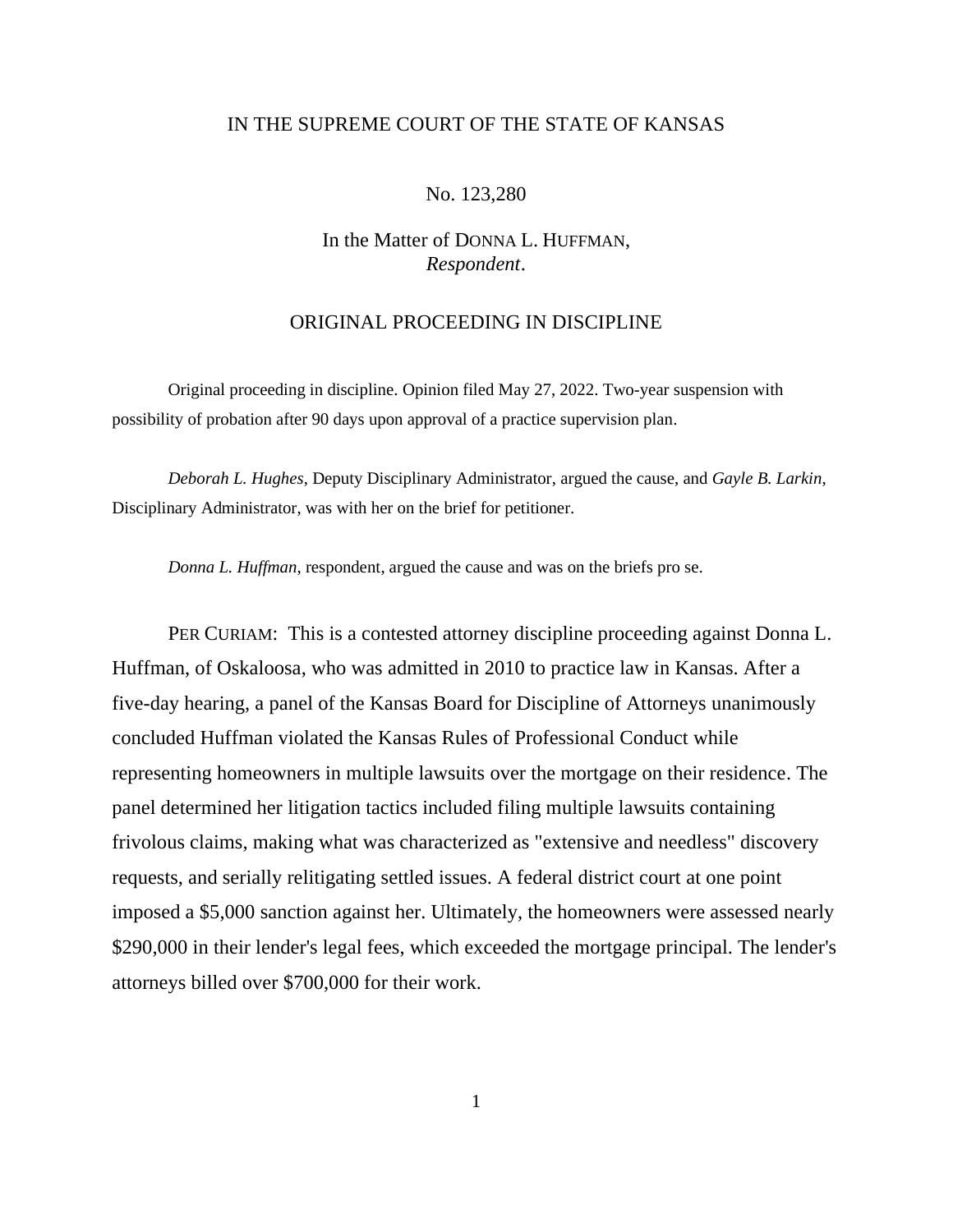IN THE SUPREME COURT OF THE STATE OF KANSAS

No. 123,280

In the Matter of DONNA L. HUFFMAN,
*Respondent*.

ORIGINAL PROCEEDING IN DISCIPLINE

Original proceeding in discipline. Opinion filed May 27, 2022. Two-year suspension with possibility of probation after 90 days upon approval of a practice supervision plan.

*Deborah L. Hughes*, Deputy Disciplinary Administrator, argued the cause, and *Gayle B. Larkin*, Disciplinary Administrator, was with her on the brief for petitioner.

*Donna L. Huffman*, respondent, argued the cause and was on the briefs pro se.

PER CURIAM: This is a contested attorney discipline proceeding against Donna L. Huffman, of Oskaloosa, who was admitted in 2010 to practice law in Kansas. After a five-day hearing, a panel of the Kansas Board for Discipline of Attorneys unanimously concluded Huffman violated the Kansas Rules of Professional Conduct while representing homeowners in multiple lawsuits over the mortgage on their residence. The panel determined her litigation tactics included filing multiple lawsuits containing frivolous claims, making what was characterized as "extensive and needless" discovery requests, and serially relitigating settled issues. A federal district court at one point imposed a $5,000 sanction against her. Ultimately, the homeowners were assessed nearly $290,000 in their lender's legal fees, which exceeded the mortgage principal. The lender's attorneys billed over $700,000 for their work.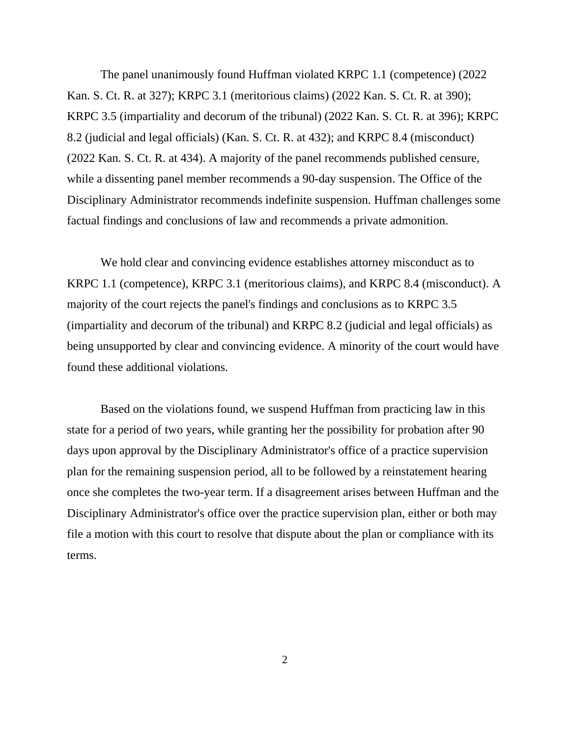The panel unanimously found Huffman violated KRPC 1.1 (competence) (2022 Kan. S. Ct. R. at 327); KRPC 3.1 (meritorious claims) (2022 Kan. S. Ct. R. at 390); KRPC 3.5 (impartiality and decorum of the tribunal) (2022 Kan. S. Ct. R. at 396); KRPC 8.2 (judicial and legal officials) (Kan. S. Ct. R. at 432); and KRPC 8.4 (misconduct) (2022 Kan. S. Ct. R. at 434). A majority of the panel recommends published censure, while a dissenting panel member recommends a 90-day suspension. The Office of the Disciplinary Administrator recommends indefinite suspension. Huffman challenges some factual findings and conclusions of law and recommends a private admonition.

We hold clear and convincing evidence establishes attorney misconduct as to KRPC 1.1 (competence), KRPC 3.1 (meritorious claims), and KRPC 8.4 (misconduct). A majority of the court rejects the panel's findings and conclusions as to KRPC 3.5 (impartiality and decorum of the tribunal) and KRPC 8.2 (judicial and legal officials) as being unsupported by clear and convincing evidence. A minority of the court would have found these additional violations.

Based on the violations found, we suspend Huffman from practicing law in this state for a period of two years, while granting her the possibility for probation after 90 days upon approval by the Disciplinary Administrator's office of a practice supervision plan for the remaining suspension period, all to be followed by a reinstatement hearing once she completes the two-year term. If a disagreement arises between Huffman and the Disciplinary Administrator's office over the practice supervision plan, either or both may file a motion with this court to resolve that dispute about the plan or compliance with its terms.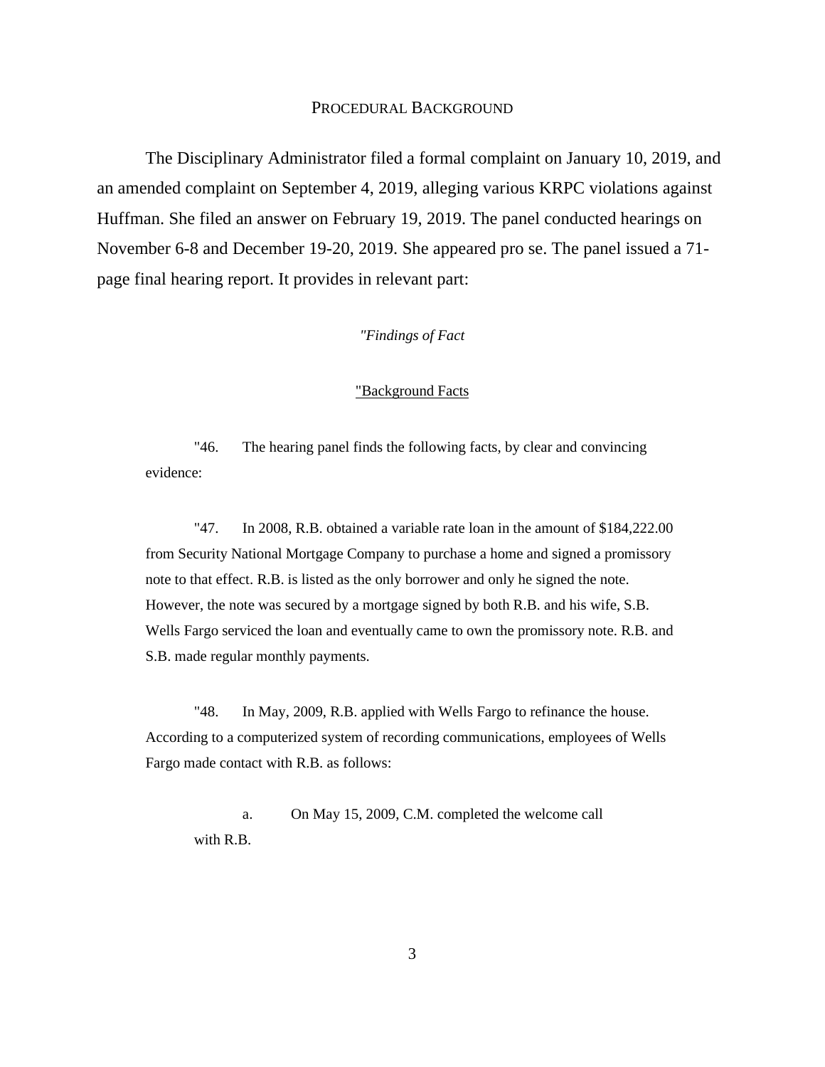## PROCEDURAL BACKGROUND

The Disciplinary Administrator filed a formal complaint on January 10, 2019, and an amended complaint on September 4, 2019, alleging various KRPC violations against Huffman. She filed an answer on February 19, 2019. The panel conducted hearings on November 6-8 and December 19-20, 2019. She appeared pro se. The panel issued a 71-page final hearing report. It provides in relevant part:

*"Findings of Fact*

"<u>Background Facts</u>

"46. The hearing panel finds the following facts, by clear and convincing evidence:

"47. In 2008, R.B. obtained a variable rate loan in the amount of $184,222.00 from Security National Mortgage Company to purchase a home and signed a promissory note to that effect. R.B. is listed as the only borrower and only he signed the note. However, the note was secured by a mortgage signed by both R.B. and his wife, S.B. Wells Fargo serviced the loan and eventually came to own the promissory note. R.B. and S.B. made regular monthly payments.

"48. In May, 2009, R.B. applied with Wells Fargo to refinance the house. According to a computerized system of recording communications, employees of Wells Fargo made contact with R.B. as follows:

a. On May 15, 2009, C.M. completed the welcome call with R.B.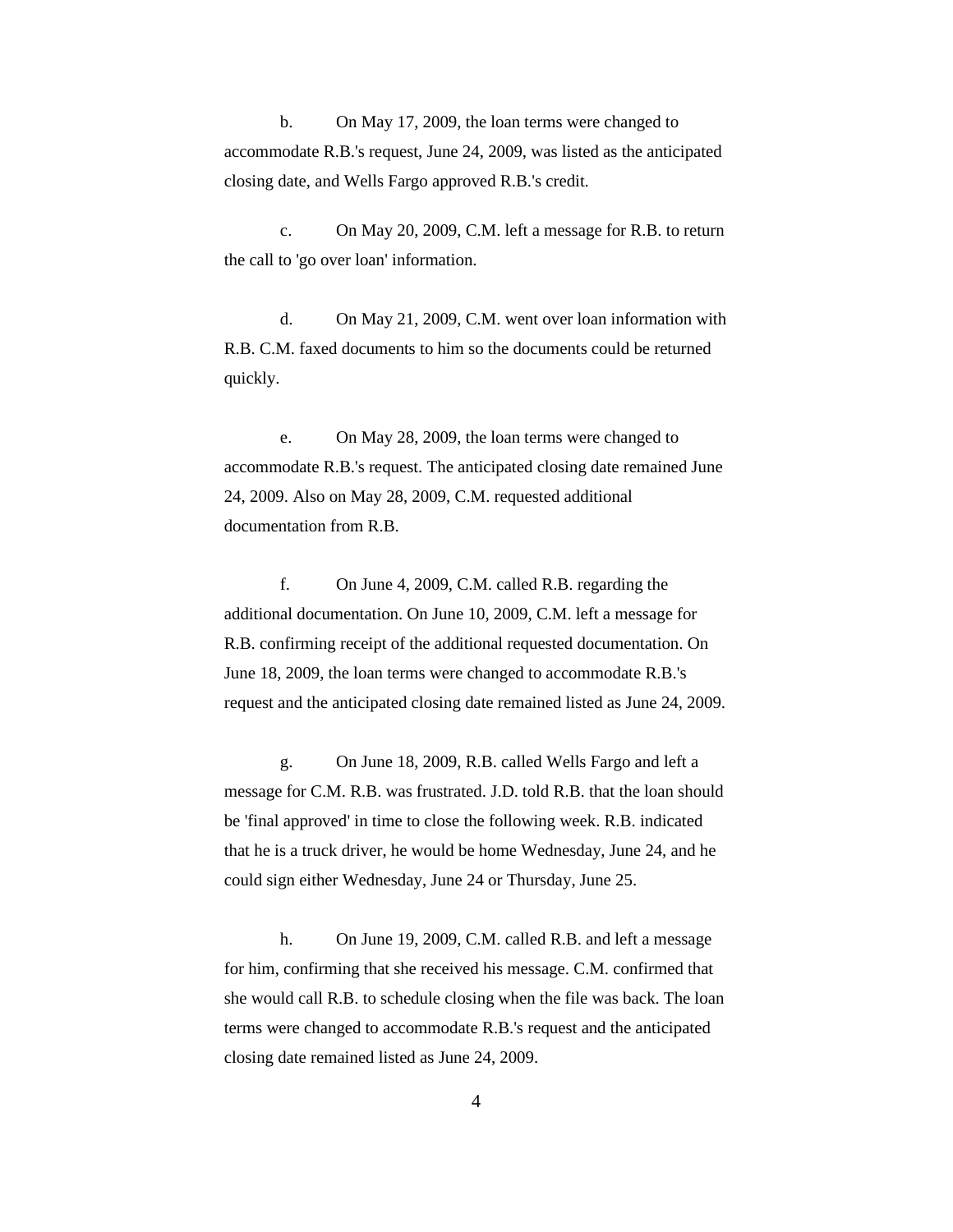b. On May 17, 2009, the loan terms were changed to accommodate R.B.'s request, June 24, 2009, was listed as the anticipated closing date, and Wells Fargo approved R.B.'s credit.

c. On May 20, 2009, C.M. left a message for R.B. to return the call to 'go over loan' information.

d. On May 21, 2009, C.M. went over loan information with R.B. C.M. faxed documents to him so the documents could be returned quickly.

e. On May 28, 2009, the loan terms were changed to accommodate R.B.'s request. The anticipated closing date remained June 24, 2009. Also on May 28, 2009, C.M. requested additional documentation from R.B.

f. On June 4, 2009, C.M. called R.B. regarding the additional documentation. On June 10, 2009, C.M. left a message for R.B. confirming receipt of the additional requested documentation. On June 18, 2009, the loan terms were changed to accommodate R.B.'s request and the anticipated closing date remained listed as June 24, 2009.

g. On June 18, 2009, R.B. called Wells Fargo and left a message for C.M. R.B. was frustrated. J.D. told R.B. that the loan should be 'final approved' in time to close the following week. R.B. indicated that he is a truck driver, he would be home Wednesday, June 24, and he could sign either Wednesday, June 24 or Thursday, June 25.

h. On June 19, 2009, C.M. called R.B. and left a message for him, confirming that she received his message. C.M. confirmed that she would call R.B. to schedule closing when the file was back. The loan terms were changed to accommodate R.B.'s request and the anticipated closing date remained listed as June 24, 2009.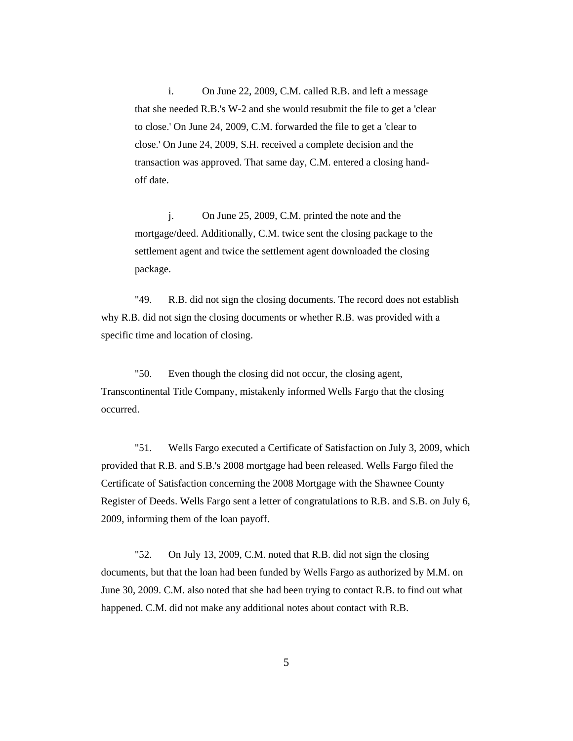i. On June 22, 2009, C.M. called R.B. and left a message that she needed R.B.'s W-2 and she would resubmit the file to get a 'clear to close.' On June 24, 2009, C.M. forwarded the file to get a 'clear to close.' On June 24, 2009, S.H. received a complete decision and the transaction was approved. That same day, C.M. entered a closing hand-off date.

j. On June 25, 2009, C.M. printed the note and the mortgage/deed. Additionally, C.M. twice sent the closing package to the settlement agent and twice the settlement agent downloaded the closing package.

"49. R.B. did not sign the closing documents. The record does not establish why R.B. did not sign the closing documents or whether R.B. was provided with a specific time and location of closing.

"50. Even though the closing did not occur, the closing agent, Transcontinental Title Company, mistakenly informed Wells Fargo that the closing occurred.

"51. Wells Fargo executed a Certificate of Satisfaction on July 3, 2009, which provided that R.B. and S.B.'s 2008 mortgage had been released. Wells Fargo filed the Certificate of Satisfaction concerning the 2008 Mortgage with the Shawnee County Register of Deeds. Wells Fargo sent a letter of congratulations to R.B. and S.B. on July 6, 2009, informing them of the loan payoff.

"52. On July 13, 2009, C.M. noted that R.B. did not sign the closing documents, but that the loan had been funded by Wells Fargo as authorized by M.M. on June 30, 2009. C.M. also noted that she had been trying to contact R.B. to find out what happened. C.M. did not make any additional notes about contact with R.B.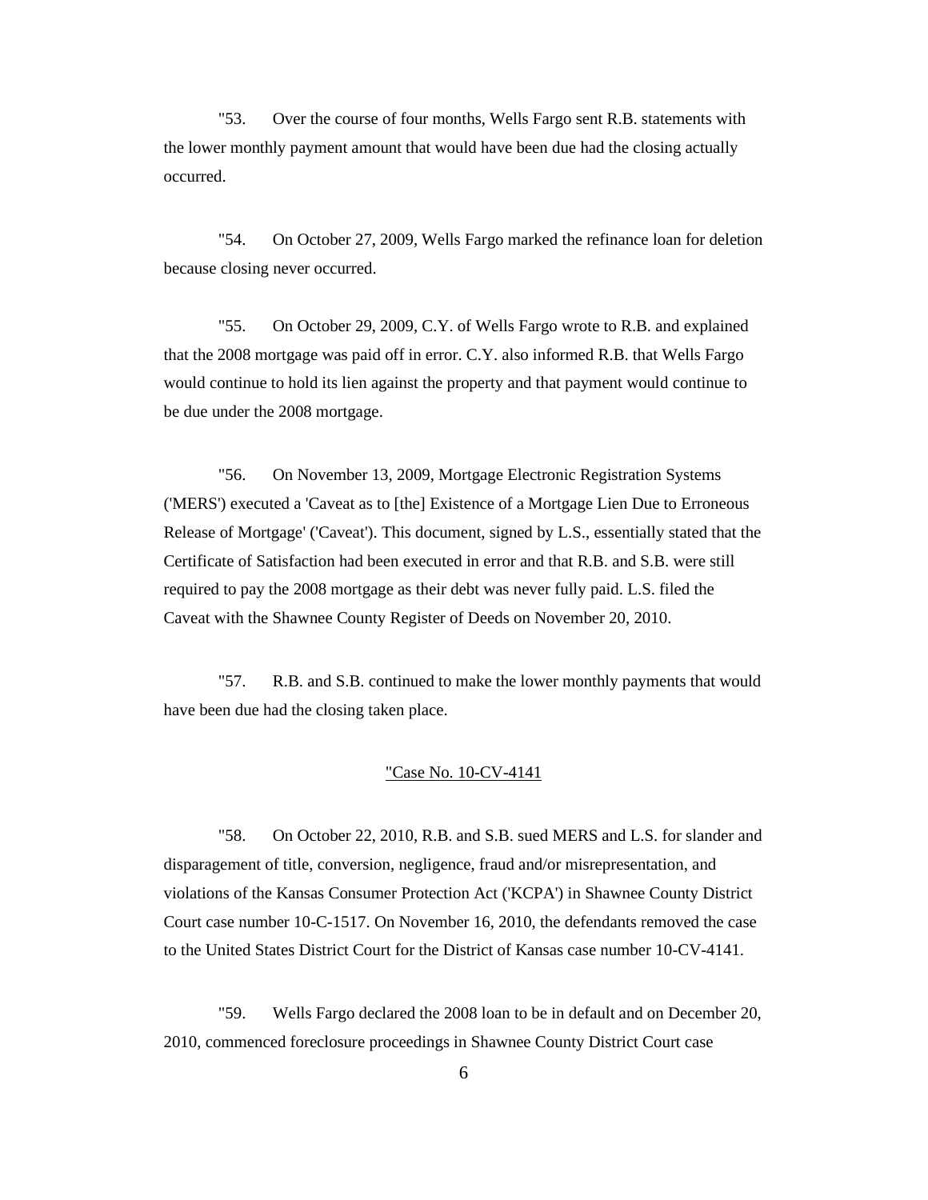"53. Over the course of four months, Wells Fargo sent R.B. statements with the lower monthly payment amount that would have been due had the closing actually occurred.

"54. On October 27, 2009, Wells Fargo marked the refinance loan for deletion because closing never occurred.

"55. On October 29, 2009, C.Y. of Wells Fargo wrote to R.B. and explained that the 2008 mortgage was paid off in error. C.Y. also informed R.B. that Wells Fargo would continue to hold its lien against the property and that payment would continue to be due under the 2008 mortgage.

"56. On November 13, 2009, Mortgage Electronic Registration Systems ('MERS') executed a 'Caveat as to [the] Existence of a Mortgage Lien Due to Erroneous Release of Mortgage' ('Caveat'). This document, signed by L.S., essentially stated that the Certificate of Satisfaction had been executed in error and that R.B. and S.B. were still required to pay the 2008 mortgage as their debt was never fully paid. L.S. filed the Caveat with the Shawnee County Register of Deeds on November 20, 2010.

"57. R.B. and S.B. continued to make the lower monthly payments that would have been due had the closing taken place.

<u>"Case No. 10-CV-4141</u>

"58. On October 22, 2010, R.B. and S.B. sued MERS and L.S. for slander and disparagement of title, conversion, negligence, fraud and/or misrepresentation, and violations of the Kansas Consumer Protection Act ('KCPA') in Shawnee County District Court case number 10-C-1517. On November 16, 2010, the defendants removed the case to the United States District Court for the District of Kansas case number 10-CV-4141.

"59. Wells Fargo declared the 2008 loan to be in default and on December 20, 2010, commenced foreclosure proceedings in Shawnee County District Court case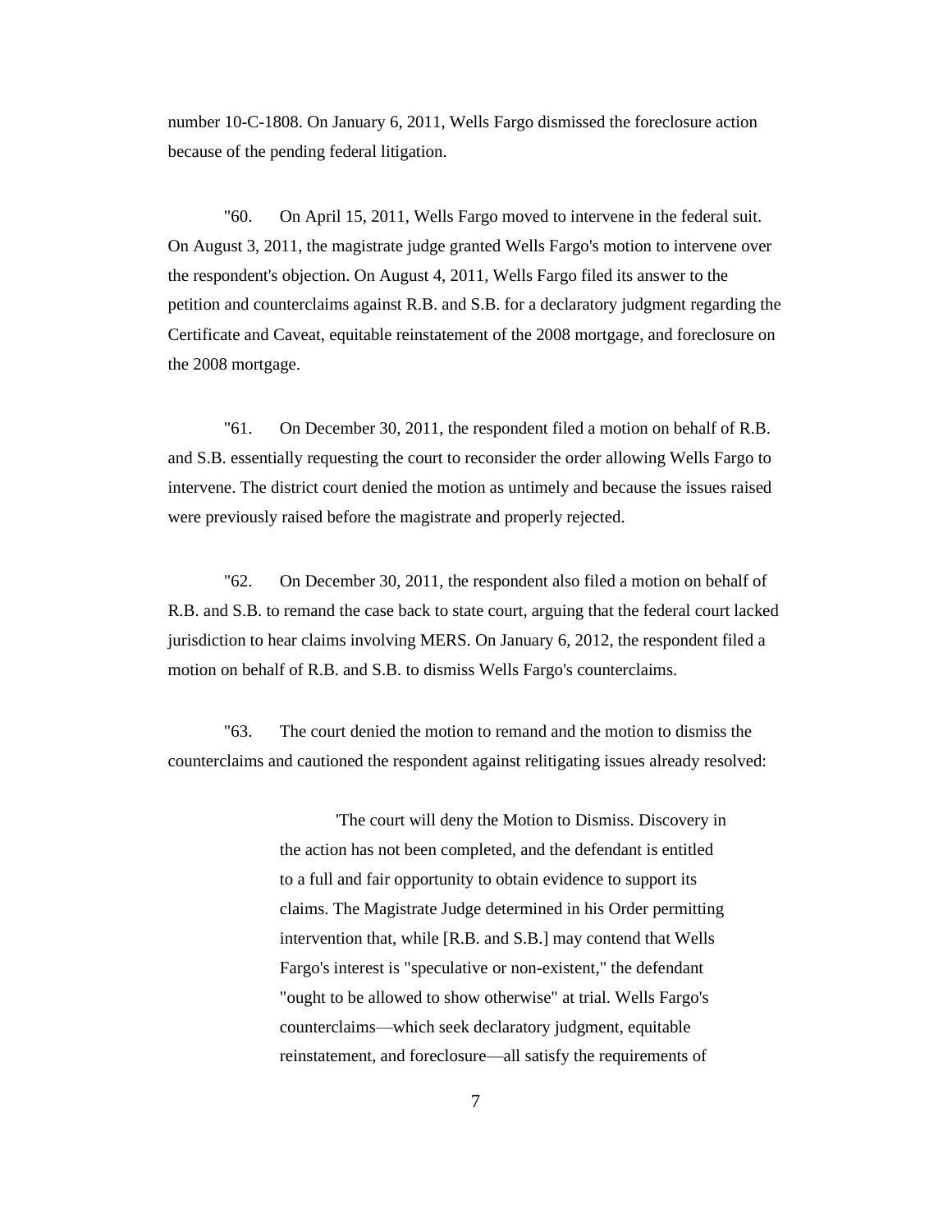number 10-C-1808. On January 6, 2011, Wells Fargo dismissed the foreclosure action because of the pending federal litigation.

"60. On April 15, 2011, Wells Fargo moved to intervene in the federal suit. On August 3, 2011, the magistrate judge granted Wells Fargo's motion to intervene over the respondent's objection. On August 4, 2011, Wells Fargo filed its answer to the petition and counterclaims against R.B. and S.B. for a declaratory judgment regarding the Certificate and Caveat, equitable reinstatement of the 2008 mortgage, and foreclosure on the 2008 mortgage.

"61. On December 30, 2011, the respondent filed a motion on behalf of R.B. and S.B. essentially requesting the court to reconsider the order allowing Wells Fargo to intervene. The district court denied the motion as untimely and because the issues raised were previously raised before the magistrate and properly rejected.

"62. On December 30, 2011, the respondent also filed a motion on behalf of R.B. and S.B. to remand the case back to state court, arguing that the federal court lacked jurisdiction to hear claims involving MERS. On January 6, 2012, the respondent filed a motion on behalf of R.B. and S.B. to dismiss Wells Fargo's counterclaims.

"63. The court denied the motion to remand and the motion to dismiss the counterclaims and cautioned the respondent against relitigating issues already resolved:

> 'The court will deny the Motion to Dismiss. Discovery in the action has not been completed, and the defendant is entitled to a full and fair opportunity to obtain evidence to support its claims. The Magistrate Judge determined in his Order permitting intervention that, while [R.B. and S.B.] may contend that Wells Fargo's interest is "speculative or non-existent," the defendant "ought to be allowed to show otherwise" at trial. Wells Fargo's counterclaims—which seek declaratory judgment, equitable reinstatement, and foreclosure—all satisfy the requirements of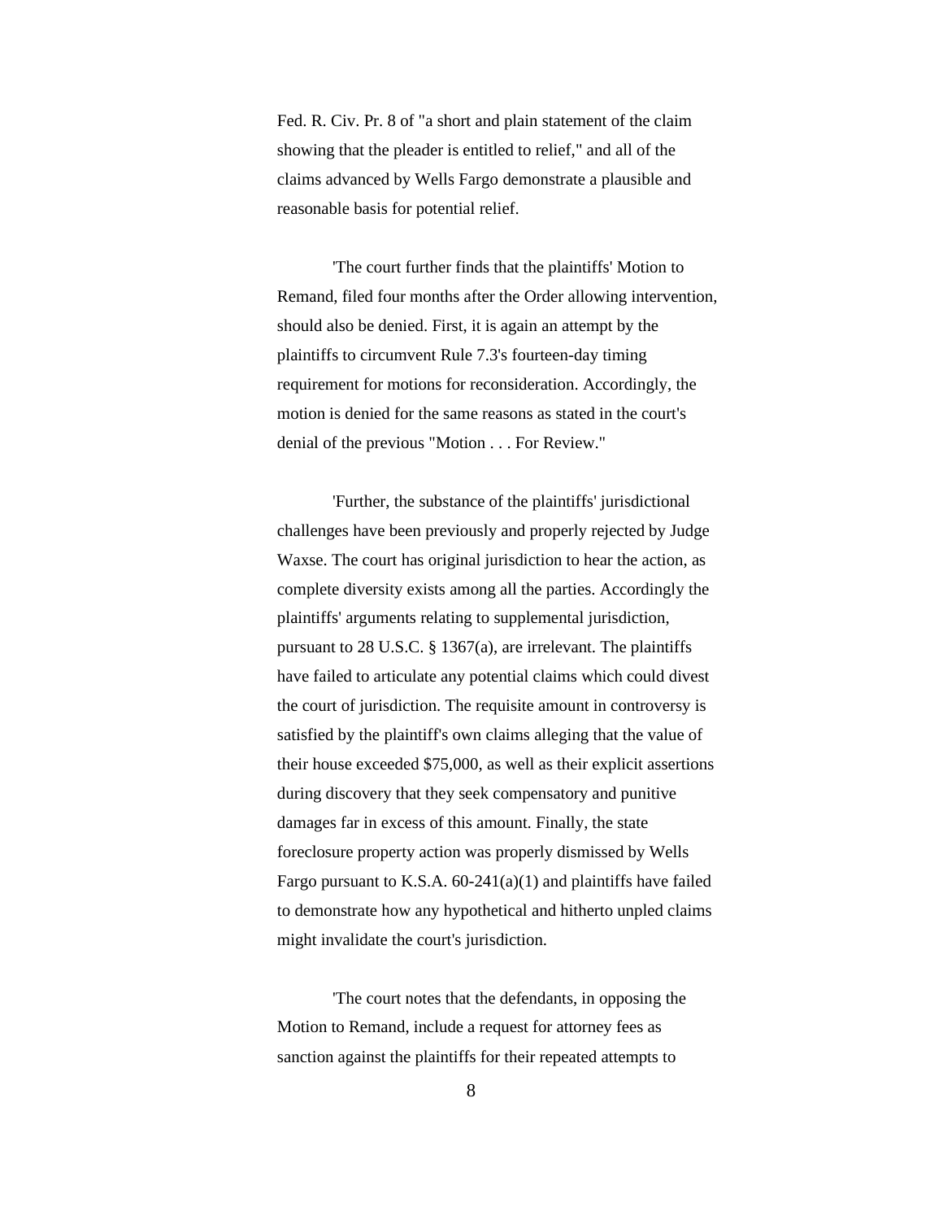Fed. R. Civ. Pr. 8 of "a short and plain statement of the claim showing that the pleader is entitled to relief," and all of the claims advanced by Wells Fargo demonstrate a plausible and reasonable basis for potential relief.

'The court further finds that the plaintiffs' Motion to Remand, filed four months after the Order allowing intervention, should also be denied. First, it is again an attempt by the plaintiffs to circumvent Rule 7.3's fourteen-day timing requirement for motions for reconsideration. Accordingly, the motion is denied for the same reasons as stated in the court's denial of the previous "Motion . . . For Review."

'Further, the substance of the plaintiffs' jurisdictional challenges have been previously and properly rejected by Judge Waxse. The court has original jurisdiction to hear the action, as complete diversity exists among all the parties. Accordingly the plaintiffs' arguments relating to supplemental jurisdiction, pursuant to 28 U.S.C. § 1367(a), are irrelevant. The plaintiffs have failed to articulate any potential claims which could divest the court of jurisdiction. The requisite amount in controversy is satisfied by the plaintiff's own claims alleging that the value of their house exceeded $75,000, as well as their explicit assertions during discovery that they seek compensatory and punitive damages far in excess of this amount. Finally, the state foreclosure property action was properly dismissed by Wells Fargo pursuant to K.S.A. 60-241(a)(1) and plaintiffs have failed to demonstrate how any hypothetical and hitherto unpled claims might invalidate the court's jurisdiction.

'The court notes that the defendants, in opposing the Motion to Remand, include a request for attorney fees as sanction against the plaintiffs for their repeated attempts to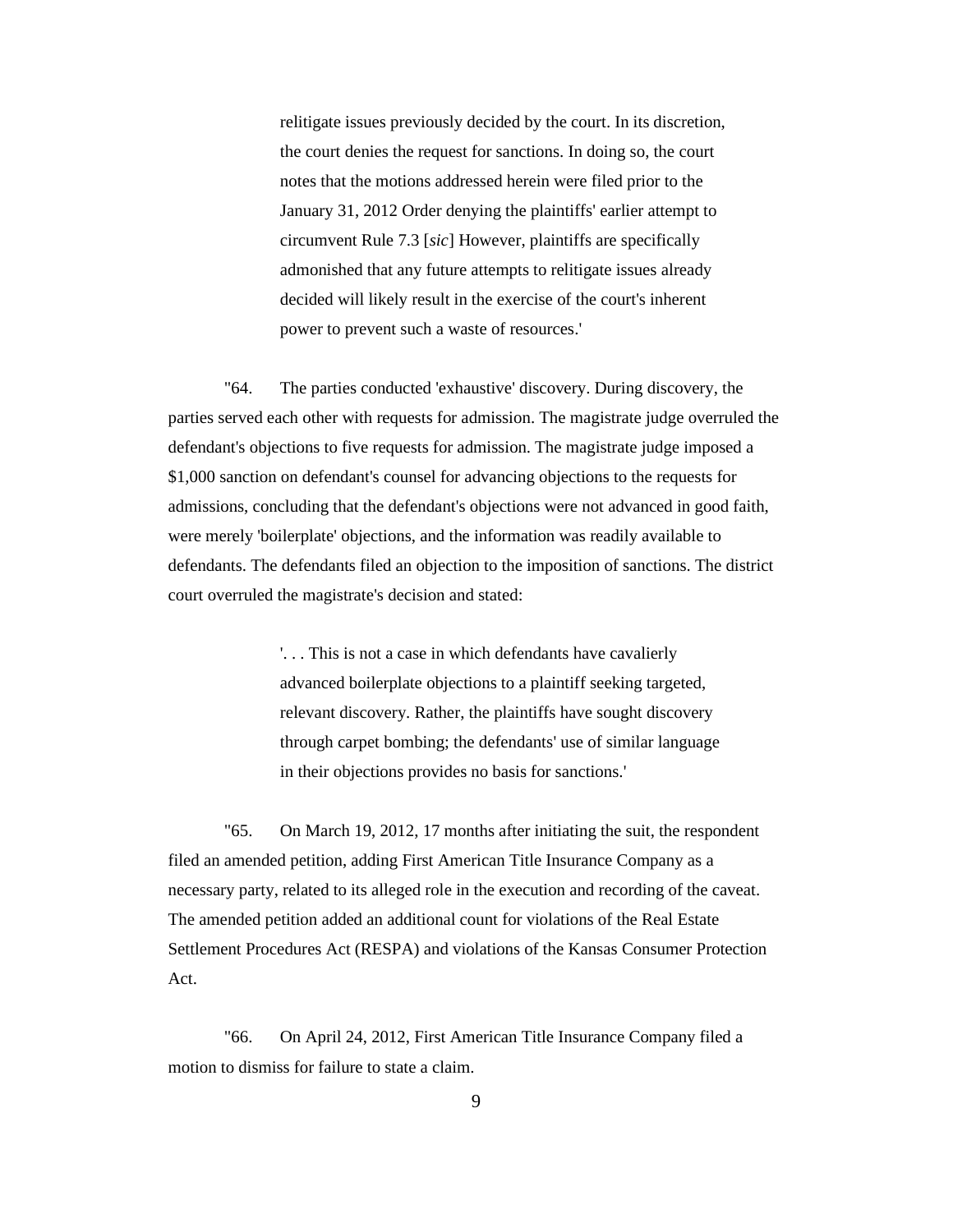> relitigate issues previously decided by the court. In its discretion, the court denies the request for sanctions. In doing so, the court notes that the motions addressed herein were filed prior to the January 31, 2012 Order denying the plaintiffs' earlier attempt to circumvent Rule 7.3 [*sic*] However, plaintiffs are specifically admonished that any future attempts to relitigate issues already decided will likely result in the exercise of the court's inherent power to prevent such a waste of resources.'

"64. The parties conducted 'exhaustive' discovery. During discovery, the parties served each other with requests for admission. The magistrate judge overruled the defendant's objections to five requests for admission. The magistrate judge imposed a $1,000 sanction on defendant's counsel for advancing objections to the requests for admissions, concluding that the defendant's objections were not advanced in good faith, were merely 'boilerplate' objections, and the information was readily available to defendants. The defendants filed an objection to the imposition of sanctions. The district court overruled the magistrate's decision and stated:

> '. . . This is not a case in which defendants have cavalierly advanced boilerplate objections to a plaintiff seeking targeted, relevant discovery. Rather, the plaintiffs have sought discovery through carpet bombing; the defendants' use of similar language in their objections provides no basis for sanctions.'

"65. On March 19, 2012, 17 months after initiating the suit, the respondent filed an amended petition, adding First American Title Insurance Company as a necessary party, related to its alleged role in the execution and recording of the caveat. The amended petition added an additional count for violations of the Real Estate Settlement Procedures Act (RESPA) and violations of the Kansas Consumer Protection Act.

"66. On April 24, 2012, First American Title Insurance Company filed a motion to dismiss for failure to state a claim.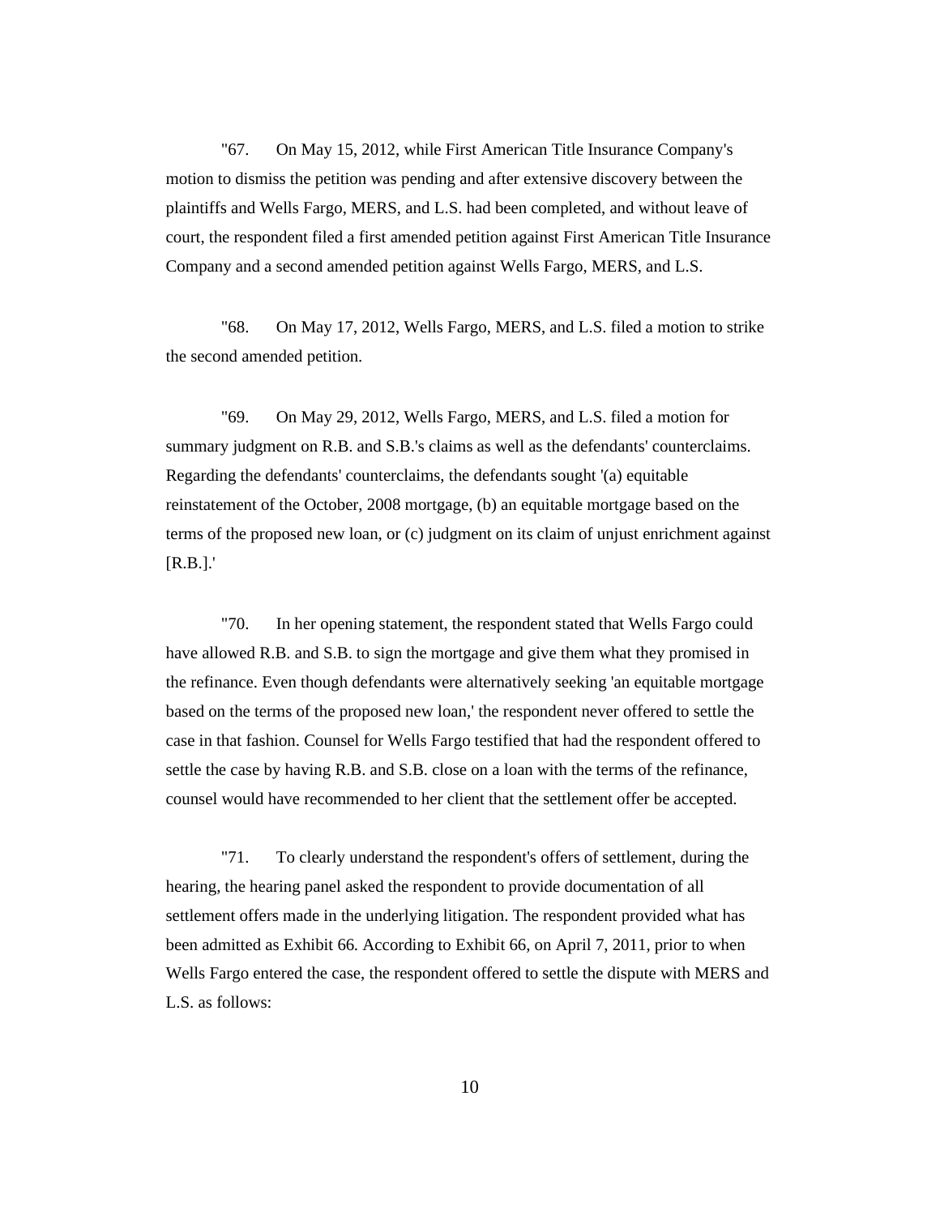"67. On May 15, 2012, while First American Title Insurance Company's motion to dismiss the petition was pending and after extensive discovery between the plaintiffs and Wells Fargo, MERS, and L.S. had been completed, and without leave of court, the respondent filed a first amended petition against First American Title Insurance Company and a second amended petition against Wells Fargo, MERS, and L.S.

"68. On May 17, 2012, Wells Fargo, MERS, and L.S. filed a motion to strike the second amended petition.

"69. On May 29, 2012, Wells Fargo, MERS, and L.S. filed a motion for summary judgment on R.B. and S.B.'s claims as well as the defendants' counterclaims. Regarding the defendants' counterclaims, the defendants sought '(a) equitable reinstatement of the October, 2008 mortgage, (b) an equitable mortgage based on the terms of the proposed new loan, or (c) judgment on its claim of unjust enrichment against [R.B.].'

"70. In her opening statement, the respondent stated that Wells Fargo could have allowed R.B. and S.B. to sign the mortgage and give them what they promised in the refinance. Even though defendants were alternatively seeking 'an equitable mortgage based on the terms of the proposed new loan,' the respondent never offered to settle the case in that fashion. Counsel for Wells Fargo testified that had the respondent offered to settle the case by having R.B. and S.B. close on a loan with the terms of the refinance, counsel would have recommended to her client that the settlement offer be accepted.

"71. To clearly understand the respondent's offers of settlement, during the hearing, the hearing panel asked the respondent to provide documentation of all settlement offers made in the underlying litigation. The respondent provided what has been admitted as Exhibit 66. According to Exhibit 66, on April 7, 2011, prior to when Wells Fargo entered the case, the respondent offered to settle the dispute with MERS and L.S. as follows: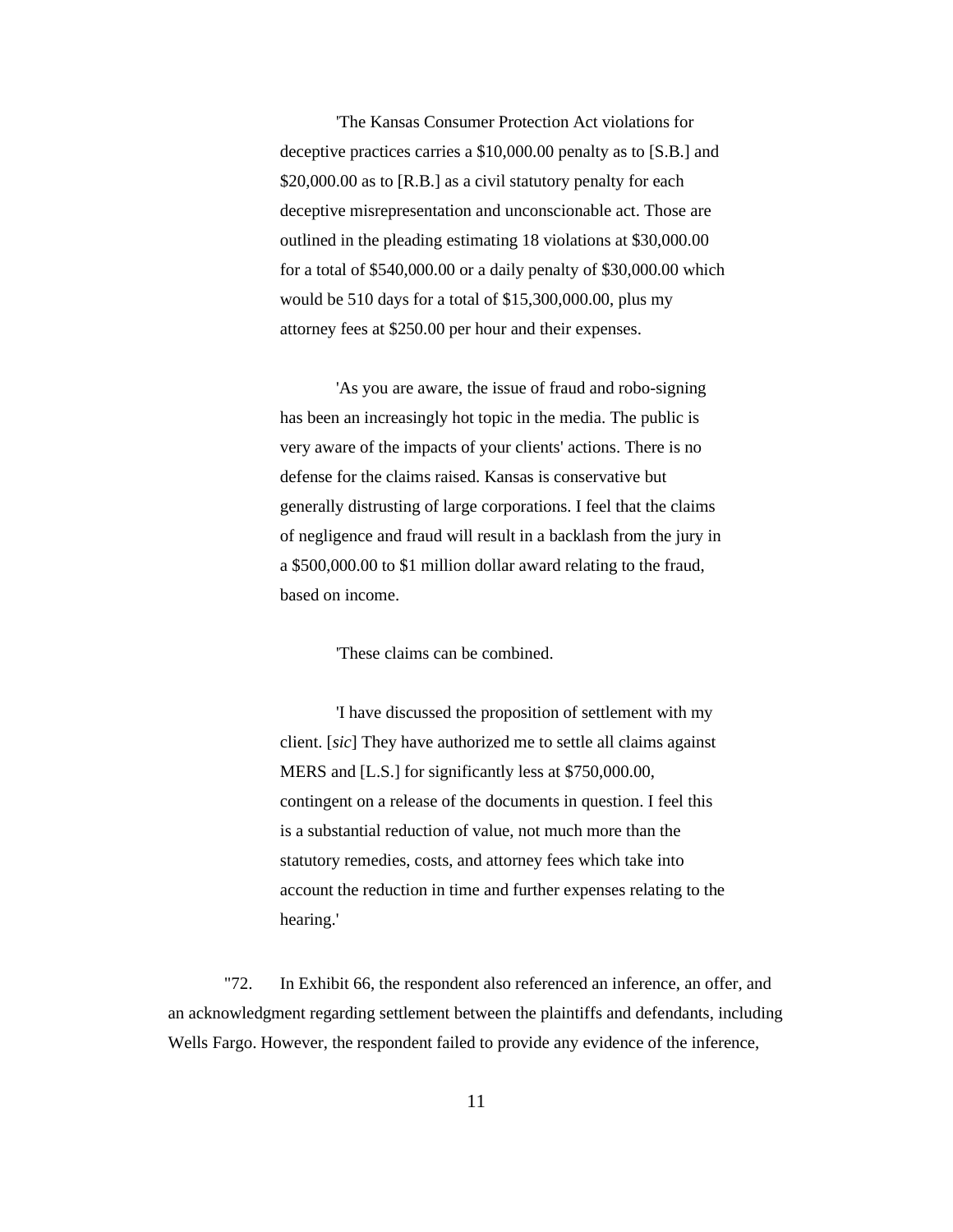> 'The Kansas Consumer Protection Act violations for deceptive practices carries a $10,000.00 penalty as to [S.B.] and $20,000.00 as to [R.B.] as a civil statutory penalty for each deceptive misrepresentation and unconscionable act. Those are outlined in the pleading estimating 18 violations at $30,000.00 for a total of $540,000.00 or a daily penalty of $30,000.00 which would be 510 days for a total of $15,300,000.00, plus my attorney fees at $250.00 per hour and their expenses.
>
> 'As you are aware, the issue of fraud and robo-signing has been an increasingly hot topic in the media. The public is very aware of the impacts of your clients' actions. There is no defense for the claims raised. Kansas is conservative but generally distrusting of large corporations. I feel that the claims of negligence and fraud will result in a backlash from the jury in a $500,000.00 to $1 million dollar award relating to the fraud, based on income.
>
> 'These claims can be combined.
>
> 'I have discussed the proposition of settlement with my client. [*sic*] They have authorized me to settle all claims against MERS and [L.S.] for significantly less at $750,000.00, contingent on a release of the documents in question. I feel this is a substantial reduction of value, not much more than the statutory remedies, costs, and attorney fees which take into account the reduction in time and further expenses relating to the hearing.'

"72. In Exhibit 66, the respondent also referenced an inference, an offer, and an acknowledgment regarding settlement between the plaintiffs and defendants, including Wells Fargo. However, the respondent failed to provide any evidence of the inference,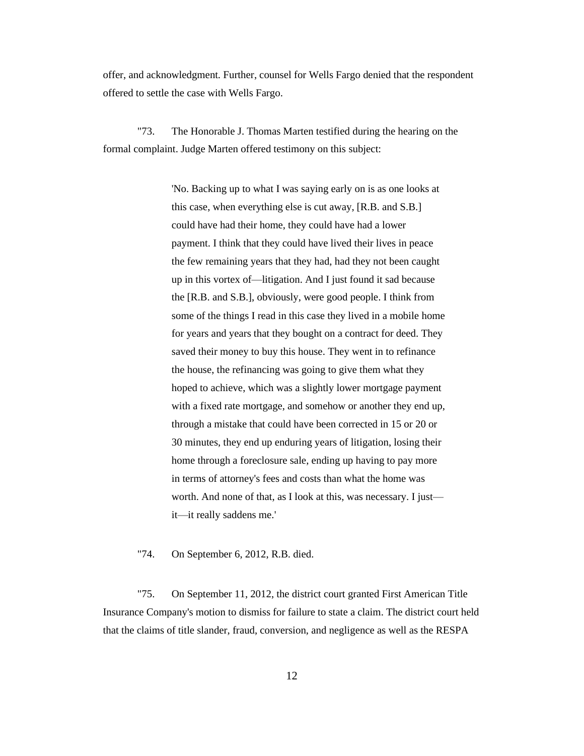offer, and acknowledgment. Further, counsel for Wells Fargo denied that the respondent offered to settle the case with Wells Fargo.

"73. The Honorable J. Thomas Marten testified during the hearing on the formal complaint. Judge Marten offered testimony on this subject:

> 'No. Backing up to what I was saying early on is as one looks at this case, when everything else is cut away, [R.B. and S.B.] could have had their home, they could have had a lower payment. I think that they could have lived their lives in peace the few remaining years that they had, had they not been caught up in this vortex of—litigation. And I just found it sad because the [R.B. and S.B.], obviously, were good people. I think from some of the things I read in this case they lived in a mobile home for years and years that they bought on a contract for deed. They saved their money to buy this house. They went in to refinance the house, the refinancing was going to give them what they hoped to achieve, which was a slightly lower mortgage payment with a fixed rate mortgage, and somehow or another they end up, through a mistake that could have been corrected in 15 or 20 or 30 minutes, they end up enduring years of litigation, losing their home through a foreclosure sale, ending up having to pay more in terms of attorney's fees and costs than what the home was worth. And none of that, as I look at this, was necessary. I just—it—it really saddens me.'

"74. On September 6, 2012, R.B. died.

"75. On September 11, 2012, the district court granted First American Title Insurance Company's motion to dismiss for failure to state a claim. The district court held that the claims of title slander, fraud, conversion, and negligence as well as the RESPA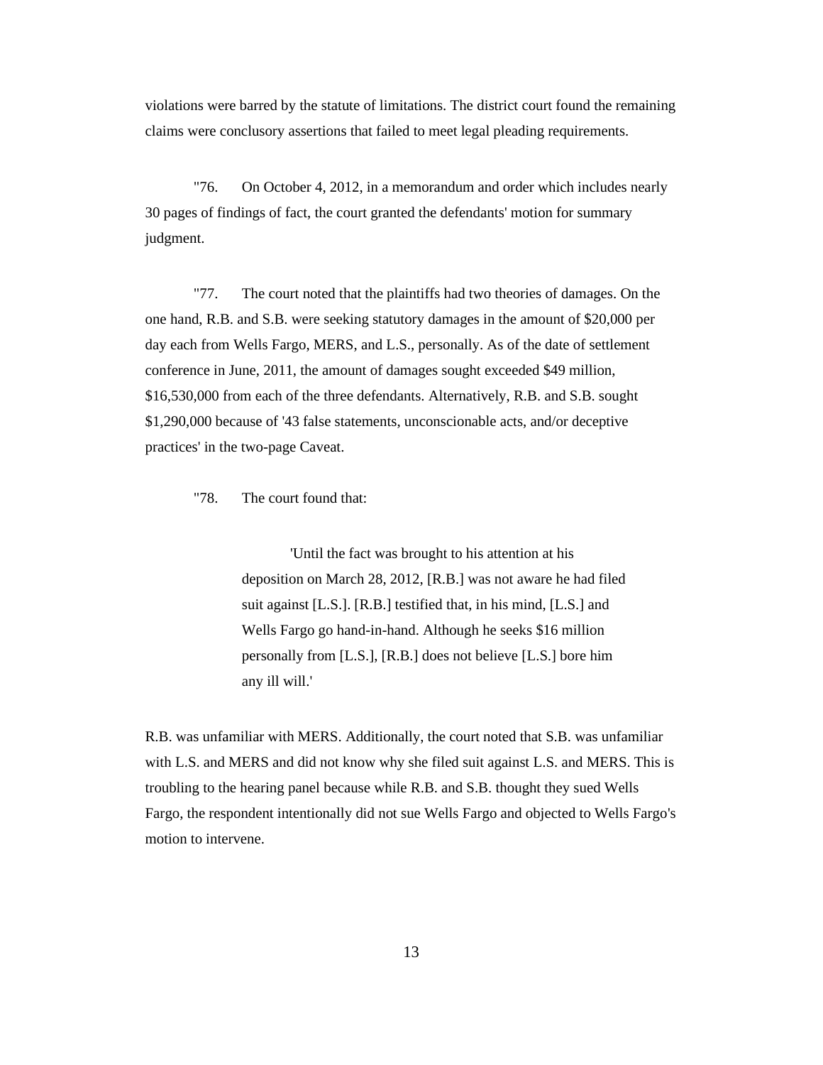violations were barred by the statute of limitations. The district court found the remaining claims were conclusory assertions that failed to meet legal pleading requirements.

"76. On October 4, 2012, in a memorandum and order which includes nearly 30 pages of findings of fact, the court granted the defendants' motion for summary judgment.

"77. The court noted that the plaintiffs had two theories of damages. On the one hand, R.B. and S.B. were seeking statutory damages in the amount of $20,000 per day each from Wells Fargo, MERS, and L.S., personally. As of the date of settlement conference in June, 2011, the amount of damages sought exceeded $49 million, $16,530,000 from each of the three defendants. Alternatively, R.B. and S.B. sought $1,290,000 because of '43 false statements, unconscionable acts, and/or deceptive practices' in the two-page Caveat.

"78. The court found that:

> 'Until the fact was brought to his attention at his deposition on March 28, 2012, [R.B.] was not aware he had filed suit against [L.S.]. [R.B.] testified that, in his mind, [L.S.] and Wells Fargo go hand-in-hand. Although he seeks $16 million personally from [L.S.], [R.B.] does not believe [L.S.] bore him any ill will.'

R.B. was unfamiliar with MERS. Additionally, the court noted that S.B. was unfamiliar with L.S. and MERS and did not know why she filed suit against L.S. and MERS. This is troubling to the hearing panel because while R.B. and S.B. thought they sued Wells Fargo, the respondent intentionally did not sue Wells Fargo and objected to Wells Fargo's motion to intervene.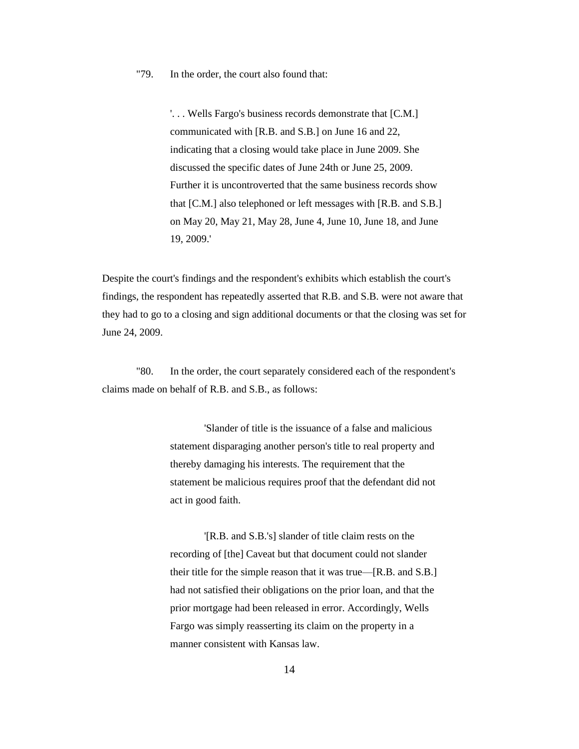"79. In the order, the court also found that:

> '. . . Wells Fargo's business records demonstrate that [C.M.] communicated with [R.B. and S.B.] on June 16 and 22, indicating that a closing would take place in June 2009. She discussed the specific dates of June 24th or June 25, 2009. Further it is uncontroverted that the same business records show that [C.M.] also telephoned or left messages with [R.B. and S.B.] on May 20, May 21, May 28, June 4, June 10, June 18, and June 19, 2009.'

Despite the court's findings and the respondent's exhibits which establish the court's findings, the respondent has repeatedly asserted that R.B. and S.B. were not aware that they had to go to a closing and sign additional documents or that the closing was set for June 24, 2009.

"80. In the order, the court separately considered each of the respondent's claims made on behalf of R.B. and S.B., as follows:

> 'Slander of title is the issuance of a false and malicious statement disparaging another person's title to real property and thereby damaging his interests. The requirement that the statement be malicious requires proof that the defendant did not act in good faith.
>
> '[R.B. and S.B.'s] slander of title claim rests on the recording of [the] Caveat but that document could not slander their title for the simple reason that it was true—[R.B. and S.B.] had not satisfied their obligations on the prior loan, and that the prior mortgage had been released in error. Accordingly, Wells Fargo was simply reasserting its claim on the property in a manner consistent with Kansas law.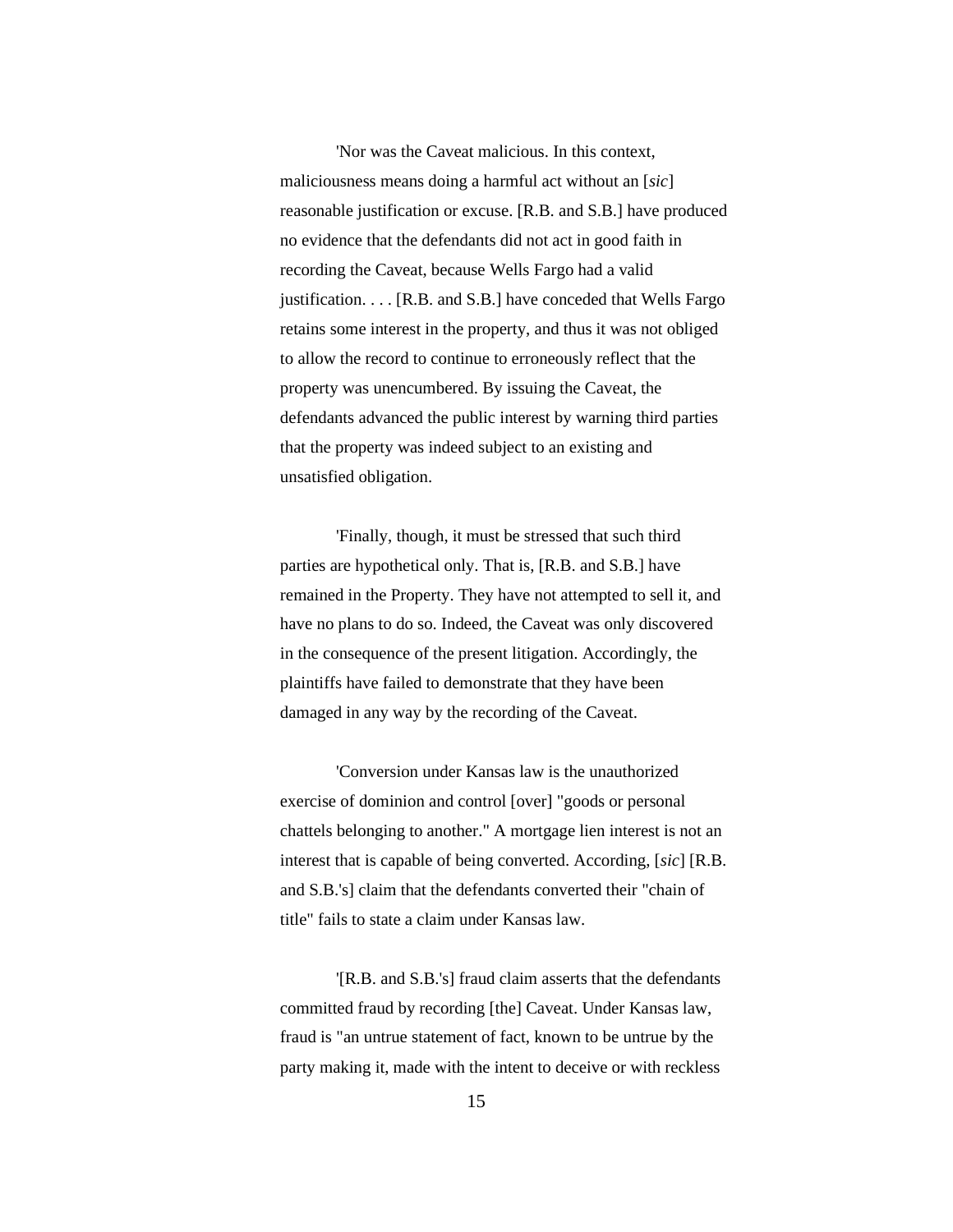'Nor was the Caveat malicious. In this context, maliciousness means doing a harmful act without an [*sic*] reasonable justification or excuse. [R.B. and S.B.] have produced no evidence that the defendants did not act in good faith in recording the Caveat, because Wells Fargo had a valid justification. . . . [R.B. and S.B.] have conceded that Wells Fargo retains some interest in the property, and thus it was not obliged to allow the record to continue to erroneously reflect that the property was unencumbered. By issuing the Caveat, the defendants advanced the public interest by warning third parties that the property was indeed subject to an existing and unsatisfied obligation.

'Finally, though, it must be stressed that such third parties are hypothetical only. That is, [R.B. and S.B.] have remained in the Property. They have not attempted to sell it, and have no plans to do so. Indeed, the Caveat was only discovered in the consequence of the present litigation. Accordingly, the plaintiffs have failed to demonstrate that they have been damaged in any way by the recording of the Caveat.

'Conversion under Kansas law is the unauthorized exercise of dominion and control [over] "goods or personal chattels belonging to another." A mortgage lien interest is not an interest that is capable of being converted. According, [*sic*] [R.B. and S.B.'s] claim that the defendants converted their "chain of title" fails to state a claim under Kansas law.

'[R.B. and S.B.'s] fraud claim asserts that the defendants committed fraud by recording [the] Caveat. Under Kansas law, fraud is "an untrue statement of fact, known to be untrue by the party making it, made with the intent to deceive or with reckless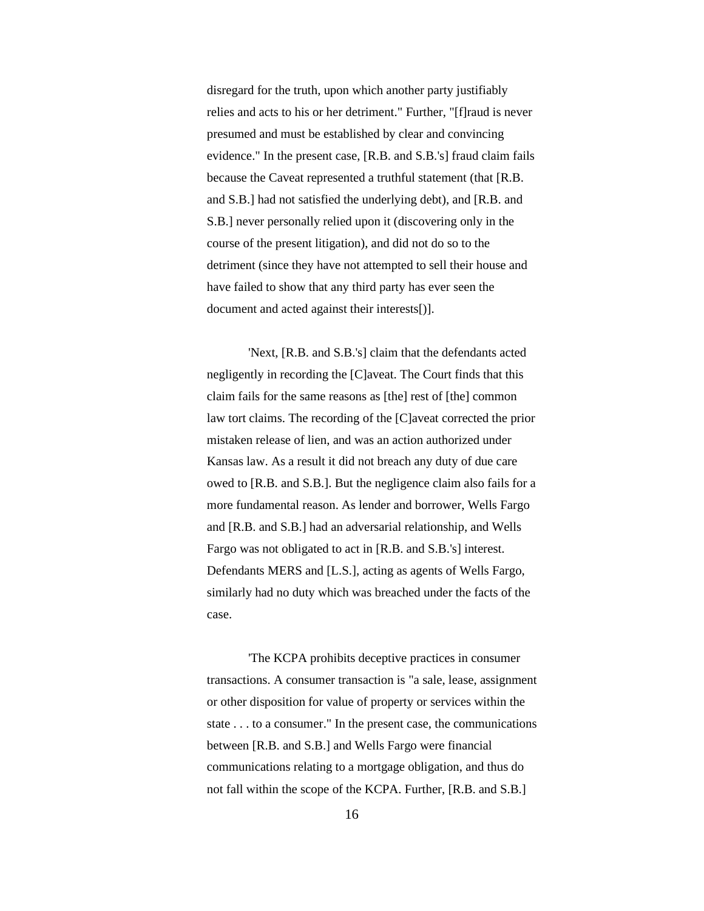disregard for the truth, upon which another party justifiably relies and acts to his or her detriment." Further, "[f]raud is never presumed and must be established by clear and convincing evidence." In the present case, [R.B. and S.B.'s] fraud claim fails because the Caveat represented a truthful statement (that [R.B. and S.B.] had not satisfied the underlying debt), and [R.B. and S.B.] never personally relied upon it (discovering only in the course of the present litigation), and did not do so to the detriment (since they have not attempted to sell their house and have failed to show that any third party has ever seen the document and acted against their interests[)].

'Next, [R.B. and S.B.'s] claim that the defendants acted negligently in recording the [C]aveat. The Court finds that this claim fails for the same reasons as [the] rest of [the] common law tort claims. The recording of the [C]aveat corrected the prior mistaken release of lien, and was an action authorized under Kansas law. As a result it did not breach any duty of due care owed to [R.B. and S.B.]. But the negligence claim also fails for a more fundamental reason. As lender and borrower, Wells Fargo and [R.B. and S.B.] had an adversarial relationship, and Wells Fargo was not obligated to act in [R.B. and S.B.'s] interest. Defendants MERS and [L.S.], acting as agents of Wells Fargo, similarly had no duty which was breached under the facts of the case.

'The KCPA prohibits deceptive practices in consumer transactions. A consumer transaction is "a sale, lease, assignment or other disposition for value of property or services within the state . . . to a consumer." In the present case, the communications between [R.B. and S.B.] and Wells Fargo were financial communications relating to a mortgage obligation, and thus do not fall within the scope of the KCPA. Further, [R.B. and S.B.]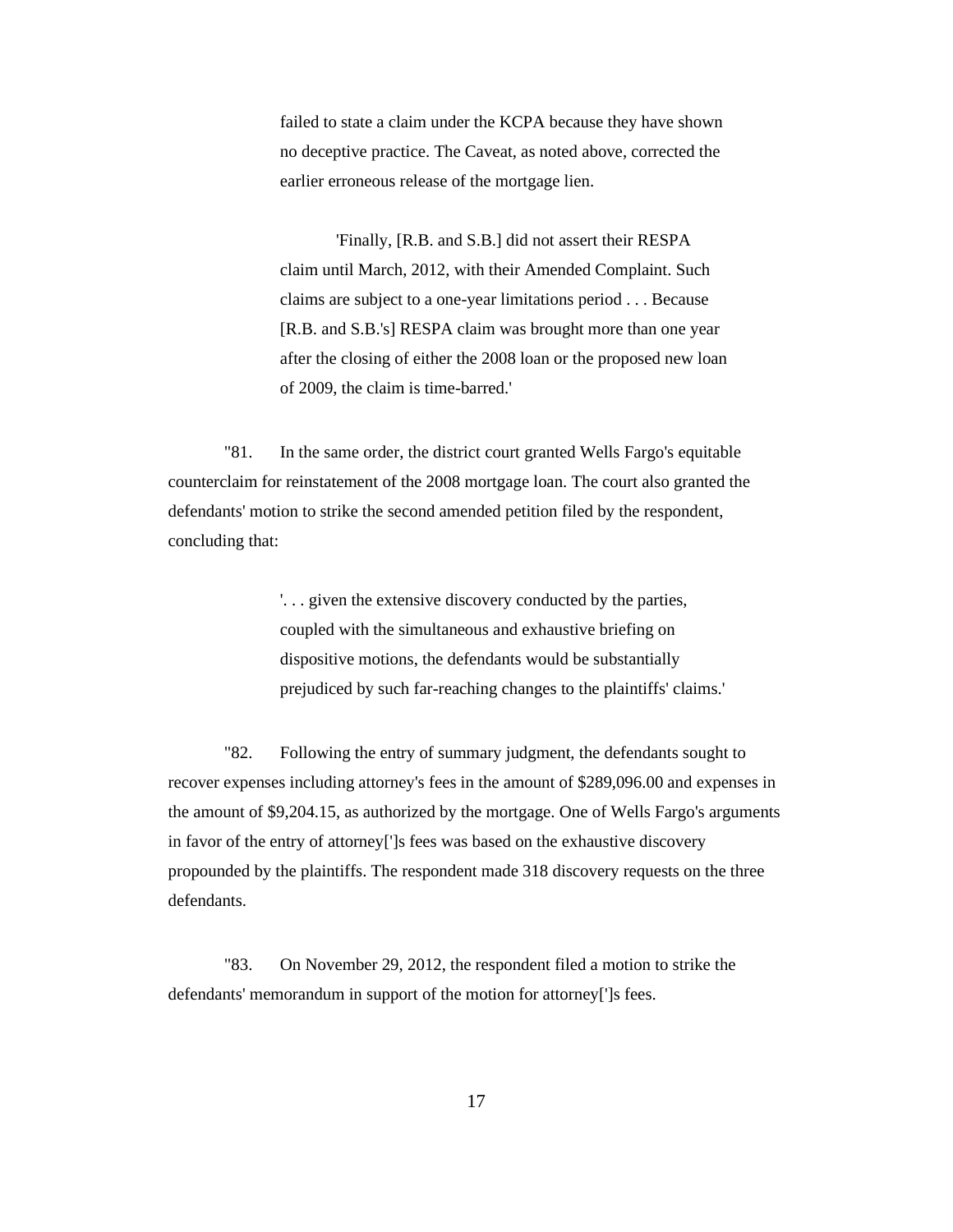> failed to state a claim under the KCPA because they have shown no deceptive practice. The Caveat, as noted above, corrected the earlier erroneous release of the mortgage lien.
>
> 'Finally, [R.B. and S.B.] did not assert their RESPA claim until March, 2012, with their Amended Complaint. Such claims are subject to a one-year limitations period . . . Because [R.B. and S.B.'s] RESPA claim was brought more than one year after the closing of either the 2008 loan or the proposed new loan of 2009, the claim is time-barred.'

"81. In the same order, the district court granted Wells Fargo's equitable counterclaim for reinstatement of the 2008 mortgage loan. The court also granted the defendants' motion to strike the second amended petition filed by the respondent, concluding that:

> '. . . given the extensive discovery conducted by the parties, coupled with the simultaneous and exhaustive briefing on dispositive motions, the defendants would be substantially prejudiced by such far-reaching changes to the plaintiffs' claims.'

"82. Following the entry of summary judgment, the defendants sought to recover expenses including attorney's fees in the amount of $289,096.00 and expenses in the amount of $9,204.15, as authorized by the mortgage. One of Wells Fargo's arguments in favor of the entry of attorney[']s fees was based on the exhaustive discovery propounded by the plaintiffs. The respondent made 318 discovery requests on the three defendants.

"83. On November 29, 2012, the respondent filed a motion to strike the defendants' memorandum in support of the motion for attorney[']s fees.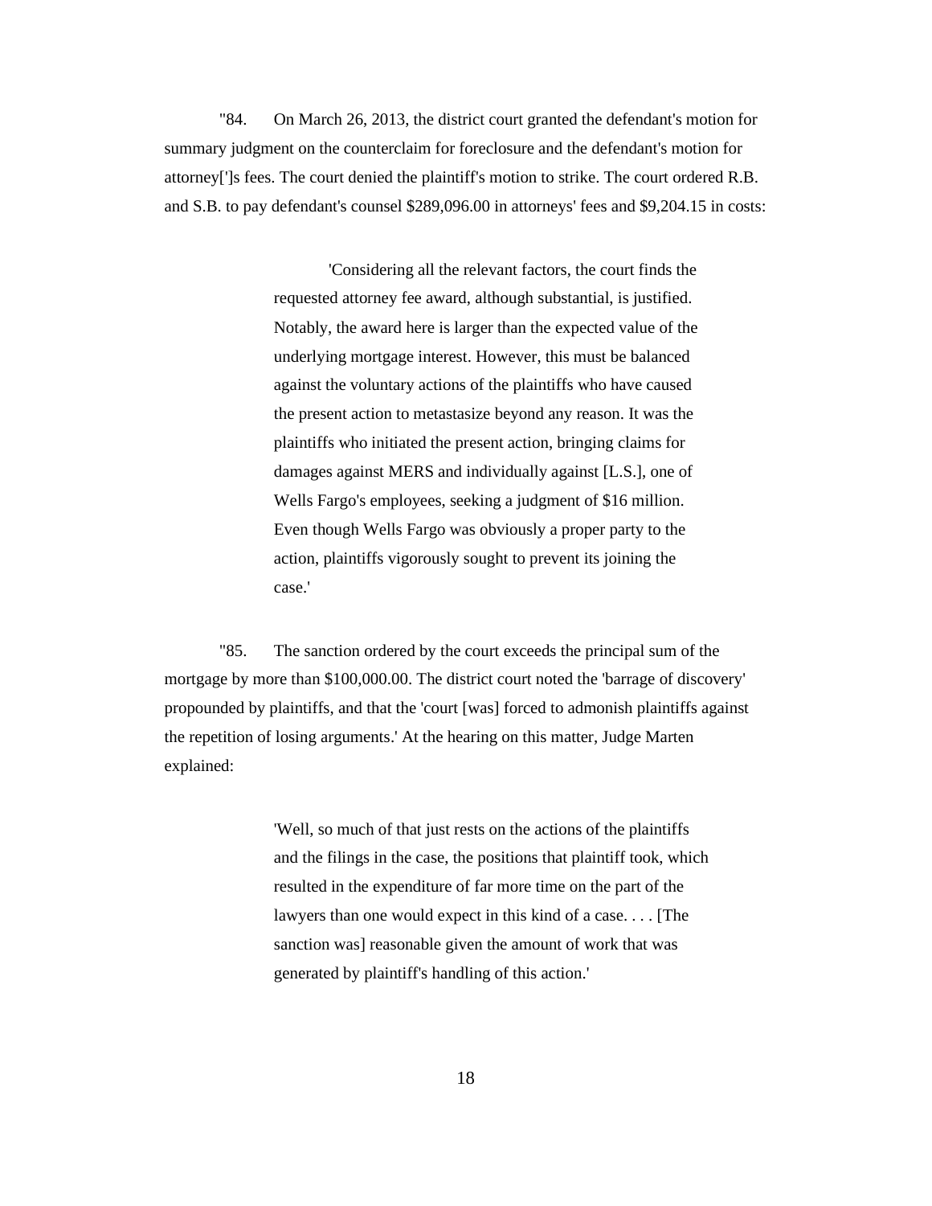"84. On March 26, 2013, the district court granted the defendant's motion for summary judgment on the counterclaim for foreclosure and the defendant's motion for attorney[']s fees. The court denied the plaintiff's motion to strike. The court ordered R.B. and S.B. to pay defendant's counsel $289,096.00 in attorneys' fees and $9,204.15 in costs:

> 'Considering all the relevant factors, the court finds the requested attorney fee award, although substantial, is justified. Notably, the award here is larger than the expected value of the underlying mortgage interest. However, this must be balanced against the voluntary actions of the plaintiffs who have caused the present action to metastasize beyond any reason. It was the plaintiffs who initiated the present action, bringing claims for damages against MERS and individually against [L.S.], one of Wells Fargo's employees, seeking a judgment of $16 million. Even though Wells Fargo was obviously a proper party to the action, plaintiffs vigorously sought to prevent its joining the case.'

"85. The sanction ordered by the court exceeds the principal sum of the mortgage by more than $100,000.00. The district court noted the 'barrage of discovery' propounded by plaintiffs, and that the 'court [was] forced to admonish plaintiffs against the repetition of losing arguments.' At the hearing on this matter, Judge Marten explained:

> 'Well, so much of that just rests on the actions of the plaintiffs and the filings in the case, the positions that plaintiff took, which resulted in the expenditure of far more time on the part of the lawyers than one would expect in this kind of a case. . . . [The sanction was] reasonable given the amount of work that was generated by plaintiff's handling of this action.'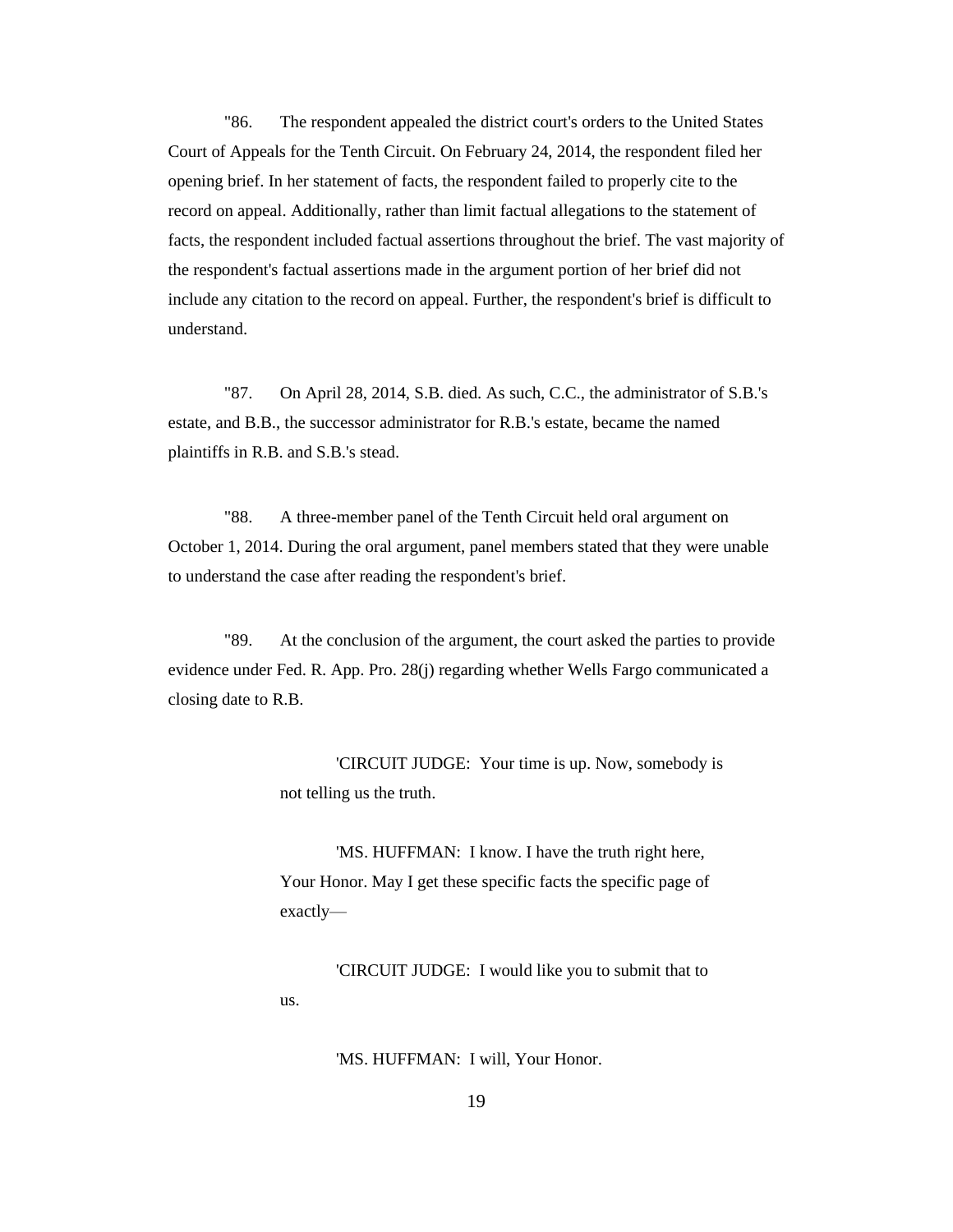"86. The respondent appealed the district court's orders to the United States Court of Appeals for the Tenth Circuit. On February 24, 2014, the respondent filed her opening brief. In her statement of facts, the respondent failed to properly cite to the record on appeal. Additionally, rather than limit factual allegations to the statement of facts, the respondent included factual assertions throughout the brief. The vast majority of the respondent's factual assertions made in the argument portion of her brief did not include any citation to the record on appeal. Further, the respondent's brief is difficult to understand.

"87. On April 28, 2014, S.B. died. As such, C.C., the administrator of S.B.'s estate, and B.B., the successor administrator for R.B.'s estate, became the named plaintiffs in R.B. and S.B.'s stead.

"88. A three-member panel of the Tenth Circuit held oral argument on October 1, 2014. During the oral argument, panel members stated that they were unable to understand the case after reading the respondent's brief.

"89. At the conclusion of the argument, the court asked the parties to provide evidence under Fed. R. App. Pro. 28(j) regarding whether Wells Fargo communicated a closing date to R.B.

> 'CIRCUIT JUDGE: Your time is up. Now, somebody is not telling us the truth.
>
> 'MS. HUFFMAN: I know. I have the truth right here, Your Honor. May I get these specific facts the specific page of exactly—
>
> 'CIRCUIT JUDGE: I would like you to submit that to us.
>
> 'MS. HUFFMAN: I will, Your Honor.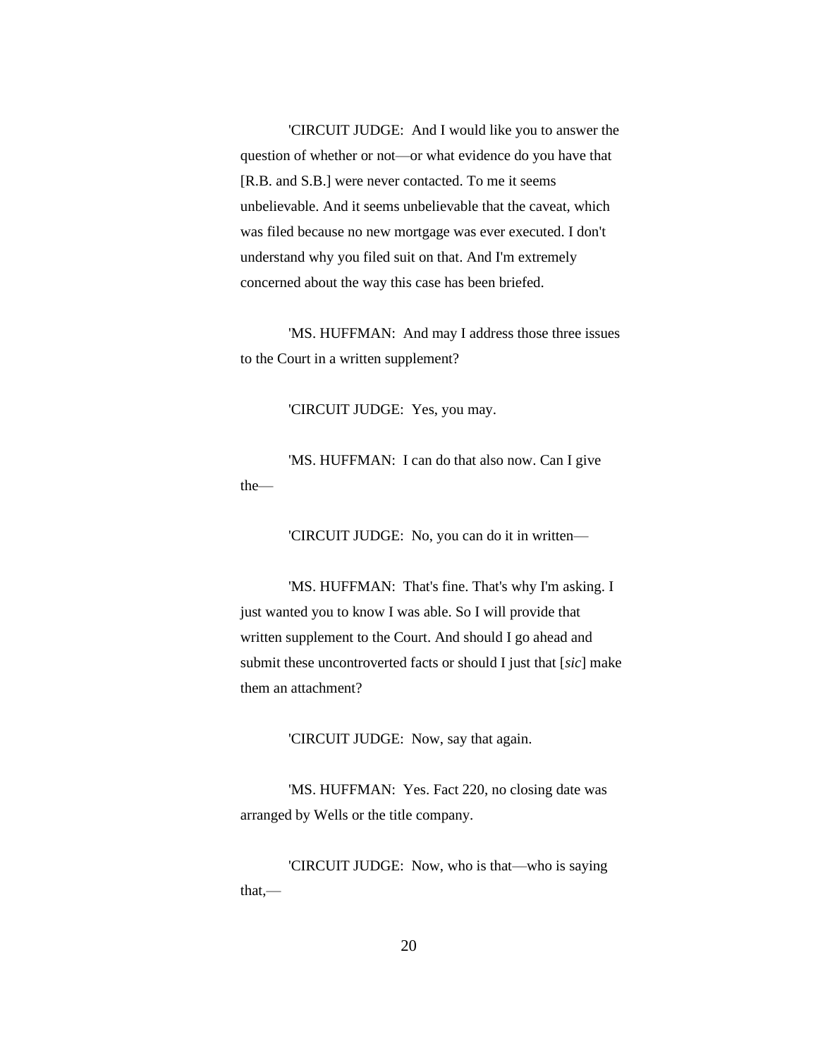'CIRCUIT JUDGE: And I would like you to answer the question of whether or not—or what evidence do you have that [R.B. and S.B.] were never contacted. To me it seems unbelievable. And it seems unbelievable that the caveat, which was filed because no new mortgage was ever executed. I don't understand why you filed suit on that. And I'm extremely concerned about the way this case has been briefed.

'MS. HUFFMAN: And may I address those three issues to the Court in a written supplement?

'CIRCUIT JUDGE: Yes, you may.

'MS. HUFFMAN: I can do that also now. Can I give the—

'CIRCUIT JUDGE: No, you can do it in written—

'MS. HUFFMAN: That's fine. That's why I'm asking. I just wanted you to know I was able. So I will provide that written supplement to the Court. And should I go ahead and submit these uncontroverted facts or should I just that [*sic*] make them an attachment?

'CIRCUIT JUDGE: Now, say that again.

'MS. HUFFMAN: Yes. Fact 220, no closing date was arranged by Wells or the title company.

'CIRCUIT JUDGE: Now, who is that—who is saying that,—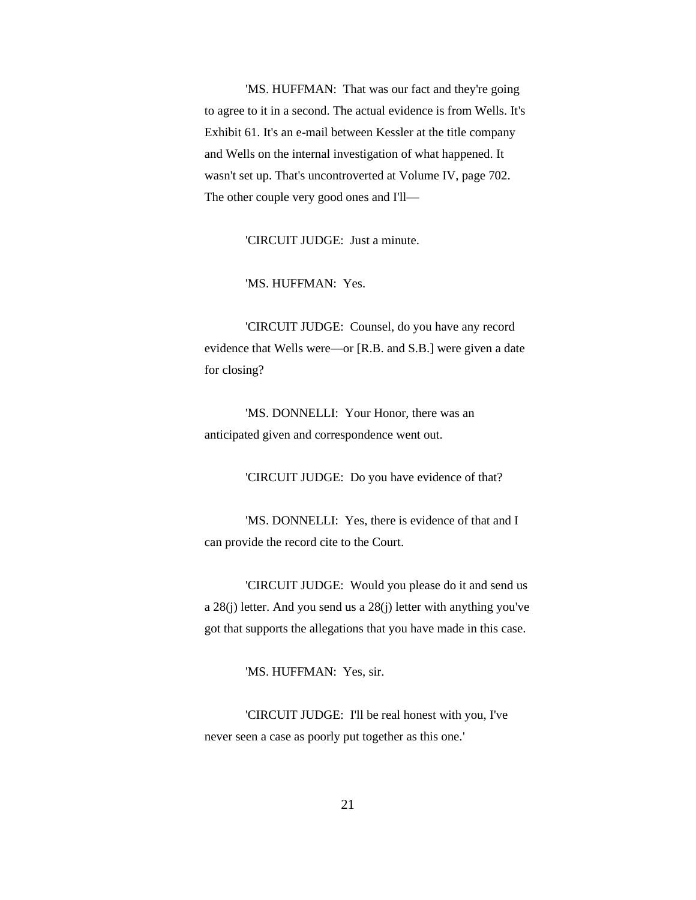'MS. HUFFMAN: That was our fact and they're going to agree to it in a second. The actual evidence is from Wells. It's Exhibit 61. It's an e-mail between Kessler at the title company and Wells on the internal investigation of what happened. It wasn't set up. That's uncontroverted at Volume IV, page 702. The other couple very good ones and I'll—

'CIRCUIT JUDGE: Just a minute.

'MS. HUFFMAN: Yes.

'CIRCUIT JUDGE: Counsel, do you have any record evidence that Wells were—or [R.B. and S.B.] were given a date for closing?

'MS. DONNELLI: Your Honor, there was an anticipated given and correspondence went out.

'CIRCUIT JUDGE: Do you have evidence of that?

'MS. DONNELLI: Yes, there is evidence of that and I can provide the record cite to the Court.

'CIRCUIT JUDGE: Would you please do it and send us a 28(j) letter. And you send us a 28(j) letter with anything you've got that supports the allegations that you have made in this case.

'MS. HUFFMAN: Yes, sir.

'CIRCUIT JUDGE: I'll be real honest with you, I've never seen a case as poorly put together as this one.'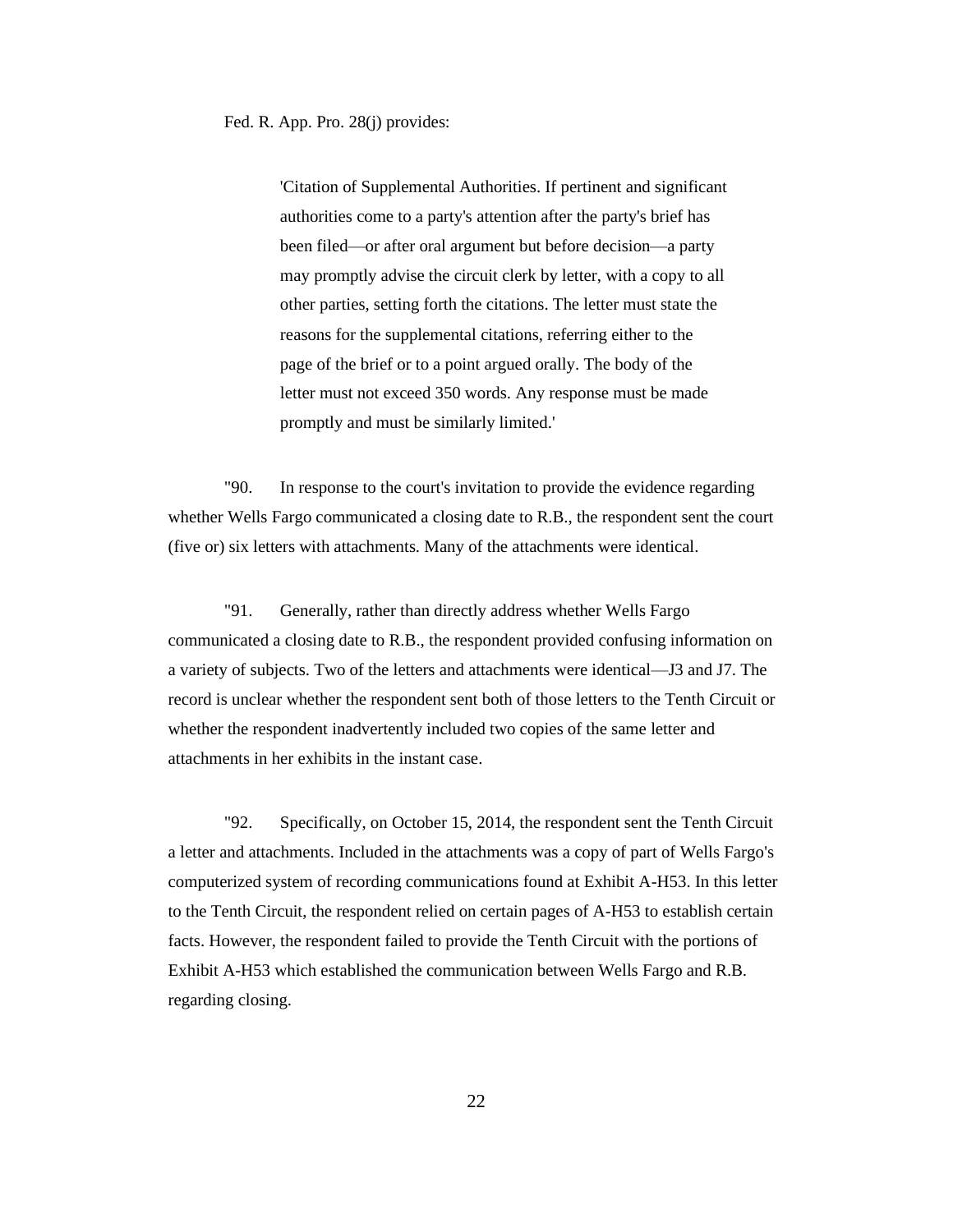Fed. R. App. Pro. 28(j) provides:

> 'Citation of Supplemental Authorities. If pertinent and significant authorities come to a party's attention after the party's brief has been filed—or after oral argument but before decision—a party may promptly advise the circuit clerk by letter, with a copy to all other parties, setting forth the citations. The letter must state the reasons for the supplemental citations, referring either to the page of the brief or to a point argued orally. The body of the letter must not exceed 350 words. Any response must be made promptly and must be similarly limited.'

"90. In response to the court's invitation to provide the evidence regarding whether Wells Fargo communicated a closing date to R.B., the respondent sent the court (five or) six letters with attachments. Many of the attachments were identical.

"91. Generally, rather than directly address whether Wells Fargo communicated a closing date to R.B., the respondent provided confusing information on a variety of subjects. Two of the letters and attachments were identical—J3 and J7. The record is unclear whether the respondent sent both of those letters to the Tenth Circuit or whether the respondent inadvertently included two copies of the same letter and attachments in her exhibits in the instant case.

"92. Specifically, on October 15, 2014, the respondent sent the Tenth Circuit a letter and attachments. Included in the attachments was a copy of part of Wells Fargo's computerized system of recording communications found at Exhibit A-H53. In this letter to the Tenth Circuit, the respondent relied on certain pages of A-H53 to establish certain facts. However, the respondent failed to provide the Tenth Circuit with the portions of Exhibit A-H53 which established the communication between Wells Fargo and R.B. regarding closing.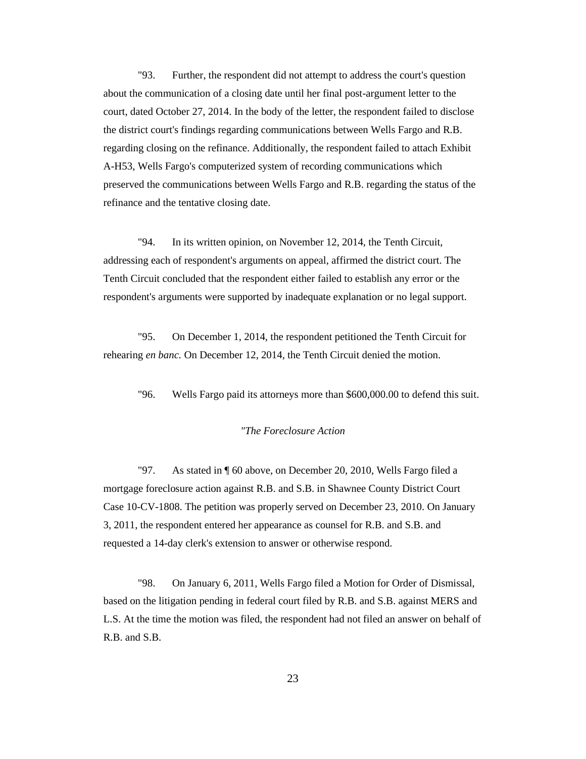"93. Further, the respondent did not attempt to address the court's question about the communication of a closing date until her final post-argument letter to the court, dated October 27, 2014. In the body of the letter, the respondent failed to disclose the district court's findings regarding communications between Wells Fargo and R.B. regarding closing on the refinance. Additionally, the respondent failed to attach Exhibit A-H53, Wells Fargo's computerized system of recording communications which preserved the communications between Wells Fargo and R.B. regarding the status of the refinance and the tentative closing date.

"94. In its written opinion, on November 12, 2014, the Tenth Circuit, addressing each of respondent's arguments on appeal, affirmed the district court. The Tenth Circuit concluded that the respondent either failed to establish any error or the respondent's arguments were supported by inadequate explanation or no legal support.

"95. On December 1, 2014, the respondent petitioned the Tenth Circuit for rehearing *en banc.* On December 12, 2014, the Tenth Circuit denied the motion.

"96. Wells Fargo paid its attorneys more than $600,000.00 to defend this suit.

*"The Foreclosure Action*

"97. As stated in ¶ 60 above, on December 20, 2010, Wells Fargo filed a mortgage foreclosure action against R.B. and S.B. in Shawnee County District Court Case 10-CV-1808. The petition was properly served on December 23, 2010. On January 3, 2011, the respondent entered her appearance as counsel for R.B. and S.B. and requested a 14-day clerk's extension to answer or otherwise respond.

"98. On January 6, 2011, Wells Fargo filed a Motion for Order of Dismissal, based on the litigation pending in federal court filed by R.B. and S.B. against MERS and L.S. At the time the motion was filed, the respondent had not filed an answer on behalf of R.B. and S.B.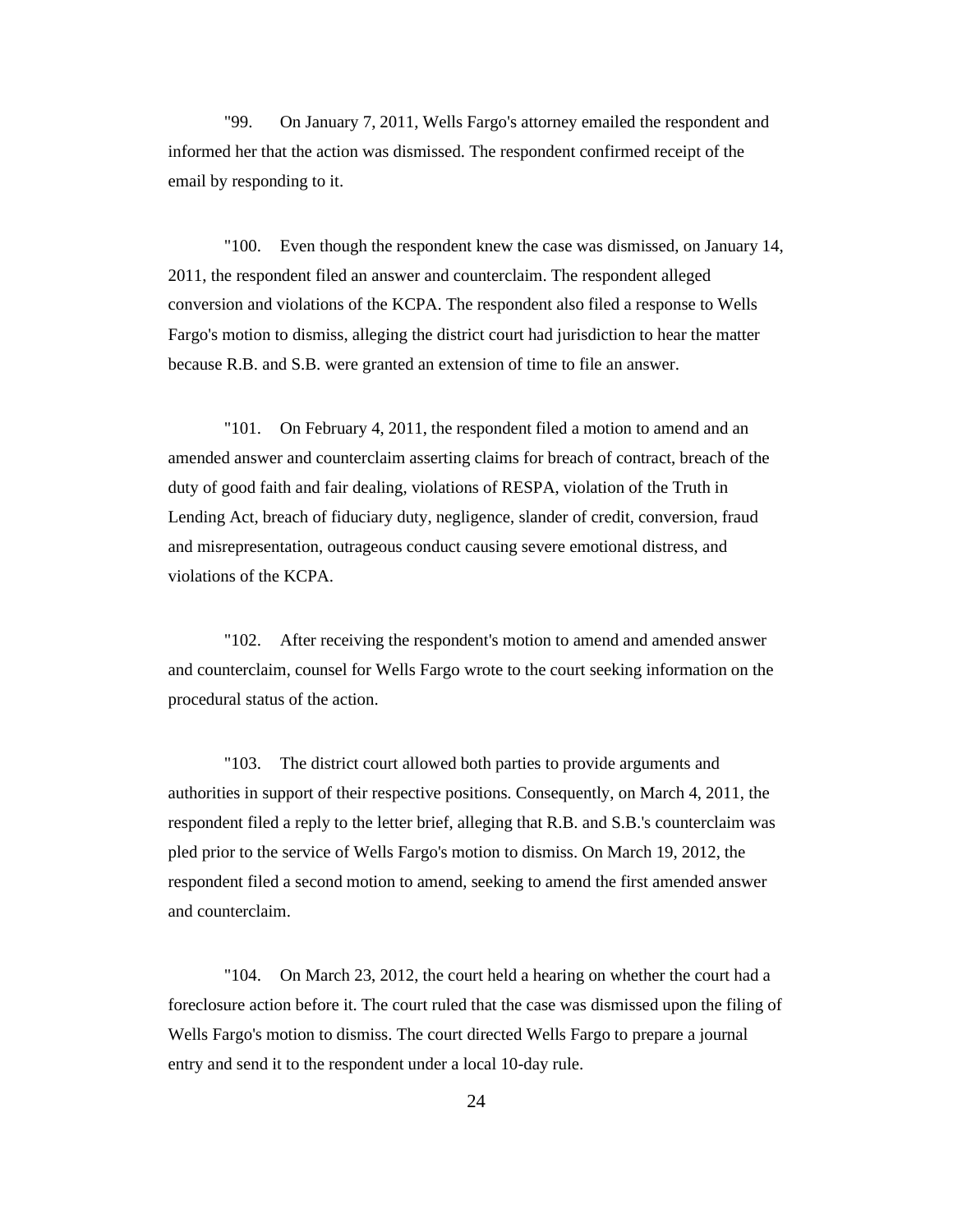"99. On January 7, 2011, Wells Fargo's attorney emailed the respondent and informed her that the action was dismissed. The respondent confirmed receipt of the email by responding to it.

"100. Even though the respondent knew the case was dismissed, on January 14, 2011, the respondent filed an answer and counterclaim. The respondent alleged conversion and violations of the KCPA. The respondent also filed a response to Wells Fargo's motion to dismiss, alleging the district court had jurisdiction to hear the matter because R.B. and S.B. were granted an extension of time to file an answer.

"101. On February 4, 2011, the respondent filed a motion to amend and an amended answer and counterclaim asserting claims for breach of contract, breach of the duty of good faith and fair dealing, violations of RESPA, violation of the Truth in Lending Act, breach of fiduciary duty, negligence, slander of credit, conversion, fraud and misrepresentation, outrageous conduct causing severe emotional distress, and violations of the KCPA.

"102. After receiving the respondent's motion to amend and amended answer and counterclaim, counsel for Wells Fargo wrote to the court seeking information on the procedural status of the action.

"103. The district court allowed both parties to provide arguments and authorities in support of their respective positions. Consequently, on March 4, 2011, the respondent filed a reply to the letter brief, alleging that R.B. and S.B.'s counterclaim was pled prior to the service of Wells Fargo's motion to dismiss. On March 19, 2012, the respondent filed a second motion to amend, seeking to amend the first amended answer and counterclaim.

"104. On March 23, 2012, the court held a hearing on whether the court had a foreclosure action before it. The court ruled that the case was dismissed upon the filing of Wells Fargo's motion to dismiss. The court directed Wells Fargo to prepare a journal entry and send it to the respondent under a local 10-day rule.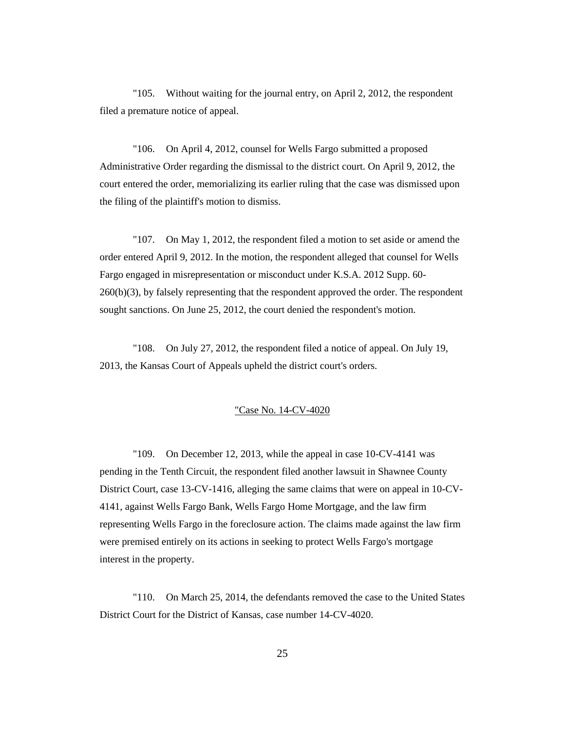"105. Without waiting for the journal entry, on April 2, 2012, the respondent filed a premature notice of appeal.

"106. On April 4, 2012, counsel for Wells Fargo submitted a proposed Administrative Order regarding the dismissal to the district court. On April 9, 2012, the court entered the order, memorializing its earlier ruling that the case was dismissed upon the filing of the plaintiff's motion to dismiss.

"107. On May 1, 2012, the respondent filed a motion to set aside or amend the order entered April 9, 2012. In the motion, the respondent alleged that counsel for Wells Fargo engaged in misrepresentation or misconduct under K.S.A. 2012 Supp. 60-260(b)(3), by falsely representing that the respondent approved the order. The respondent sought sanctions. On June 25, 2012, the court denied the respondent's motion.

"108. On July 27, 2012, the respondent filed a notice of appeal. On July 19, 2013, the Kansas Court of Appeals upheld the district court's orders.

"Case No. 14-CV-4020

"109. On December 12, 2013, while the appeal in case 10-CV-4141 was pending in the Tenth Circuit, the respondent filed another lawsuit in Shawnee County District Court, case 13-CV-1416, alleging the same claims that were on appeal in 10-CV-4141, against Wells Fargo Bank, Wells Fargo Home Mortgage, and the law firm representing Wells Fargo in the foreclosure action. The claims made against the law firm were premised entirely on its actions in seeking to protect Wells Fargo's mortgage interest in the property.

"110. On March 25, 2014, the defendants removed the case to the United States District Court for the District of Kansas, case number 14-CV-4020.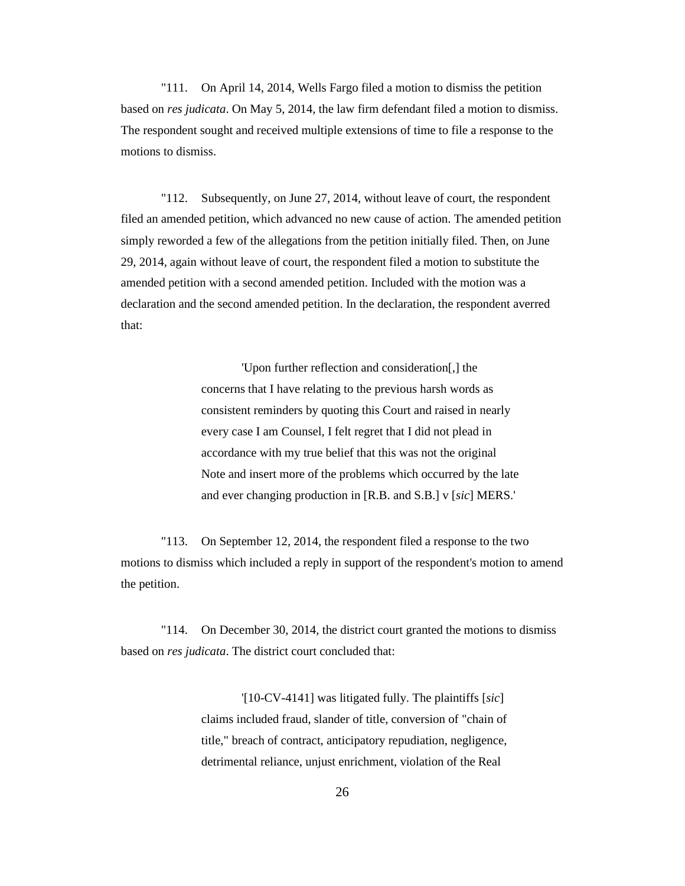"111. On April 14, 2014, Wells Fargo filed a motion to dismiss the petition based on *res judicata*. On May 5, 2014, the law firm defendant filed a motion to dismiss. The respondent sought and received multiple extensions of time to file a response to the motions to dismiss.

"112. Subsequently, on June 27, 2014, without leave of court, the respondent filed an amended petition, which advanced no new cause of action. The amended petition simply reworded a few of the allegations from the petition initially filed. Then, on June 29, 2014, again without leave of court, the respondent filed a motion to substitute the amended petition with a second amended petition. Included with the motion was a declaration and the second amended petition. In the declaration, the respondent averred that:

> 'Upon further reflection and consideration[,] the concerns that I have relating to the previous harsh words as consistent reminders by quoting this Court and raised in nearly every case I am Counsel, I felt regret that I did not plead in accordance with my true belief that this was not the original Note and insert more of the problems which occurred by the late and ever changing production in [R.B. and S.B.] v [*sic*] MERS.'

"113. On September 12, 2014, the respondent filed a response to the two motions to dismiss which included a reply in support of the respondent's motion to amend the petition.

"114. On December 30, 2014, the district court granted the motions to dismiss based on *res judicata*. The district court concluded that:

> '[10-CV-4141] was litigated fully. The plaintiffs [*sic*] claims included fraud, slander of title, conversion of "chain of title," breach of contract, anticipatory repudiation, negligence, detrimental reliance, unjust enrichment, violation of the Real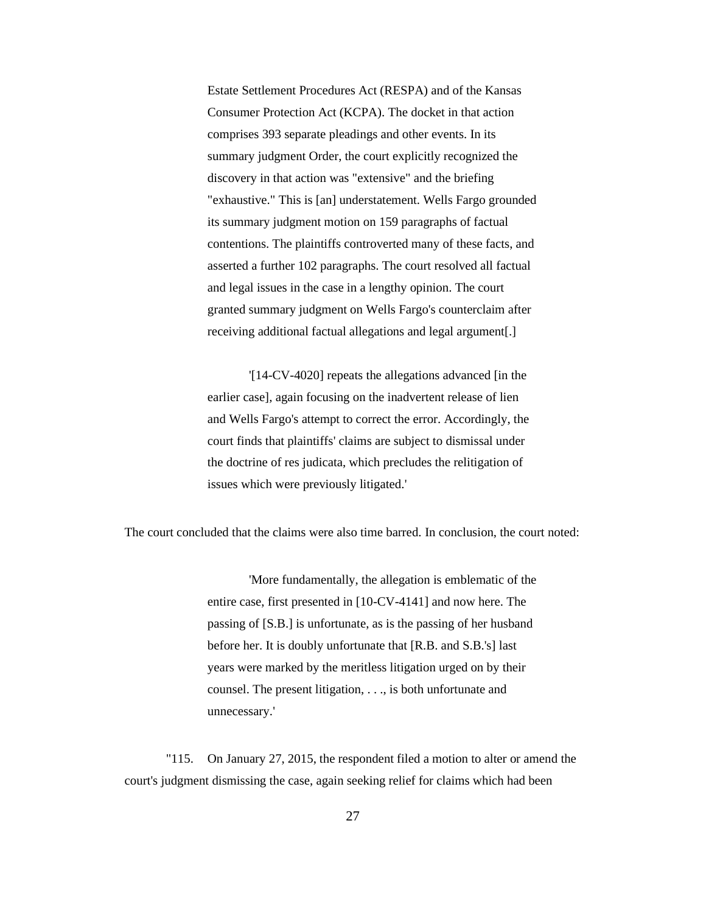> Estate Settlement Procedures Act (RESPA) and of the Kansas Consumer Protection Act (KCPA). The docket in that action comprises 393 separate pleadings and other events. In its summary judgment Order, the court explicitly recognized the discovery in that action was "extensive" and the briefing "exhaustive." This is [an] understatement. Wells Fargo grounded its summary judgment motion on 159 paragraphs of factual contentions. The plaintiffs controverted many of these facts, and asserted a further 102 paragraphs. The court resolved all factual and legal issues in the case in a lengthy opinion. The court granted summary judgment on Wells Fargo's counterclaim after receiving additional factual allegations and legal argument[.]
>
> '[14-CV-4020] repeats the allegations advanced [in the earlier case], again focusing on the inadvertent release of lien and Wells Fargo's attempt to correct the error. Accordingly, the court finds that plaintiffs' claims are subject to dismissal under the doctrine of res judicata, which precludes the relitigation of issues which were previously litigated.'

The court concluded that the claims were also time barred. In conclusion, the court noted:

> 'More fundamentally, the allegation is emblematic of the entire case, first presented in [10-CV-4141] and now here. The passing of [S.B.] is unfortunate, as is the passing of her husband before her. It is doubly unfortunate that [R.B. and S.B.'s] last years were marked by the meritless litigation urged on by their counsel. The present litigation, . . ., is both unfortunate and unnecessary.'

"115. On January 27, 2015, the respondent filed a motion to alter or amend the court's judgment dismissing the case, again seeking relief for claims which had been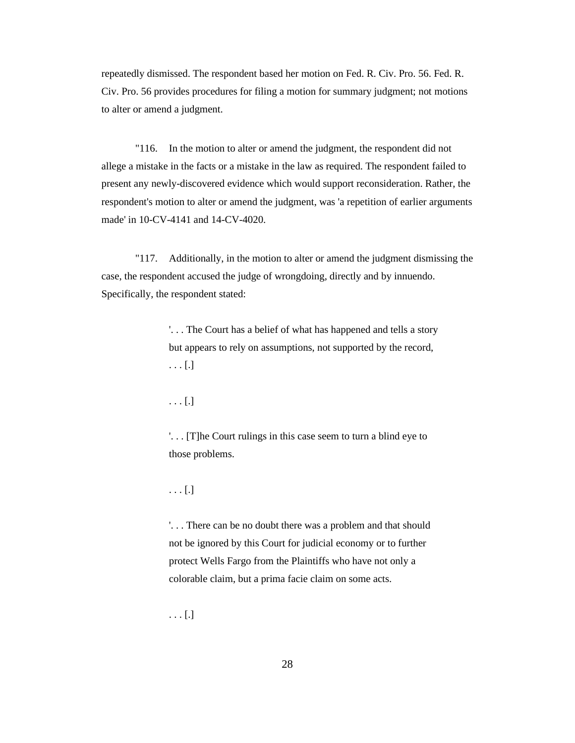repeatedly dismissed. The respondent based her motion on Fed. R. Civ. Pro. 56. Fed. R. Civ. Pro. 56 provides procedures for filing a motion for summary judgment; not motions to alter or amend a judgment.

"116. In the motion to alter or amend the judgment, the respondent did not allege a mistake in the facts or a mistake in the law as required. The respondent failed to present any newly-discovered evidence which would support reconsideration. Rather, the respondent's motion to alter or amend the judgment, was 'a repetition of earlier arguments made' in 10-CV-4141 and 14-CV-4020.

"117. Additionally, in the motion to alter or amend the judgment dismissing the case, the respondent accused the judge of wrongdoing, directly and by innuendo. Specifically, the respondent stated:

> '. . . The Court has a belief of what has happened and tells a story but appears to rely on assumptions, not supported by the record, . . . [.]
>
> . . . [.]
>
> '. . . [T]he Court rulings in this case seem to turn a blind eye to those problems.
>
> . . . [.]
>
> '. . . There can be no doubt there was a problem and that should not be ignored by this Court for judicial economy or to further protect Wells Fargo from the Plaintiffs who have not only a colorable claim, but a prima facie claim on some acts.
>
> . . . [.]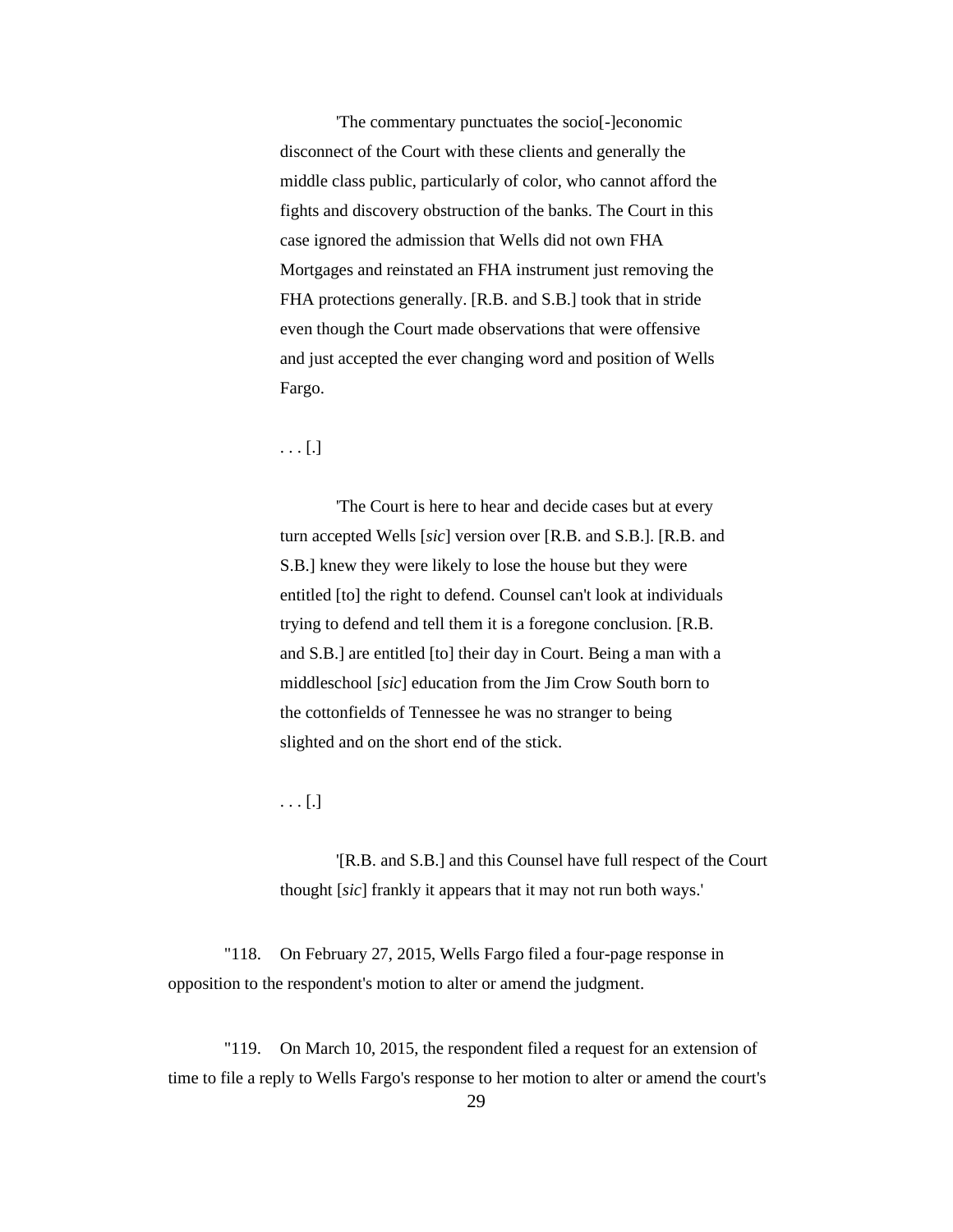> 'The commentary punctuates the socio[-]economic disconnect of the Court with these clients and generally the middle class public, particularly of color, who cannot afford the fights and discovery obstruction of the banks. The Court in this case ignored the admission that Wells did not own FHA Mortgages and reinstated an FHA instrument just removing the FHA protections generally. [R.B. and S.B.] took that in stride even though the Court made observations that were offensive and just accepted the ever changing word and position of Wells Fargo.
>
> . . . [.]
>
> 'The Court is here to hear and decide cases but at every turn accepted Wells [*sic*] version over [R.B. and S.B.]. [R.B. and S.B.] knew they were likely to lose the house but they were entitled [to] the right to defend. Counsel can't look at individuals trying to defend and tell them it is a foregone conclusion. [R.B. and S.B.] are entitled [to] their day in Court. Being a man with a middleschool [*sic*] education from the Jim Crow South born to the cottonfields of Tennessee he was no stranger to being slighted and on the short end of the stick.
>
> . . . [.]
>
> '[R.B. and S.B.] and this Counsel have full respect of the Court thought [*sic*] frankly it appears that it may not run both ways.'

"118. On February 27, 2015, Wells Fargo filed a four-page response in opposition to the respondent's motion to alter or amend the judgment.

"119. On March 10, 2015, the respondent filed a request for an extension of time to file a reply to Wells Fargo's response to her motion to alter or amend the court's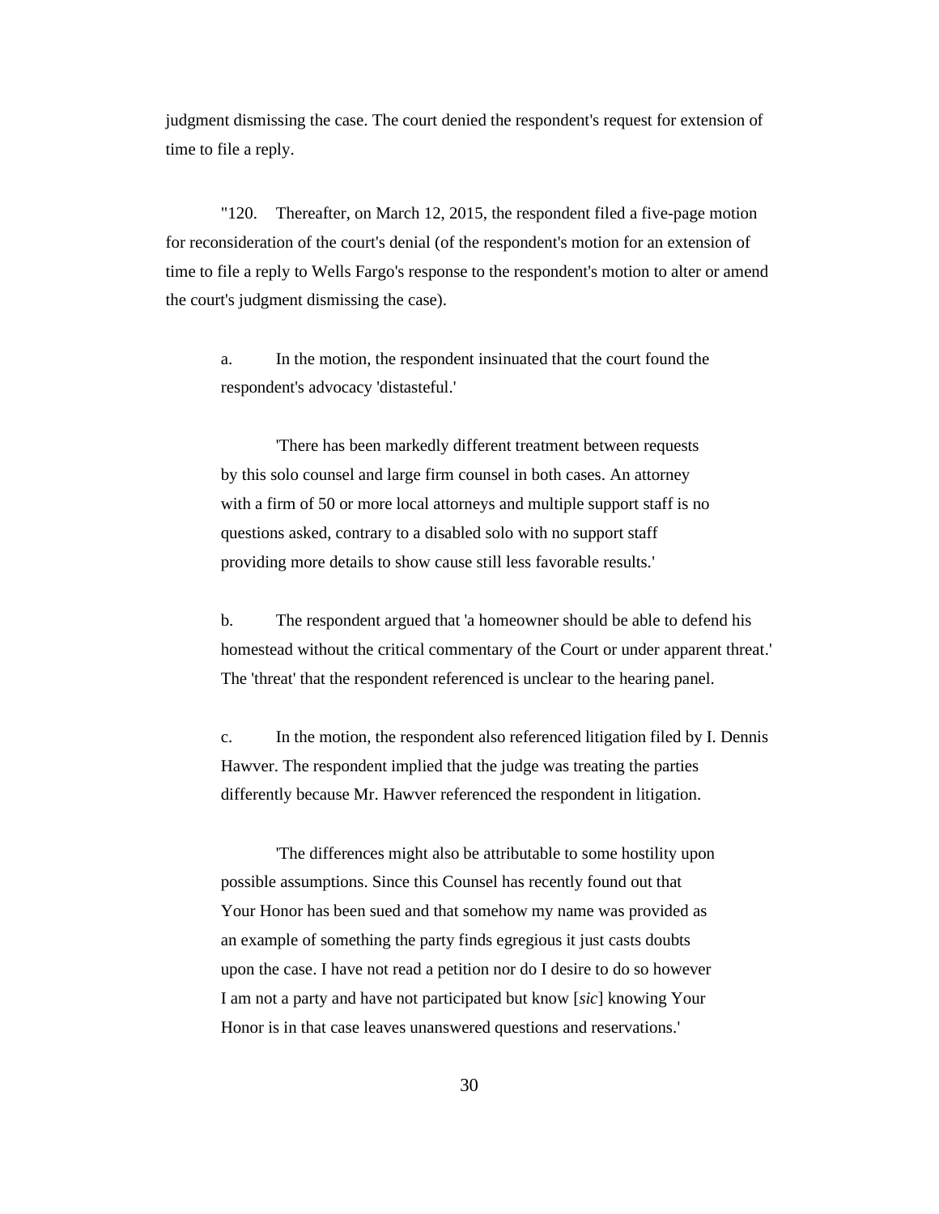judgment dismissing the case. The court denied the respondent's request for extension of time to file a reply.

"120. Thereafter, on March 12, 2015, the respondent filed a five-page motion for reconsideration of the court's denial (of the respondent's motion for an extension of time to file a reply to Wells Fargo's response to the respondent's motion to alter or amend the court's judgment dismissing the case).

> a. In the motion, the respondent insinuated that the court found the respondent's advocacy 'distasteful.'
>
> > 'There has been markedly different treatment between requests by this solo counsel and large firm counsel in both cases. An attorney with a firm of 50 or more local attorneys and multiple support staff is no questions asked, contrary to a disabled solo with no support staff providing more details to show cause still less favorable results.'
>
> b. The respondent argued that 'a homeowner should be able to defend his homestead without the critical commentary of the Court or under apparent threat.' The 'threat' that the respondent referenced is unclear to the hearing panel.
>
> c. In the motion, the respondent also referenced litigation filed by I. Dennis Hawver. The respondent implied that the judge was treating the parties differently because Mr. Hawver referenced the respondent in litigation.
>
> > 'The differences might also be attributable to some hostility upon possible assumptions. Since this Counsel has recently found out that Your Honor has been sued and that somehow my name was provided as an example of something the party finds egregious it just casts doubts upon the case. I have not read a petition nor do I desire to do so however I am not a party and have not participated but know [*sic*] knowing Your Honor is in that case leaves unanswered questions and reservations.'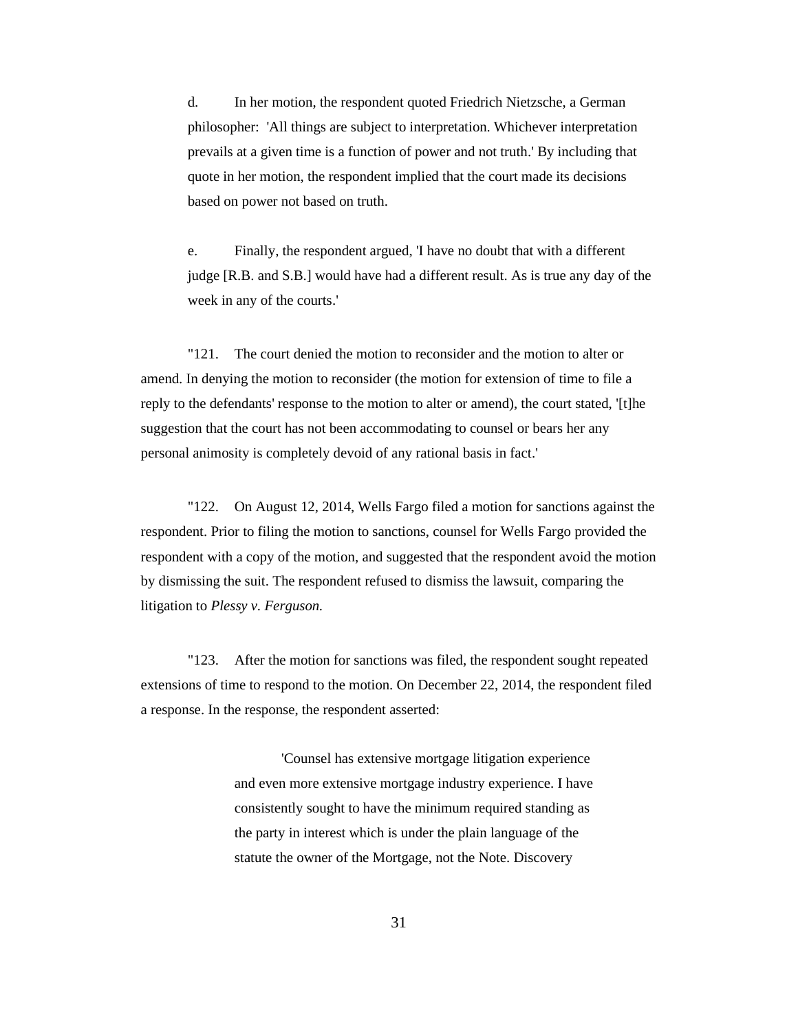d. In her motion, the respondent quoted Friedrich Nietzsche, a German philosopher: 'All things are subject to interpretation. Whichever interpretation prevails at a given time is a function of power and not truth.' By including that quote in her motion, the respondent implied that the court made its decisions based on power not based on truth.

e. Finally, the respondent argued, 'I have no doubt that with a different judge [R.B. and S.B.] would have had a different result. As is true any day of the week in any of the courts.'

"121. The court denied the motion to reconsider and the motion to alter or amend. In denying the motion to reconsider (the motion for extension of time to file a reply to the defendants' response to the motion to alter or amend), the court stated, '[t]he suggestion that the court has not been accommodating to counsel or bears her any personal animosity is completely devoid of any rational basis in fact.'

"122. On August 12, 2014, Wells Fargo filed a motion for sanctions against the respondent. Prior to filing the motion to sanctions, counsel for Wells Fargo provided the respondent with a copy of the motion, and suggested that the respondent avoid the motion by dismissing the suit. The respondent refused to dismiss the lawsuit, comparing the litigation to *Plessy v. Ferguson.*

"123. After the motion for sanctions was filed, the respondent sought repeated extensions of time to respond to the motion. On December 22, 2014, the respondent filed a response. In the response, the respondent asserted:

> 'Counsel has extensive mortgage litigation experience and even more extensive mortgage industry experience. I have consistently sought to have the minimum required standing as the party in interest which is under the plain language of the statute the owner of the Mortgage, not the Note. Discovery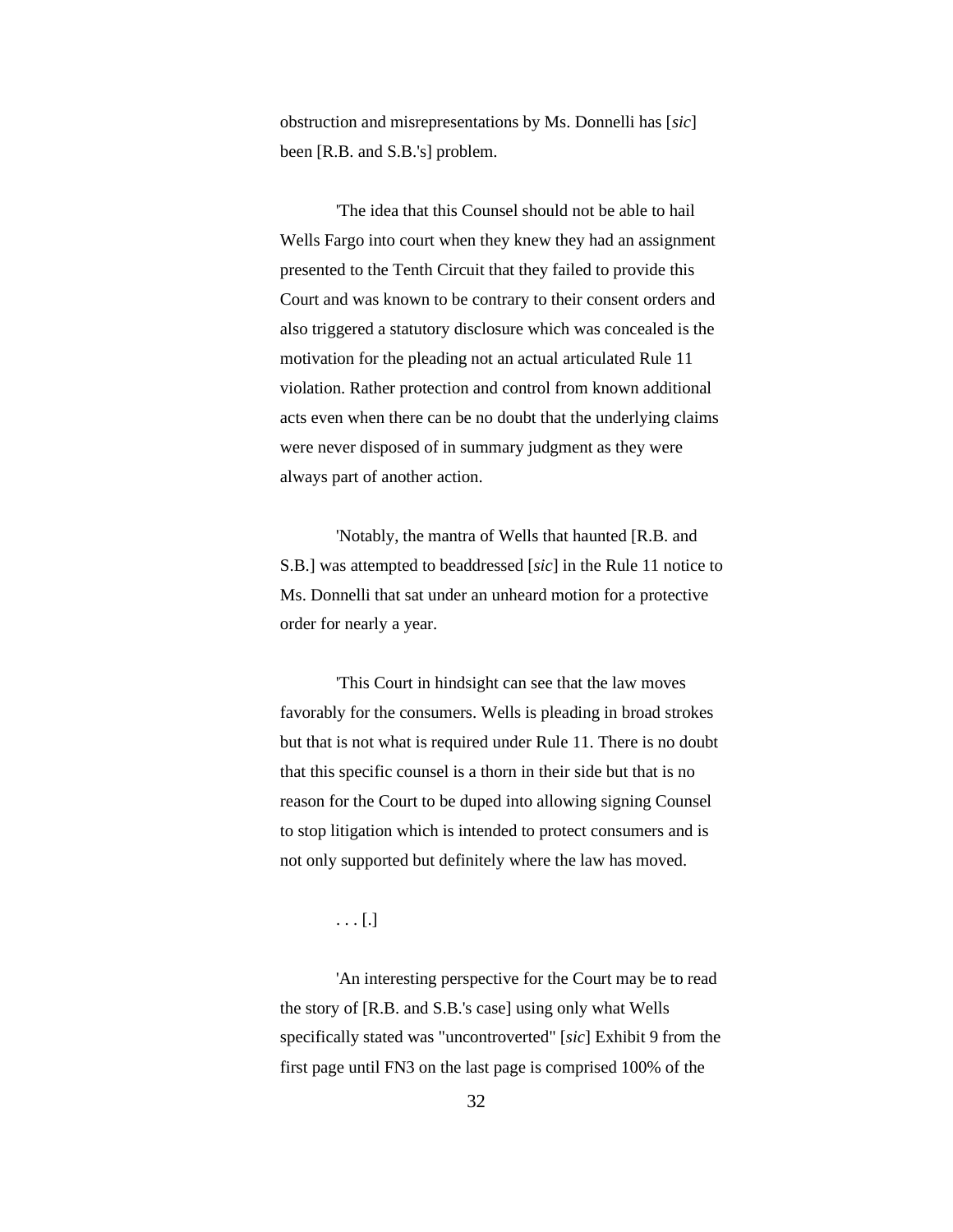obstruction and misrepresentations by Ms. Donnelli has [*sic*] been [R.B. and S.B.'s] problem.

'The idea that this Counsel should not be able to hail Wells Fargo into court when they knew they had an assignment presented to the Tenth Circuit that they failed to provide this Court and was known to be contrary to their consent orders and also triggered a statutory disclosure which was concealed is the motivation for the pleading not an actual articulated Rule 11 violation. Rather protection and control from known additional acts even when there can be no doubt that the underlying claims were never disposed of in summary judgment as they were always part of another action.

'Notably, the mantra of Wells that haunted [R.B. and S.B.] was attempted to beaddressed [*sic*] in the Rule 11 notice to Ms. Donnelli that sat under an unheard motion for a protective order for nearly a year.

'This Court in hindsight can see that the law moves favorably for the consumers. Wells is pleading in broad strokes but that is not what is required under Rule 11. There is no doubt that this specific counsel is a thorn in their side but that is no reason for the Court to be duped into allowing signing Counsel to stop litigation which is intended to protect consumers and is not only supported but definitely where the law has moved.

. . . [.]

'An interesting perspective for the Court may be to read the story of [R.B. and S.B.'s case] using only what Wells specifically stated was "uncontroverted" [*sic*] Exhibit 9 from the first page until FN3 on the last page is comprised 100% of the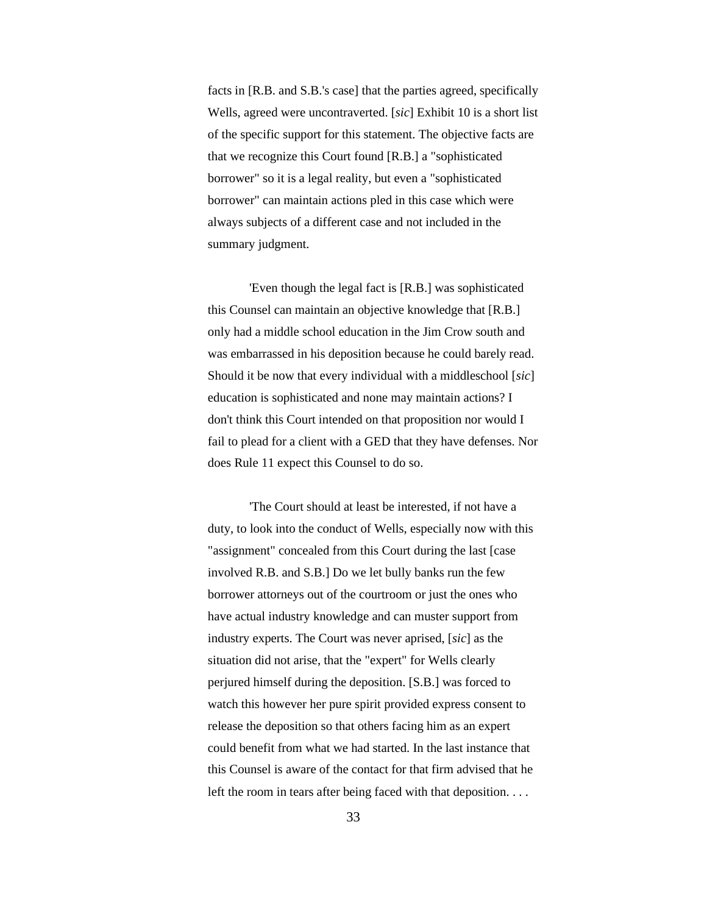facts in [R.B. and S.B.'s case] that the parties agreed, specifically Wells, agreed were uncontraverted. [*sic*] Exhibit 10 is a short list of the specific support for this statement. The objective facts are that we recognize this Court found [R.B.] a "sophisticated borrower" so it is a legal reality, but even a "sophisticated borrower" can maintain actions pled in this case which were always subjects of a different case and not included in the summary judgment.

'Even though the legal fact is [R.B.] was sophisticated this Counsel can maintain an objective knowledge that [R.B.] only had a middle school education in the Jim Crow south and was embarrassed in his deposition because he could barely read. Should it be now that every individual with a middleschool [*sic*] education is sophisticated and none may maintain actions? I don't think this Court intended on that proposition nor would I fail to plead for a client with a GED that they have defenses. Nor does Rule 11 expect this Counsel to do so.

'The Court should at least be interested, if not have a duty, to look into the conduct of Wells, especially now with this "assignment" concealed from this Court during the last [case involved R.B. and S.B.] Do we let bully banks run the few borrower attorneys out of the courtroom or just the ones who have actual industry knowledge and can muster support from industry experts. The Court was never aprised, [*sic*] as the situation did not arise, that the "expert" for Wells clearly perjured himself during the deposition. [S.B.] was forced to watch this however her pure spirit provided express consent to release the deposition so that others facing him as an expert could benefit from what we had started. In the last instance that this Counsel is aware of the contact for that firm advised that he left the room in tears after being faced with that deposition. . . .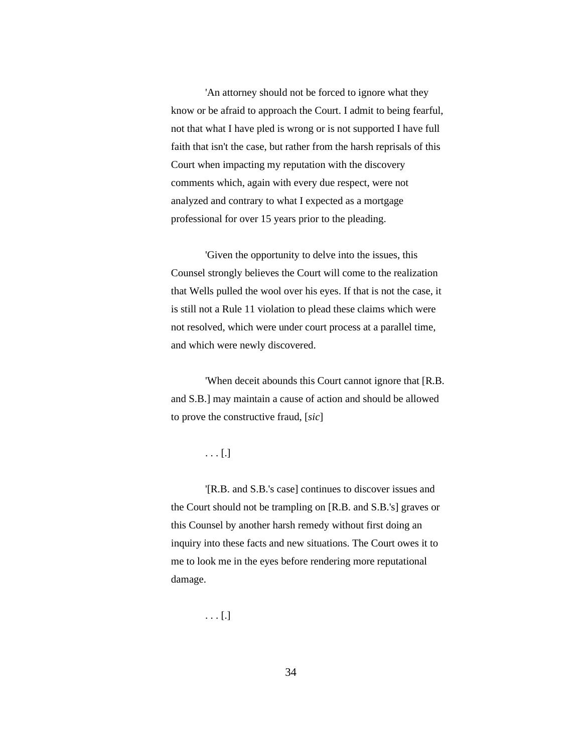'An attorney should not be forced to ignore what they know or be afraid to approach the Court. I admit to being fearful, not that what I have pled is wrong or is not supported I have full faith that isn't the case, but rather from the harsh reprisals of this Court when impacting my reputation with the discovery comments which, again with every due respect, were not analyzed and contrary to what I expected as a mortgage professional for over 15 years prior to the pleading.

'Given the opportunity to delve into the issues, this Counsel strongly believes the Court will come to the realization that Wells pulled the wool over his eyes. If that is not the case, it is still not a Rule 11 violation to plead these claims which were not resolved, which were under court process at a parallel time, and which were newly discovered.

'When deceit abounds this Court cannot ignore that [R.B. and S.B.] may maintain a cause of action and should be allowed to prove the constructive fraud, [*sic*]

. . . [.]

'[R.B. and S.B.'s case] continues to discover issues and the Court should not be trampling on [R.B. and S.B.'s] graves or this Counsel by another harsh remedy without first doing an inquiry into these facts and new situations. The Court owes it to me to look me in the eyes before rendering more reputational damage.

. . . [.]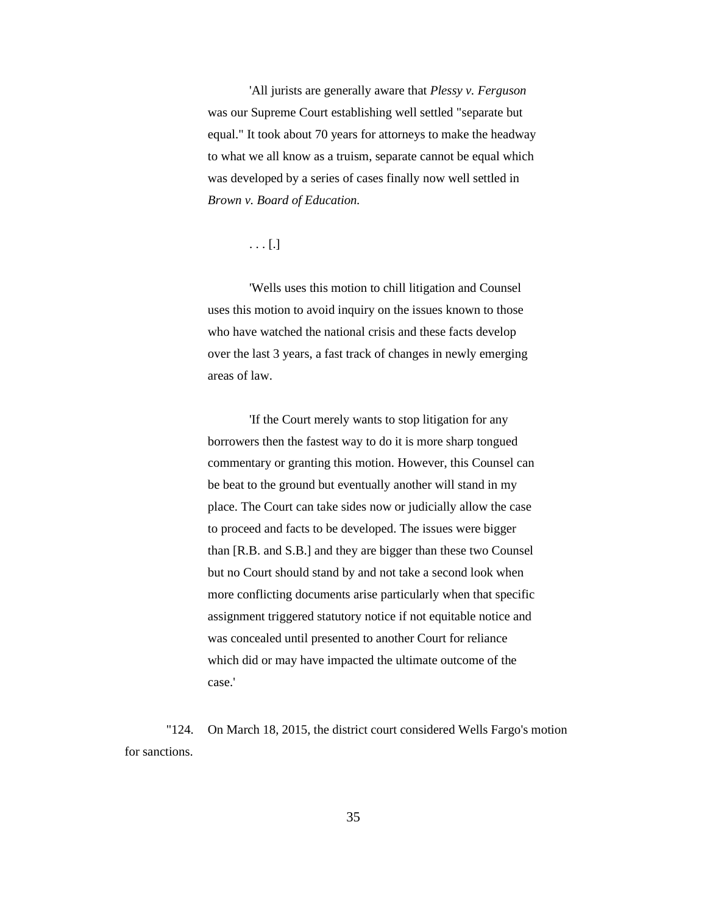> 'All jurists are generally aware that *Plessy v. Ferguson* was our Supreme Court establishing well settled "separate but equal." It took about 70 years for attorneys to make the headway to what we all know as a truism, separate cannot be equal which was developed by a series of cases finally now well settled in *Brown v. Board of Education.*
>
> . . . [.]
>
> 'Wells uses this motion to chill litigation and Counsel uses this motion to avoid inquiry on the issues known to those who have watched the national crisis and these facts develop over the last 3 years, a fast track of changes in newly emerging areas of law.
>
> 'If the Court merely wants to stop litigation for any borrowers then the fastest way to do it is more sharp tongued commentary or granting this motion. However, this Counsel can be beat to the ground but eventually another will stand in my place. The Court can take sides now or judicially allow the case to proceed and facts to be developed. The issues were bigger than [R.B. and S.B.] and they are bigger than these two Counsel but no Court should stand by and not take a second look when more conflicting documents arise particularly when that specific assignment triggered statutory notice if not equitable notice and was concealed until presented to another Court for reliance which did or may have impacted the ultimate outcome of the case.'

"124. On March 18, 2015, the district court considered Wells Fargo's motion for sanctions.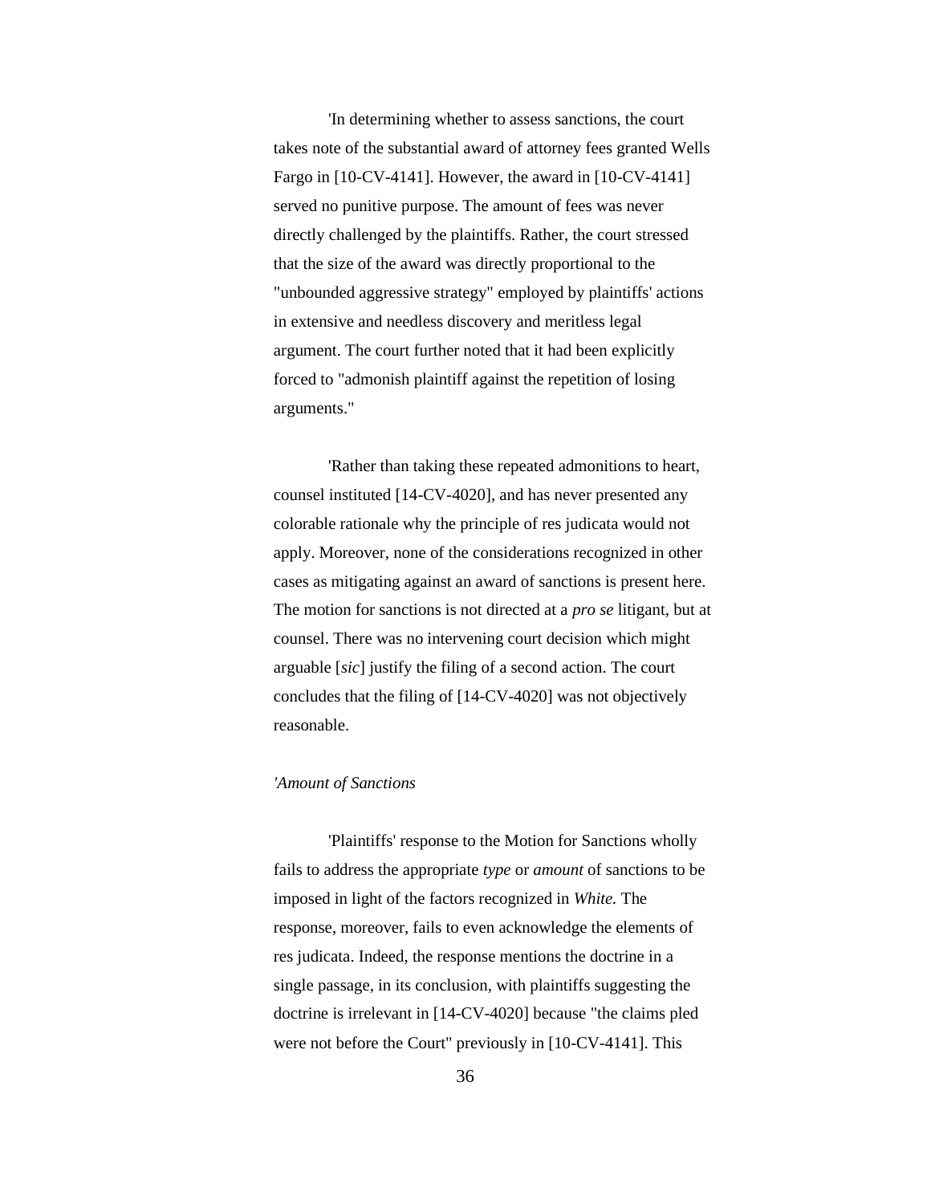'In determining whether to assess sanctions, the court takes note of the substantial award of attorney fees granted Wells Fargo in [10-CV-4141]. However, the award in [10-CV-4141] served no punitive purpose. The amount of fees was never directly challenged by the plaintiffs. Rather, the court stressed that the size of the award was directly proportional to the "unbounded aggressive strategy" employed by plaintiffs' actions in extensive and needless discovery and meritless legal argument. The court further noted that it had been explicitly forced to "admonish plaintiff against the repetition of losing arguments."

'Rather than taking these repeated admonitions to heart, counsel instituted [14-CV-4020], and has never presented any colorable rationale why the principle of res judicata would not apply. Moreover, none of the considerations recognized in other cases as mitigating against an award of sanctions is present here. The motion for sanctions is not directed at a *pro se* litigant, but at counsel. There was no intervening court decision which might arguable [*sic*] justify the filing of a second action. The court concludes that the filing of [14-CV-4020] was not objectively reasonable.

*'Amount of Sanctions*

'Plaintiffs' response to the Motion for Sanctions wholly fails to address the appropriate *type* or *amount* of sanctions to be imposed in light of the factors recognized in *White.* The response, moreover, fails to even acknowledge the elements of res judicata. Indeed, the response mentions the doctrine in a single passage, in its conclusion, with plaintiffs suggesting the doctrine is irrelevant in [14-CV-4020] because "the claims pled were not before the Court" previously in [10-CV-4141]. This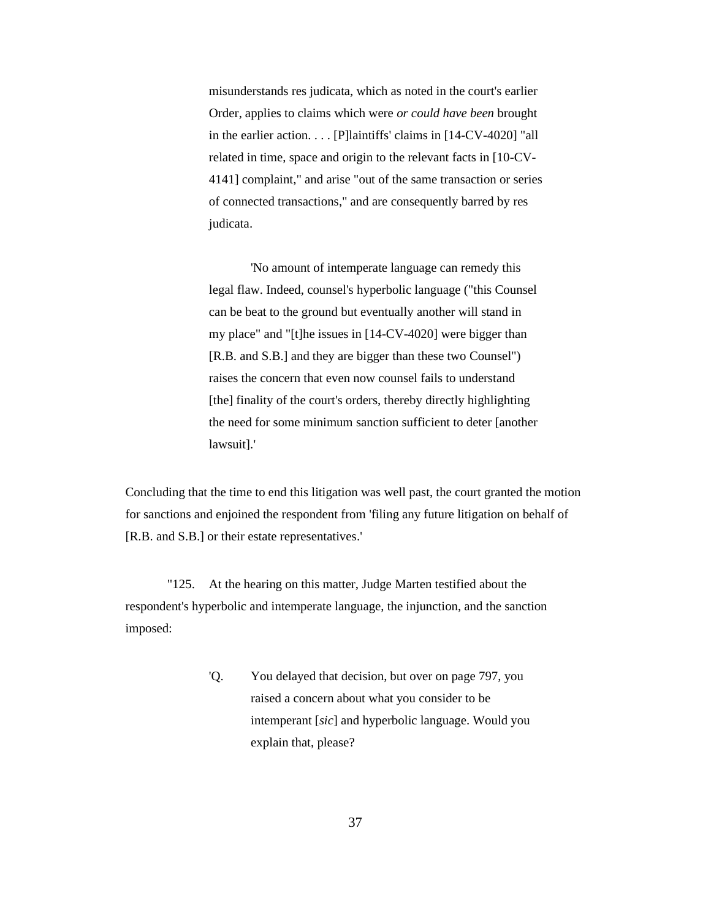> misunderstands res judicata, which as noted in the court's earlier Order, applies to claims which were *or could have been* brought in the earlier action. . . . [P]laintiffs' claims in [14-CV-4020] "all related in time, space and origin to the relevant facts in [10-CV-4141] complaint," and arise "out of the same transaction or series of connected transactions," and are consequently barred by res judicata.
>
> 'No amount of intemperate language can remedy this legal flaw. Indeed, counsel's hyperbolic language ("this Counsel can be beat to the ground but eventually another will stand in my place" and "[t]he issues in [14-CV-4020] were bigger than [R.B. and S.B.] and they are bigger than these two Counsel") raises the concern that even now counsel fails to understand [the] finality of the court's orders, thereby directly highlighting the need for some minimum sanction sufficient to deter [another lawsuit].'

Concluding that the time to end this litigation was well past, the court granted the motion for sanctions and enjoined the respondent from 'filing any future litigation on behalf of [R.B. and S.B.] or their estate representatives.'

"125. At the hearing on this matter, Judge Marten testified about the respondent's hyperbolic and intemperate language, the injunction, and the sanction imposed:

> 'Q. You delayed that decision, but over on page 797, you raised a concern about what you consider to be intemperant [*sic*] and hyperbolic language. Would you explain that, please?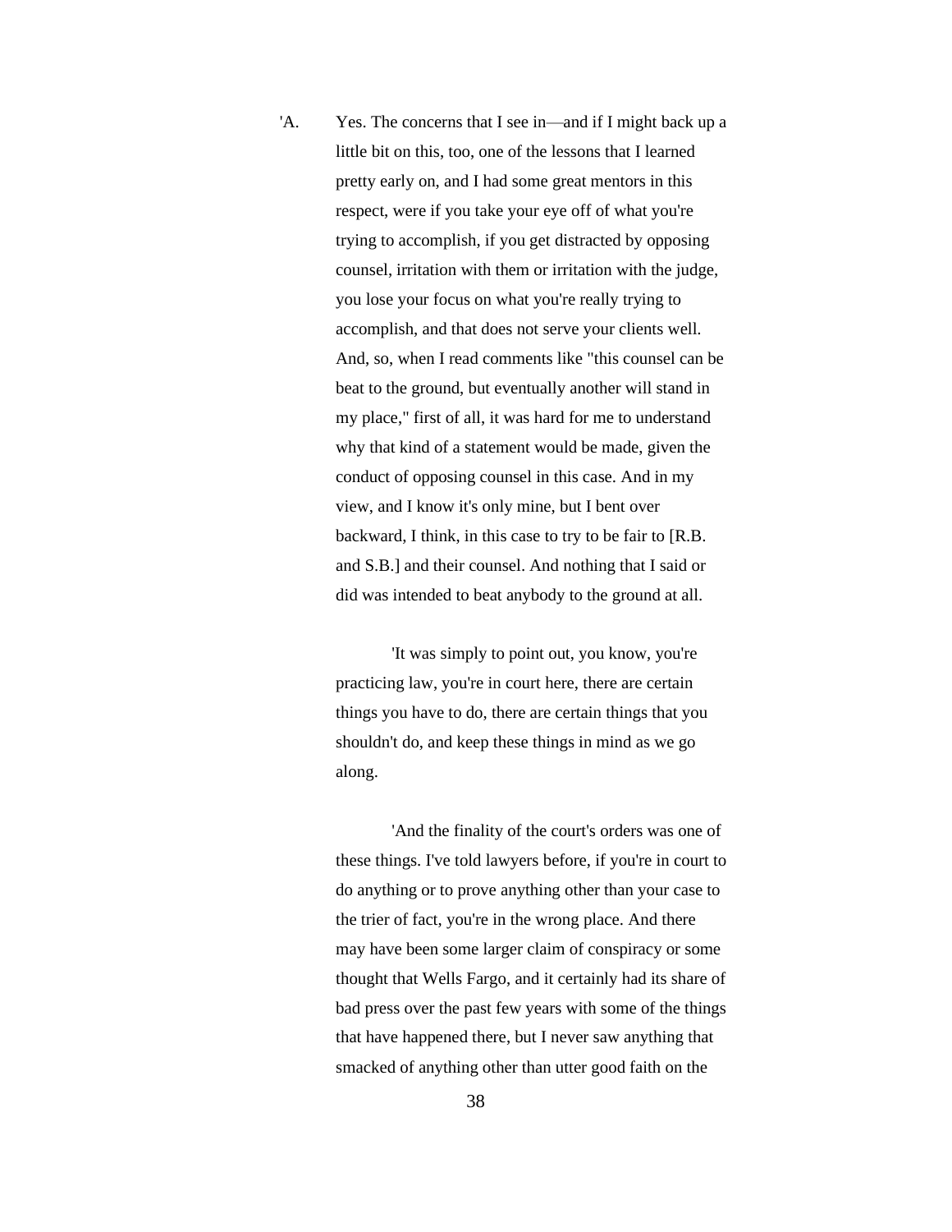'A. Yes. The concerns that I see in—and if I might back up a little bit on this, too, one of the lessons that I learned pretty early on, and I had some great mentors in this respect, were if you take your eye off of what you're trying to accomplish, if you get distracted by opposing counsel, irritation with them or irritation with the judge, you lose your focus on what you're really trying to accomplish, and that does not serve your clients well. And, so, when I read comments like "this counsel can be beat to the ground, but eventually another will stand in my place," first of all, it was hard for me to understand why that kind of a statement would be made, given the conduct of opposing counsel in this case. And in my view, and I know it's only mine, but I bent over backward, I think, in this case to try to be fair to [R.B. and S.B.] and their counsel. And nothing that I said or did was intended to beat anybody to the ground at all.

'It was simply to point out, you know, you're practicing law, you're in court here, there are certain things you have to do, there are certain things that you shouldn't do, and keep these things in mind as we go along.

'And the finality of the court's orders was one of these things. I've told lawyers before, if you're in court to do anything or to prove anything other than your case to the trier of fact, you're in the wrong place. And there may have been some larger claim of conspiracy or some thought that Wells Fargo, and it certainly had its share of bad press over the past few years with some of the things that have happened there, but I never saw anything that smacked of anything other than utter good faith on the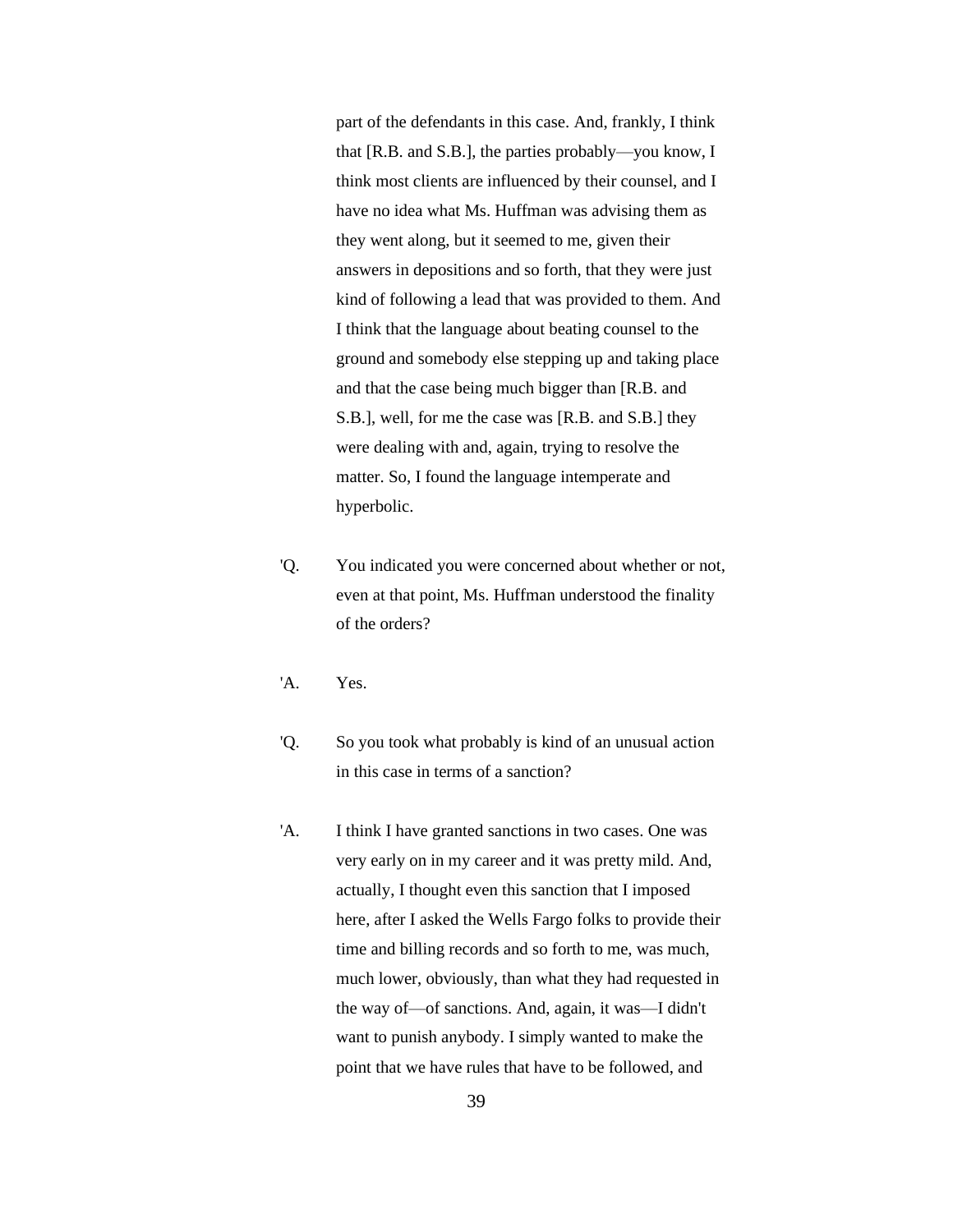part of the defendants in this case. And, frankly, I think that [R.B. and S.B.], the parties probably—you know, I think most clients are influenced by their counsel, and I have no idea what Ms. Huffman was advising them as they went along, but it seemed to me, given their answers in depositions and so forth, that they were just kind of following a lead that was provided to them. And I think that the language about beating counsel to the ground and somebody else stepping up and taking place and that the case being much bigger than [R.B. and S.B.], well, for me the case was [R.B. and S.B.] they were dealing with and, again, trying to resolve the matter. So, I found the language intemperate and hyperbolic.

'Q. You indicated you were concerned about whether or not, even at that point, Ms. Huffman understood the finality of the orders?

'A. Yes.

'Q. So you took what probably is kind of an unusual action in this case in terms of a sanction?

'A. I think I have granted sanctions in two cases. One was very early on in my career and it was pretty mild. And, actually, I thought even this sanction that I imposed here, after I asked the Wells Fargo folks to provide their time and billing records and so forth to me, was much, much lower, obviously, than what they had requested in the way of—of sanctions. And, again, it was—I didn't want to punish anybody. I simply wanted to make the point that we have rules that have to be followed, and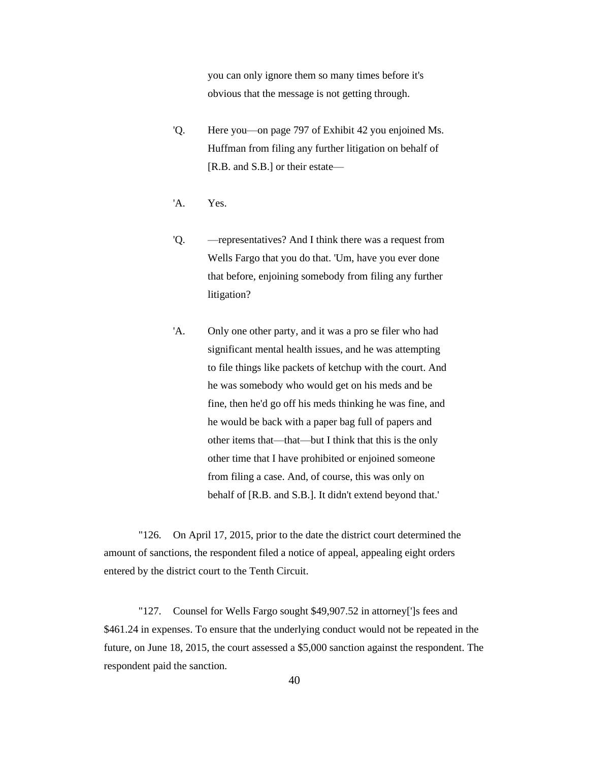you can only ignore them so many times before it's obvious that the message is not getting through.

'Q. Here you—on page 797 of Exhibit 42 you enjoined Ms. Huffman from filing any further litigation on behalf of [R.B. and S.B.] or their estate—

'A. Yes.

'Q. —representatives? And I think there was a request from Wells Fargo that you do that. 'Um, have you ever done that before, enjoining somebody from filing any further litigation?

'A. Only one other party, and it was a pro se filer who had significant mental health issues, and he was attempting to file things like packets of ketchup with the court. And he was somebody who would get on his meds and be fine, then he'd go off his meds thinking he was fine, and he would be back with a paper bag full of papers and other items that—that—but I think that this is the only other time that I have prohibited or enjoined someone from filing a case. And, of course, this was only on behalf of [R.B. and S.B.]. It didn't extend beyond that.'

"126. On April 17, 2015, prior to the date the district court determined the amount of sanctions, the respondent filed a notice of appeal, appealing eight orders entered by the district court to the Tenth Circuit.

"127. Counsel for Wells Fargo sought $49,907.52 in attorney[']s fees and $461.24 in expenses. To ensure that the underlying conduct would not be repeated in the future, on June 18, 2015, the court assessed a $5,000 sanction against the respondent. The respondent paid the sanction.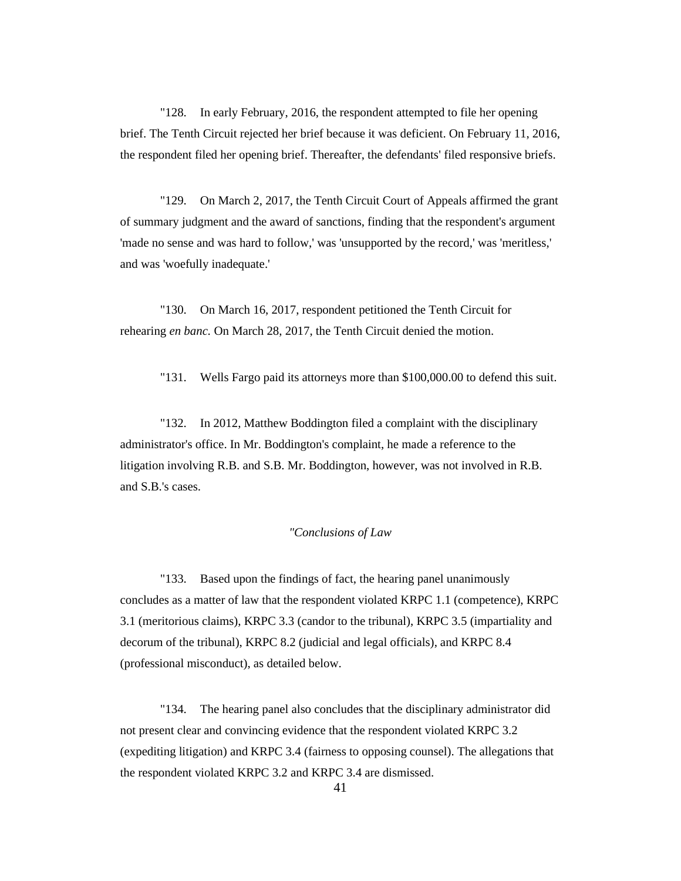"128. In early February, 2016, the respondent attempted to file her opening brief. The Tenth Circuit rejected her brief because it was deficient. On February 11, 2016, the respondent filed her opening brief. Thereafter, the defendants' filed responsive briefs.

"129. On March 2, 2017, the Tenth Circuit Court of Appeals affirmed the grant of summary judgment and the award of sanctions, finding that the respondent's argument 'made no sense and was hard to follow,' was 'unsupported by the record,' was 'meritless,' and was 'woefully inadequate.'

"130. On March 16, 2017, respondent petitioned the Tenth Circuit for rehearing *en banc.* On March 28, 2017, the Tenth Circuit denied the motion.

"131. Wells Fargo paid its attorneys more than $100,000.00 to defend this suit.

"132. In 2012, Matthew Boddington filed a complaint with the disciplinary administrator's office. In Mr. Boddington's complaint, he made a reference to the litigation involving R.B. and S.B. Mr. Boddington, however, was not involved in R.B. and S.B.'s cases.

*"Conclusions of Law*

"133. Based upon the findings of fact, the hearing panel unanimously concludes as a matter of law that the respondent violated KRPC 1.1 (competence), KRPC 3.1 (meritorious claims), KRPC 3.3 (candor to the tribunal), KRPC 3.5 (impartiality and decorum of the tribunal), KRPC 8.2 (judicial and legal officials), and KRPC 8.4 (professional misconduct), as detailed below.

"134. The hearing panel also concludes that the disciplinary administrator did not present clear and convincing evidence that the respondent violated KRPC 3.2 (expediting litigation) and KRPC 3.4 (fairness to opposing counsel). The allegations that the respondent violated KRPC 3.2 and KRPC 3.4 are dismissed.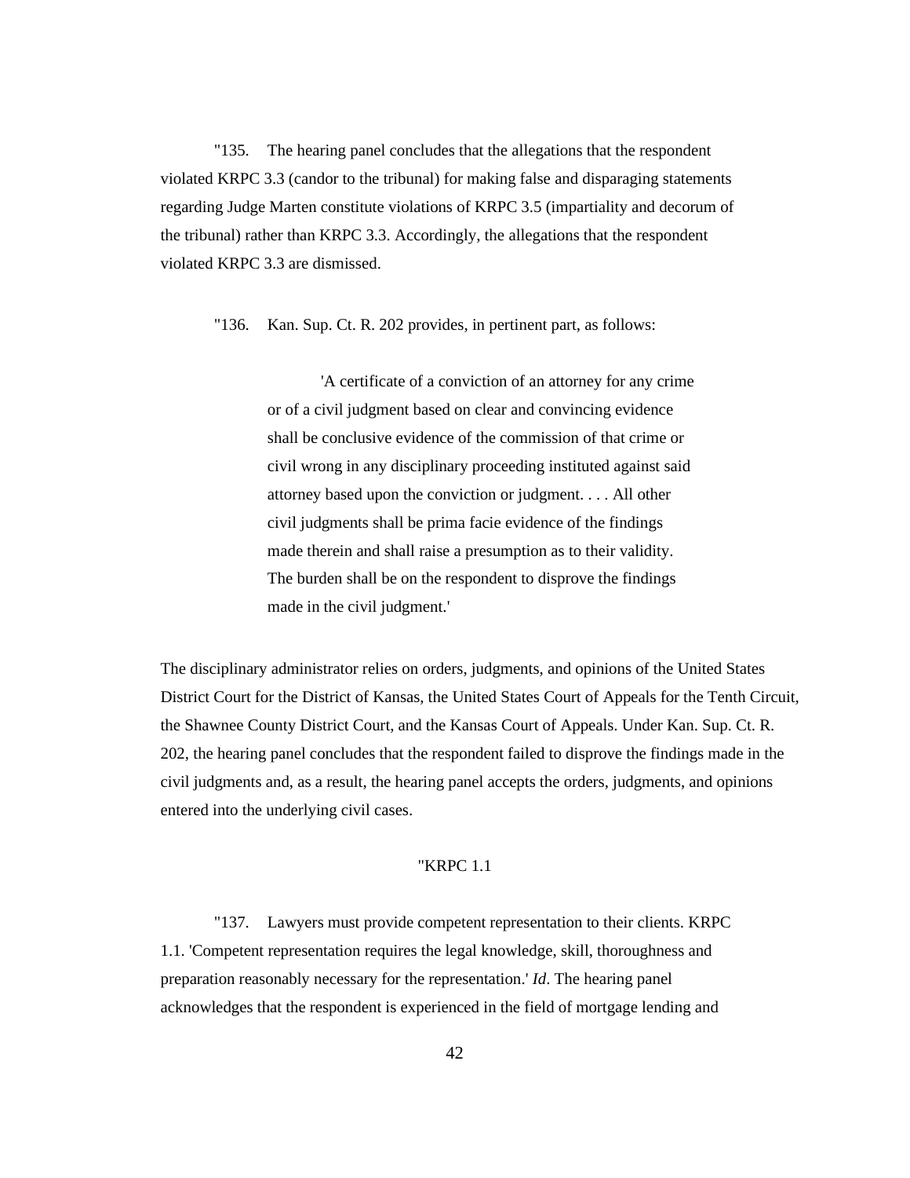"135. The hearing panel concludes that the allegations that the respondent violated KRPC 3.3 (candor to the tribunal) for making false and disparaging statements regarding Judge Marten constitute violations of KRPC 3.5 (impartiality and decorum of the tribunal) rather than KRPC 3.3. Accordingly, the allegations that the respondent violated KRPC 3.3 are dismissed.

"136. Kan. Sup. Ct. R. 202 provides, in pertinent part, as follows:

> 'A certificate of a conviction of an attorney for any crime or of a civil judgment based on clear and convincing evidence shall be conclusive evidence of the commission of that crime or civil wrong in any disciplinary proceeding instituted against said attorney based upon the conviction or judgment. . . . All other civil judgments shall be prima facie evidence of the findings made therein and shall raise a presumption as to their validity. The burden shall be on the respondent to disprove the findings made in the civil judgment.'

The disciplinary administrator relies on orders, judgments, and opinions of the United States District Court for the District of Kansas, the United States Court of Appeals for the Tenth Circuit, the Shawnee County District Court, and the Kansas Court of Appeals. Under Kan. Sup. Ct. R. 202, the hearing panel concludes that the respondent failed to disprove the findings made in the civil judgments and, as a result, the hearing panel accepts the orders, judgments, and opinions entered into the underlying civil cases.

"KRPC 1.1

"137. Lawyers must provide competent representation to their clients. KRPC 1.1. 'Competent representation requires the legal knowledge, skill, thoroughness and preparation reasonably necessary for the representation.' *Id*. The hearing panel acknowledges that the respondent is experienced in the field of mortgage lending and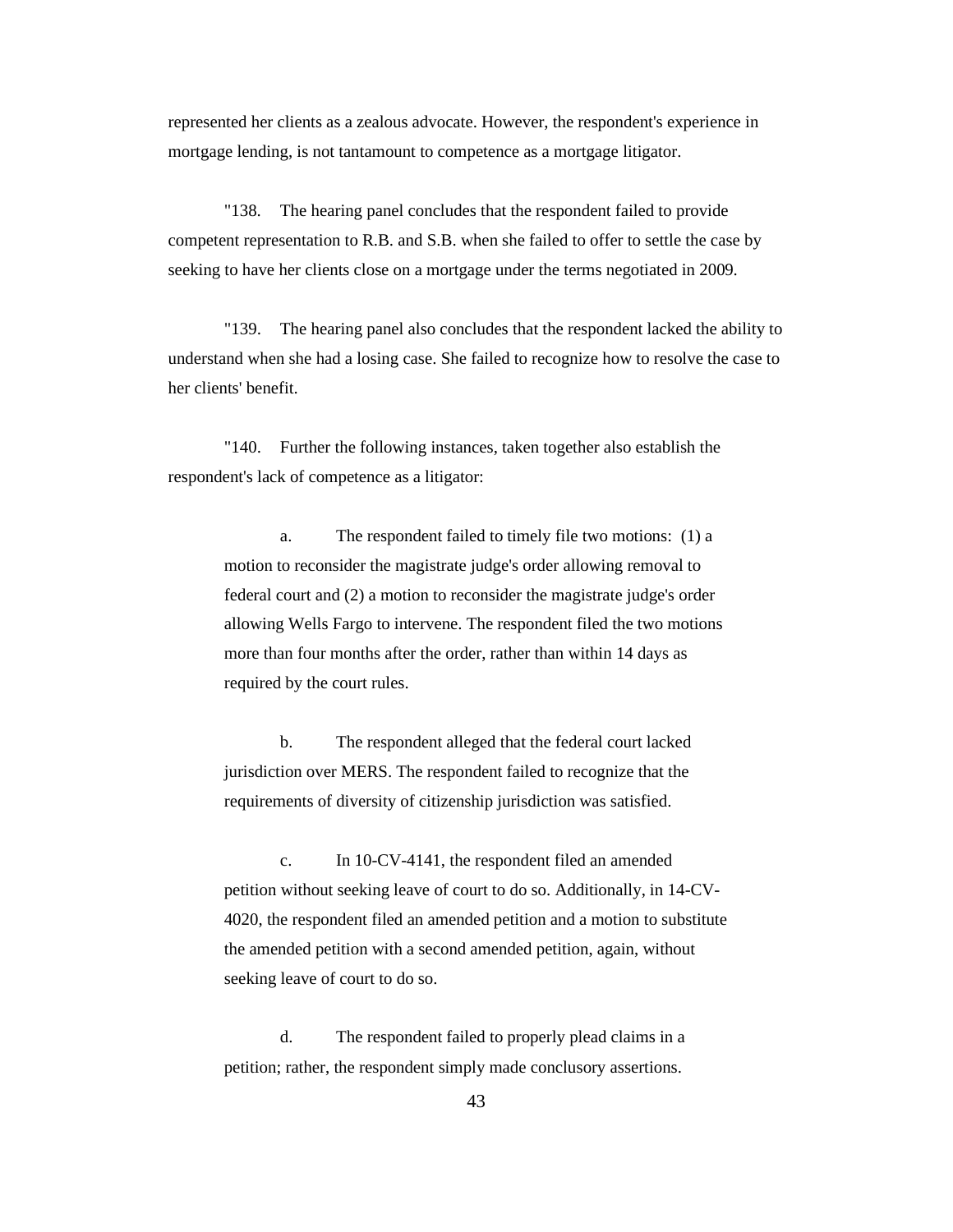represented her clients as a zealous advocate. However, the respondent's experience in mortgage lending, is not tantamount to competence as a mortgage litigator.

"138. The hearing panel concludes that the respondent failed to provide competent representation to R.B. and S.B. when she failed to offer to settle the case by seeking to have her clients close on a mortgage under the terms negotiated in 2009.

"139. The hearing panel also concludes that the respondent lacked the ability to understand when she had a losing case. She failed to recognize how to resolve the case to her clients' benefit.

"140. Further the following instances, taken together also establish the respondent's lack of competence as a litigator:

> a. The respondent failed to timely file two motions: (1) a motion to reconsider the magistrate judge's order allowing removal to federal court and (2) a motion to reconsider the magistrate judge's order allowing Wells Fargo to intervene. The respondent filed the two motions more than four months after the order, rather than within 14 days as required by the court rules.
>
> b. The respondent alleged that the federal court lacked jurisdiction over MERS. The respondent failed to recognize that the requirements of diversity of citizenship jurisdiction was satisfied.
>
> c. In 10-CV-4141, the respondent filed an amended petition without seeking leave of court to do so. Additionally, in 14-CV-4020, the respondent filed an amended petition and a motion to substitute the amended petition with a second amended petition, again, without seeking leave of court to do so.
>
> d. The respondent failed to properly plead claims in a petition; rather, the respondent simply made conclusory assertions.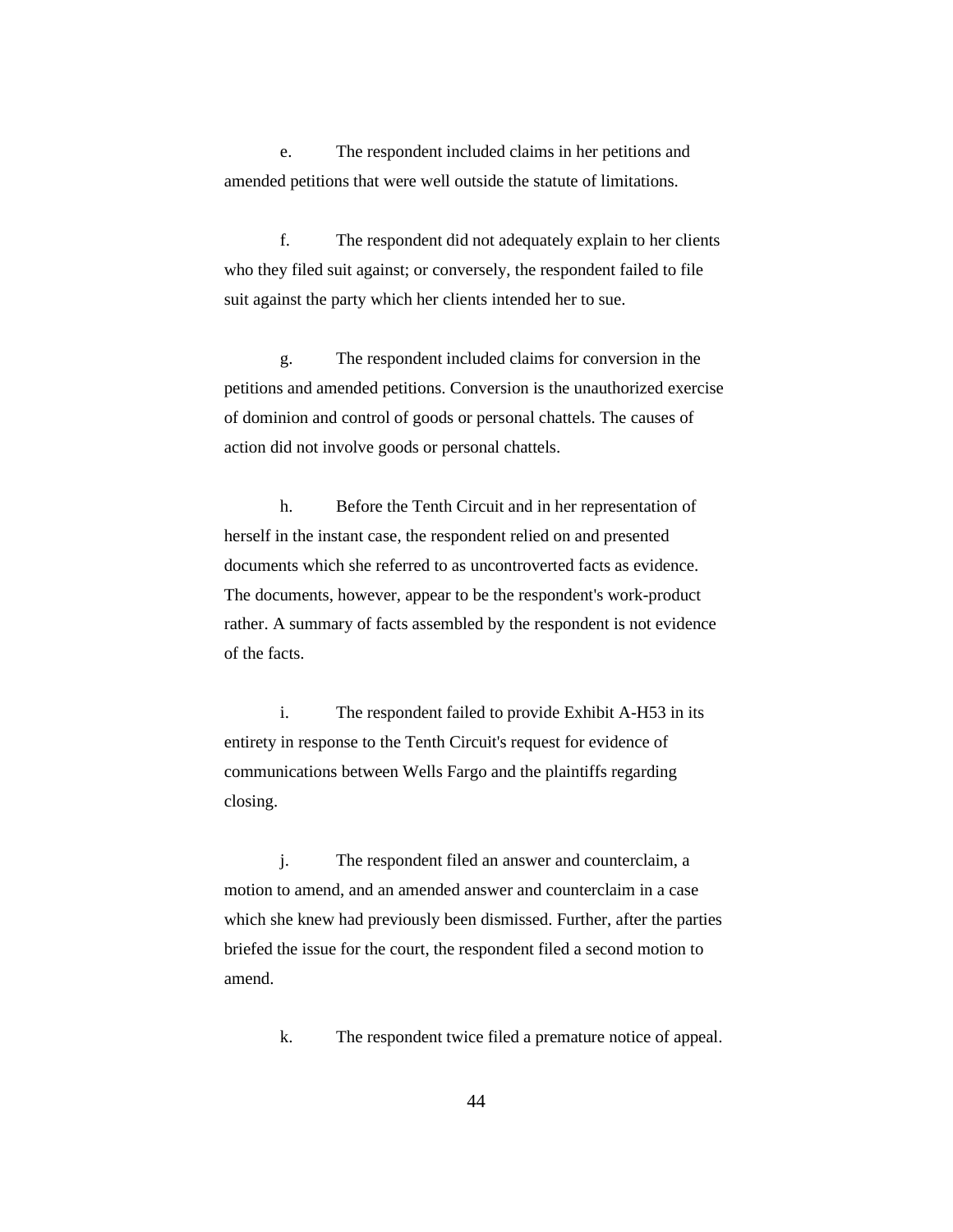e. The respondent included claims in her petitions and amended petitions that were well outside the statute of limitations.

f. The respondent did not adequately explain to her clients who they filed suit against; or conversely, the respondent failed to file suit against the party which her clients intended her to sue.

g. The respondent included claims for conversion in the petitions and amended petitions. Conversion is the unauthorized exercise of dominion and control of goods or personal chattels. The causes of action did not involve goods or personal chattels.

h. Before the Tenth Circuit and in her representation of herself in the instant case, the respondent relied on and presented documents which she referred to as uncontroverted facts as evidence. The documents, however, appear to be the respondent's work-product rather. A summary of facts assembled by the respondent is not evidence of the facts.

i. The respondent failed to provide Exhibit A-H53 in its entirety in response to the Tenth Circuit's request for evidence of communications between Wells Fargo and the plaintiffs regarding closing.

j. The respondent filed an answer and counterclaim, a motion to amend, and an amended answer and counterclaim in a case which she knew had previously been dismissed. Further, after the parties briefed the issue for the court, the respondent filed a second motion to amend.

k. The respondent twice filed a premature notice of appeal.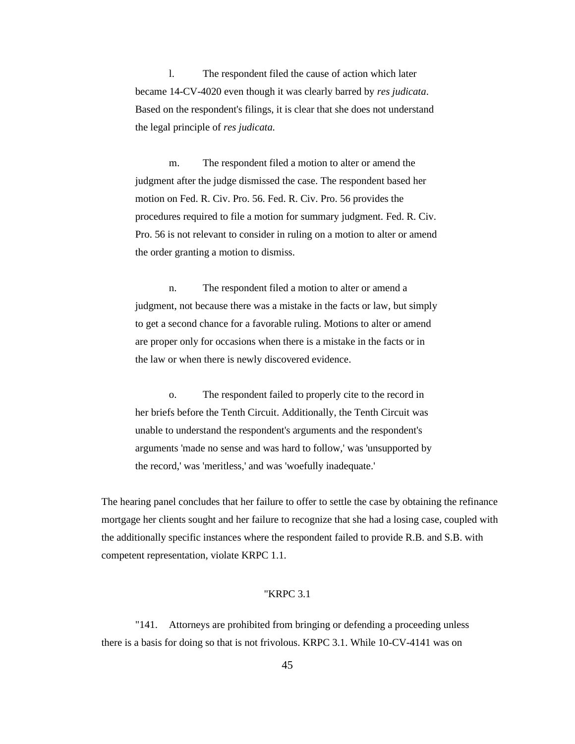l. The respondent filed the cause of action which later became 14-CV-4020 even though it was clearly barred by *res judicata*. Based on the respondent's filings, it is clear that she does not understand the legal principle of *res judicata.*

m. The respondent filed a motion to alter or amend the judgment after the judge dismissed the case. The respondent based her motion on Fed. R. Civ. Pro. 56. Fed. R. Civ. Pro. 56 provides the procedures required to file a motion for summary judgment. Fed. R. Civ. Pro. 56 is not relevant to consider in ruling on a motion to alter or amend the order granting a motion to dismiss.

n. The respondent filed a motion to alter or amend a judgment, not because there was a mistake in the facts or law, but simply to get a second chance for a favorable ruling. Motions to alter or amend are proper only for occasions when there is a mistake in the facts or in the law or when there is newly discovered evidence.

o. The respondent failed to properly cite to the record in her briefs before the Tenth Circuit. Additionally, the Tenth Circuit was unable to understand the respondent's arguments and the respondent's arguments 'made no sense and was hard to follow,' was 'unsupported by the record,' was 'meritless,' and was 'woefully inadequate.'

The hearing panel concludes that her failure to offer to settle the case by obtaining the refinance mortgage her clients sought and her failure to recognize that she had a losing case, coupled with the additionally specific instances where the respondent failed to provide R.B. and S.B. with competent representation, violate KRPC 1.1.

"KRPC 3.1

"141. Attorneys are prohibited from bringing or defending a proceeding unless there is a basis for doing so that is not frivolous. KRPC 3.1. While 10-CV-4141 was on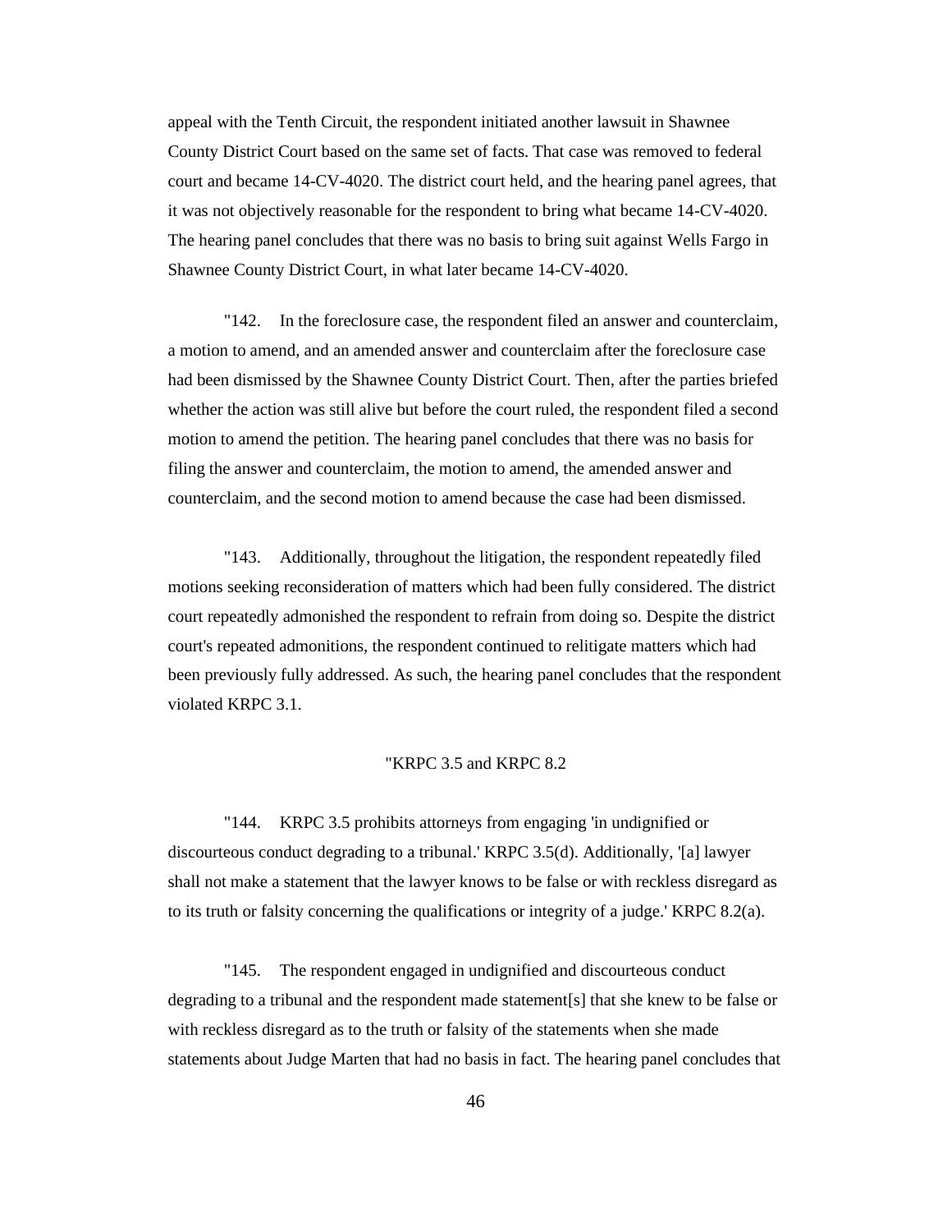appeal with the Tenth Circuit, the respondent initiated another lawsuit in Shawnee County District Court based on the same set of facts. That case was removed to federal court and became 14-CV-4020. The district court held, and the hearing panel agrees, that it was not objectively reasonable for the respondent to bring what became 14-CV-4020. The hearing panel concludes that there was no basis to bring suit against Wells Fargo in Shawnee County District Court, in what later became 14-CV-4020.

"142. In the foreclosure case, the respondent filed an answer and counterclaim, a motion to amend, and an amended answer and counterclaim after the foreclosure case had been dismissed by the Shawnee County District Court. Then, after the parties briefed whether the action was still alive but before the court ruled, the respondent filed a second motion to amend the petition. The hearing panel concludes that there was no basis for filing the answer and counterclaim, the motion to amend, the amended answer and counterclaim, and the second motion to amend because the case had been dismissed.

"143. Additionally, throughout the litigation, the respondent repeatedly filed motions seeking reconsideration of matters which had been fully considered. The district court repeatedly admonished the respondent to refrain from doing so. Despite the district court's repeated admonitions, the respondent continued to relitigate matters which had been previously fully addressed. As such, the hearing panel concludes that the respondent violated KRPC 3.1.

"KRPC 3.5 and KRPC 8.2

"144. KRPC 3.5 prohibits attorneys from engaging 'in undignified or discourteous conduct degrading to a tribunal.' KRPC 3.5(d). Additionally, '[a] lawyer shall not make a statement that the lawyer knows to be false or with reckless disregard as to its truth or falsity concerning the qualifications or integrity of a judge.' KRPC 8.2(a).

"145. The respondent engaged in undignified and discourteous conduct degrading to a tribunal and the respondent made statement[s] that she knew to be false or with reckless disregard as to the truth or falsity of the statements when she made statements about Judge Marten that had no basis in fact. The hearing panel concludes that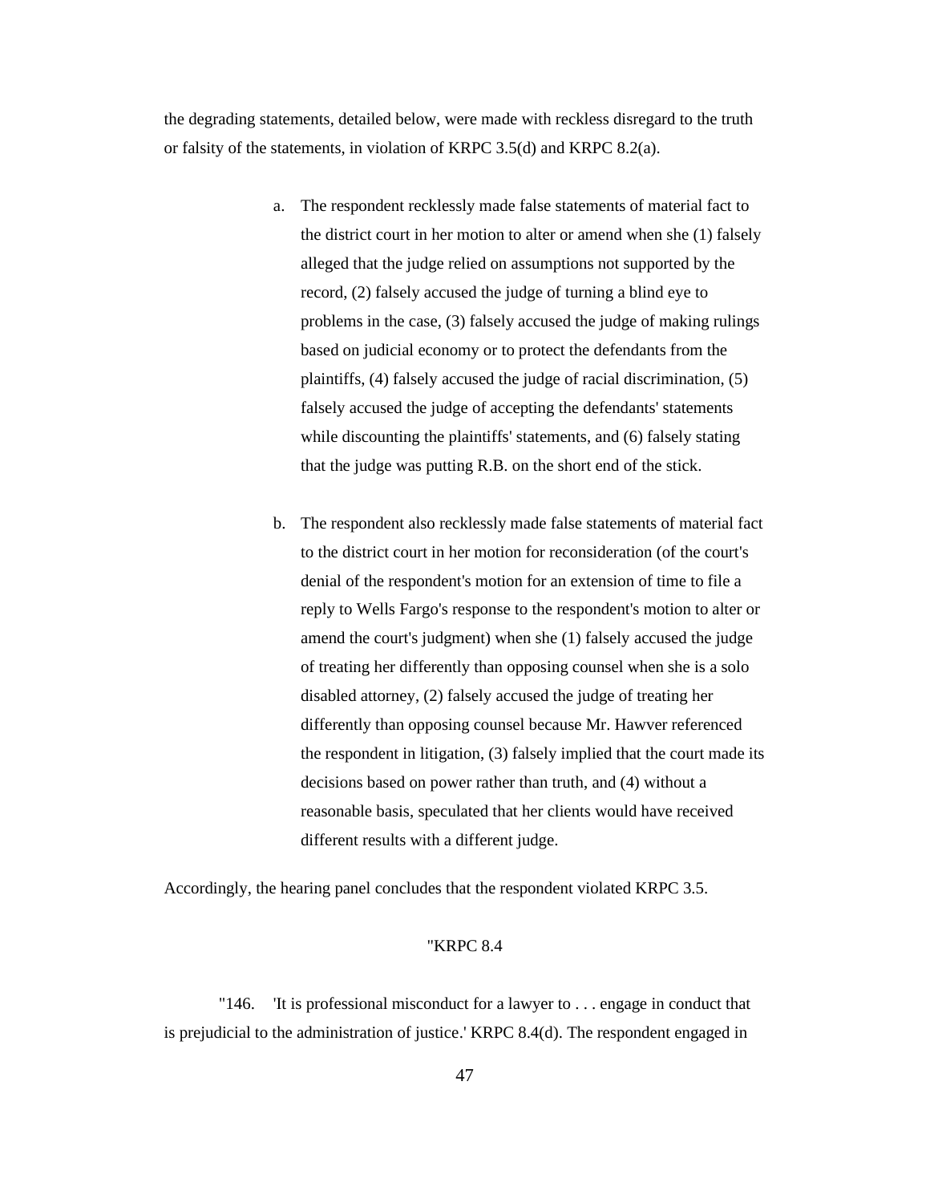the degrading statements, detailed below, were made with reckless disregard to the truth or falsity of the statements, in violation of KRPC 3.5(d) and KRPC 8.2(a).

> a. The respondent recklessly made false statements of material fact to the district court in her motion to alter or amend when she (1) falsely alleged that the judge relied on assumptions not supported by the record, (2) falsely accused the judge of turning a blind eye to problems in the case, (3) falsely accused the judge of making rulings based on judicial economy or to protect the defendants from the plaintiffs, (4) falsely accused the judge of racial discrimination, (5) falsely accused the judge of accepting the defendants' statements while discounting the plaintiffs' statements, and (6) falsely stating that the judge was putting R.B. on the short end of the stick.
>
> b. The respondent also recklessly made false statements of material fact to the district court in her motion for reconsideration (of the court's denial of the respondent's motion for an extension of time to file a reply to Wells Fargo's response to the respondent's motion to alter or amend the court's judgment) when she (1) falsely accused the judge of treating her differently than opposing counsel when she is a solo disabled attorney, (2) falsely accused the judge of treating her differently than opposing counsel because Mr. Hawver referenced the respondent in litigation, (3) falsely implied that the court made its decisions based on power rather than truth, and (4) without a reasonable basis, speculated that her clients would have received different results with a different judge.

Accordingly, the hearing panel concludes that the respondent violated KRPC 3.5.

"KRPC 8.4

"146. 'It is professional misconduct for a lawyer to . . . engage in conduct that is prejudicial to the administration of justice.' KRPC 8.4(d). The respondent engaged in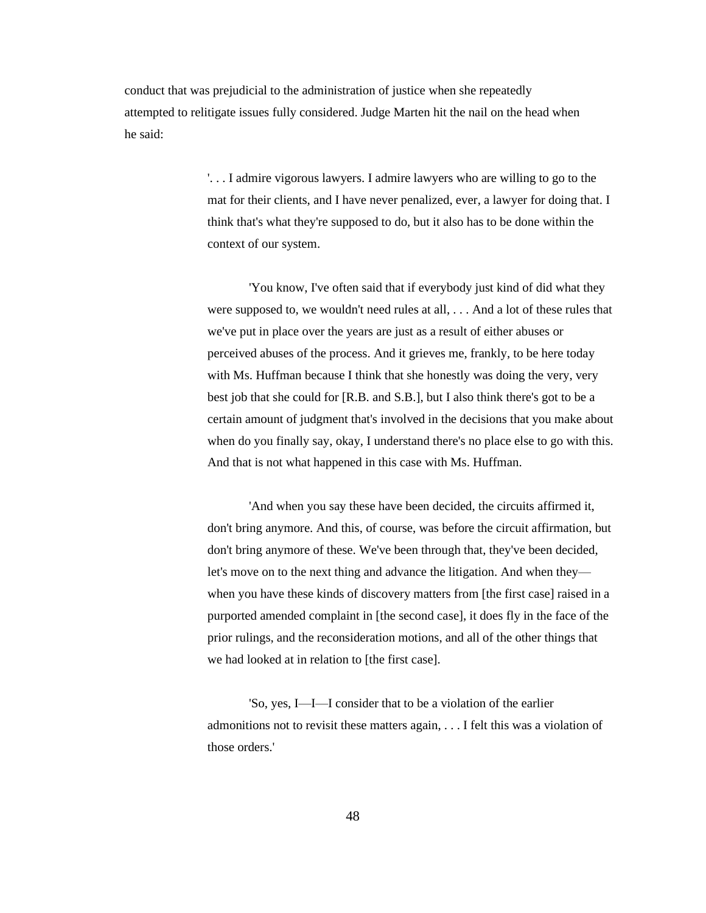conduct that was prejudicial to the administration of justice when she repeatedly attempted to relitigate issues fully considered. Judge Marten hit the nail on the head when he said:

> '. . . I admire vigorous lawyers. I admire lawyers who are willing to go to the mat for their clients, and I have never penalized, ever, a lawyer for doing that. I think that's what they're supposed to do, but it also has to be done within the context of our system.
>
> 'You know, I've often said that if everybody just kind of did what they were supposed to, we wouldn't need rules at all, . . . And a lot of these rules that we've put in place over the years are just as a result of either abuses or perceived abuses of the process. And it grieves me, frankly, to be here today with Ms. Huffman because I think that she honestly was doing the very, very best job that she could for [R.B. and S.B.], but I also think there's got to be a certain amount of judgment that's involved in the decisions that you make about when do you finally say, okay, I understand there's no place else to go with this. And that is not what happened in this case with Ms. Huffman.
>
> 'And when you say these have been decided, the circuits affirmed it, don't bring anymore. And this, of course, was before the circuit affirmation, but don't bring anymore of these. We've been through that, they've been decided, let's move on to the next thing and advance the litigation. And when they—when you have these kinds of discovery matters from [the first case] raised in a purported amended complaint in [the second case], it does fly in the face of the prior rulings, and the reconsideration motions, and all of the other things that we had looked at in relation to [the first case].
>
> 'So, yes, I—I—I consider that to be a violation of the earlier admonitions not to revisit these matters again, . . . I felt this was a violation of those orders.'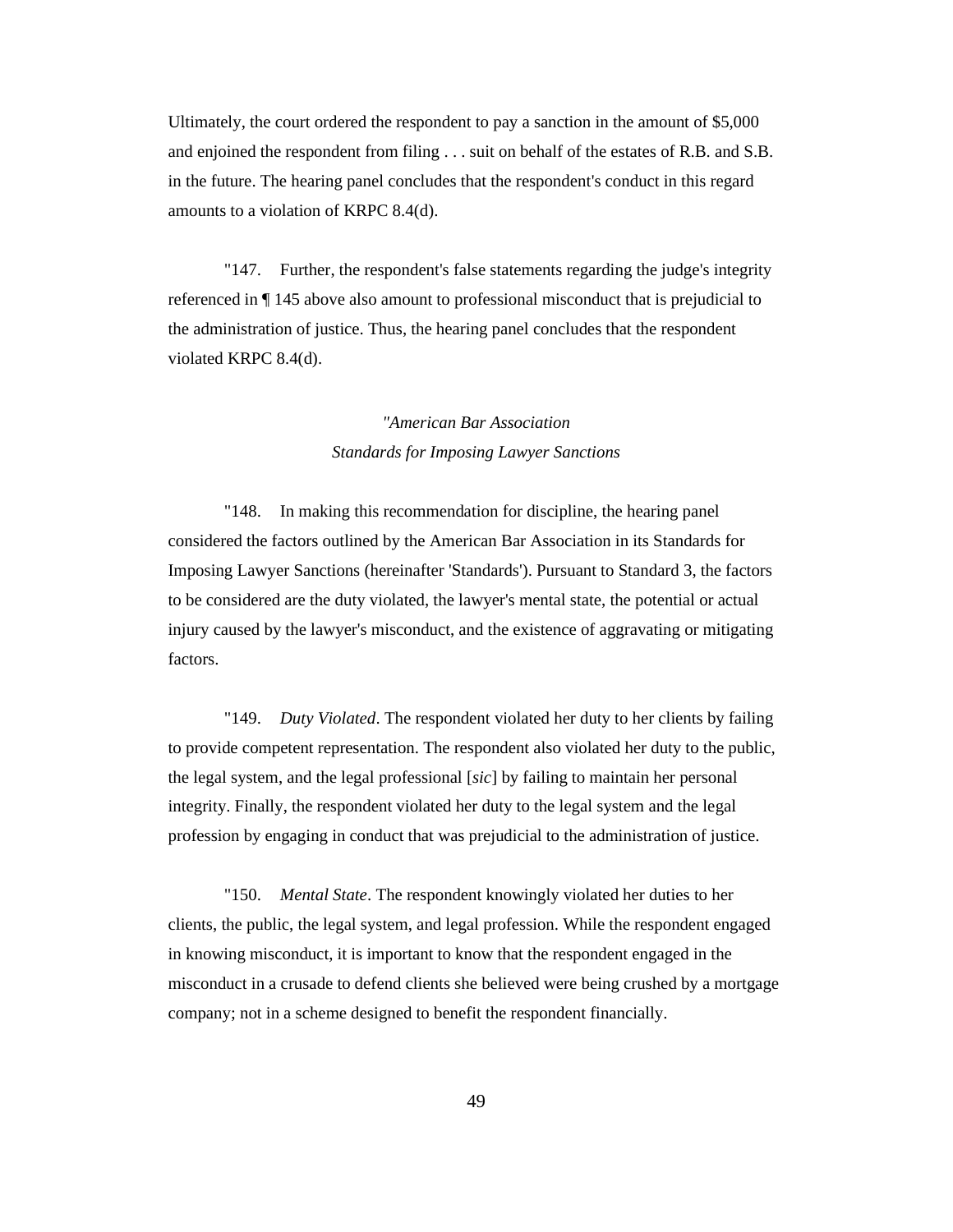Ultimately, the court ordered the respondent to pay a sanction in the amount of $5,000 and enjoined the respondent from filing . . . suit on behalf of the estates of R.B. and S.B. in the future. The hearing panel concludes that the respondent's conduct in this regard amounts to a violation of KRPC 8.4(d).

"147. Further, the respondent's false statements regarding the judge's integrity referenced in ¶ 145 above also amount to professional misconduct that is prejudicial to the administration of justice. Thus, the hearing panel concludes that the respondent violated KRPC 8.4(d).

*"American Bar Association*
*Standards for Imposing Lawyer Sanctions*

"148. In making this recommendation for discipline, the hearing panel considered the factors outlined by the American Bar Association in its Standards for Imposing Lawyer Sanctions (hereinafter 'Standards'). Pursuant to Standard 3, the factors to be considered are the duty violated, the lawyer's mental state, the potential or actual injury caused by the lawyer's misconduct, and the existence of aggravating or mitigating factors.

"149. *Duty Violated*. The respondent violated her duty to her clients by failing to provide competent representation. The respondent also violated her duty to the public, the legal system, and the legal professional [*sic*] by failing to maintain her personal integrity. Finally, the respondent violated her duty to the legal system and the legal profession by engaging in conduct that was prejudicial to the administration of justice.

"150. *Mental State*. The respondent knowingly violated her duties to her clients, the public, the legal system, and legal profession. While the respondent engaged in knowing misconduct, it is important to know that the respondent engaged in the misconduct in a crusade to defend clients she believed were being crushed by a mortgage company; not in a scheme designed to benefit the respondent financially.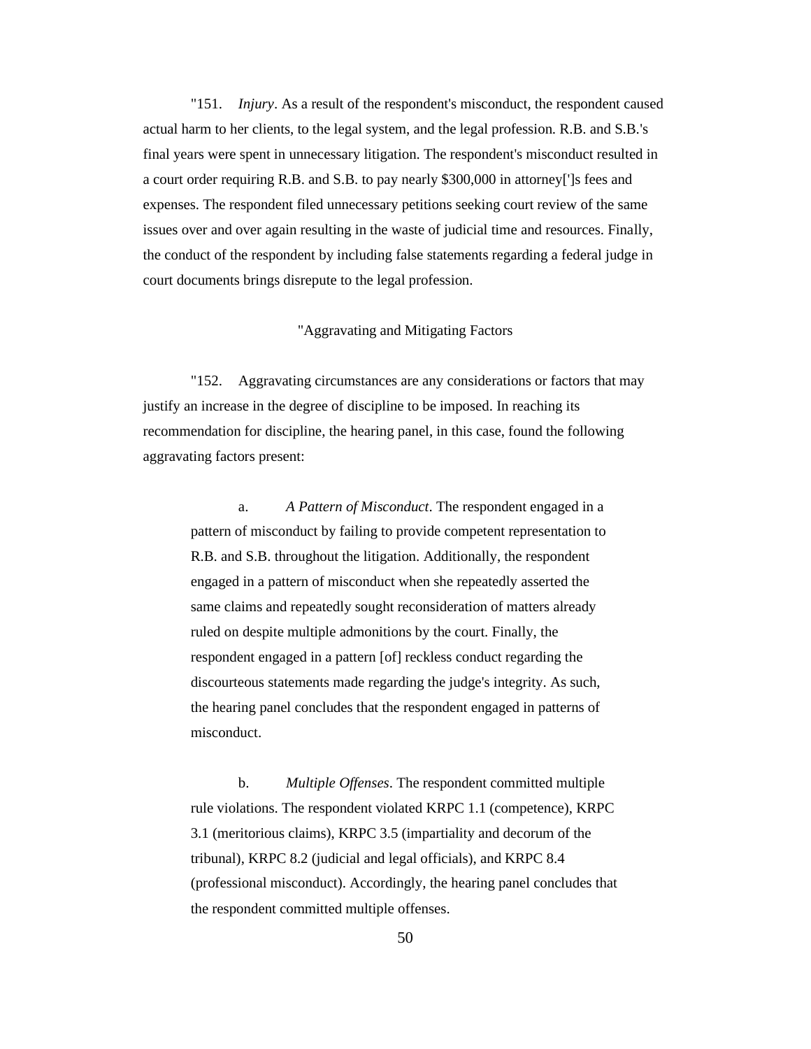"151. *Injury*. As a result of the respondent's misconduct, the respondent caused actual harm to her clients, to the legal system, and the legal profession. R.B. and S.B.'s final years were spent in unnecessary litigation. The respondent's misconduct resulted in a court order requiring R.B. and S.B. to pay nearly $300,000 in attorney[']s fees and expenses. The respondent filed unnecessary petitions seeking court review of the same issues over and over again resulting in the waste of judicial time and resources. Finally, the conduct of the respondent by including false statements regarding a federal judge in court documents brings disrepute to the legal profession.

"Aggravating and Mitigating Factors

"152. Aggravating circumstances are any considerations or factors that may justify an increase in the degree of discipline to be imposed. In reaching its recommendation for discipline, the hearing panel, in this case, found the following aggravating factors present:

> a. *A Pattern of Misconduct*. The respondent engaged in a pattern of misconduct by failing to provide competent representation to R.B. and S.B. throughout the litigation. Additionally, the respondent engaged in a pattern of misconduct when she repeatedly asserted the same claims and repeatedly sought reconsideration of matters already ruled on despite multiple admonitions by the court. Finally, the respondent engaged in a pattern [of] reckless conduct regarding the discourteous statements made regarding the judge's integrity. As such, the hearing panel concludes that the respondent engaged in patterns of misconduct.
>
> b. *Multiple Offenses*. The respondent committed multiple rule violations. The respondent violated KRPC 1.1 (competence), KRPC 3.1 (meritorious claims), KRPC 3.5 (impartiality and decorum of the tribunal), KRPC 8.2 (judicial and legal officials), and KRPC 8.4 (professional misconduct). Accordingly, the hearing panel concludes that the respondent committed multiple offenses.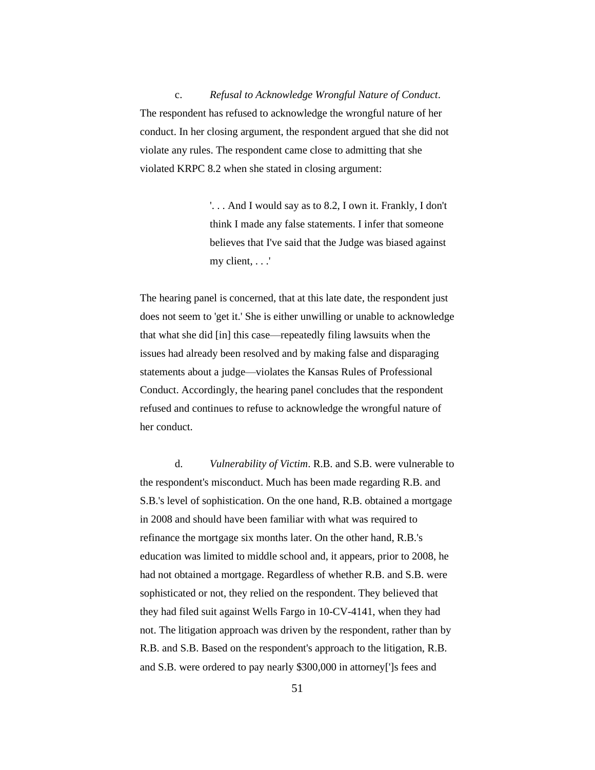c. *Refusal to Acknowledge Wrongful Nature of Conduct*. The respondent has refused to acknowledge the wrongful nature of her conduct. In her closing argument, the respondent argued that she did not violate any rules. The respondent came close to admitting that she violated KRPC 8.2 when she stated in closing argument:

> '. . . And I would say as to 8.2, I own it. Frankly, I don't think I made any false statements. I infer that someone believes that I've said that the Judge was biased against my client, . . .'

The hearing panel is concerned, that at this late date, the respondent just does not seem to 'get it.' She is either unwilling or unable to acknowledge that what she did [in] this case—repeatedly filing lawsuits when the issues had already been resolved and by making false and disparaging statements about a judge—violates the Kansas Rules of Professional Conduct. Accordingly, the hearing panel concludes that the respondent refused and continues to refuse to acknowledge the wrongful nature of her conduct.

d. *Vulnerability of Victim*. R.B. and S.B. were vulnerable to the respondent's misconduct. Much has been made regarding R.B. and S.B.'s level of sophistication. On the one hand, R.B. obtained a mortgage in 2008 and should have been familiar with what was required to refinance the mortgage six months later. On the other hand, R.B.'s education was limited to middle school and, it appears, prior to 2008, he had not obtained a mortgage. Regardless of whether R.B. and S.B. were sophisticated or not, they relied on the respondent. They believed that they had filed suit against Wells Fargo in 10-CV-4141, when they had not. The litigation approach was driven by the respondent, rather than by R.B. and S.B. Based on the respondent's approach to the litigation, R.B. and S.B. were ordered to pay nearly $300,000 in attorney[']s fees and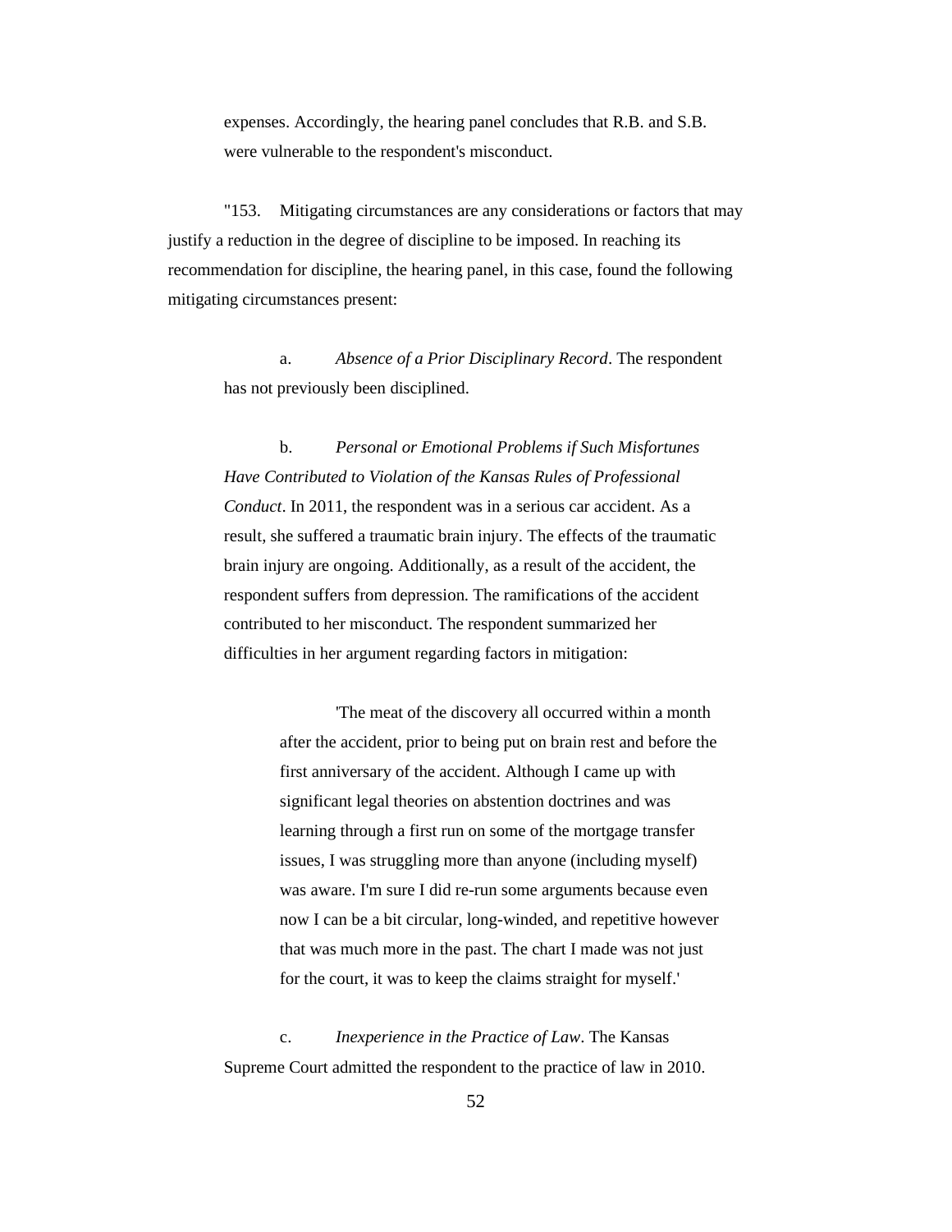expenses. Accordingly, the hearing panel concludes that R.B. and S.B. were vulnerable to the respondent's misconduct.

"153. Mitigating circumstances are any considerations or factors that may justify a reduction in the degree of discipline to be imposed. In reaching its recommendation for discipline, the hearing panel, in this case, found the following mitigating circumstances present:

a. *Absence of a Prior Disciplinary Record*. The respondent has not previously been disciplined.

b. *Personal or Emotional Problems if Such Misfortunes Have Contributed to Violation of the Kansas Rules of Professional Conduct*. In 2011, the respondent was in a serious car accident. As a result, she suffered a traumatic brain injury. The effects of the traumatic brain injury are ongoing. Additionally, as a result of the accident, the respondent suffers from depression. The ramifications of the accident contributed to her misconduct. The respondent summarized her difficulties in her argument regarding factors in mitigation:

> 'The meat of the discovery all occurred within a month after the accident, prior to being put on brain rest and before the first anniversary of the accident. Although I came up with significant legal theories on abstention doctrines and was learning through a first run on some of the mortgage transfer issues, I was struggling more than anyone (including myself) was aware. I'm sure I did re-run some arguments because even now I can be a bit circular, long-winded, and repetitive however that was much more in the past. The chart I made was not just for the court, it was to keep the claims straight for myself.'

c. *Inexperience in the Practice of Law*. The Kansas Supreme Court admitted the respondent to the practice of law in 2010.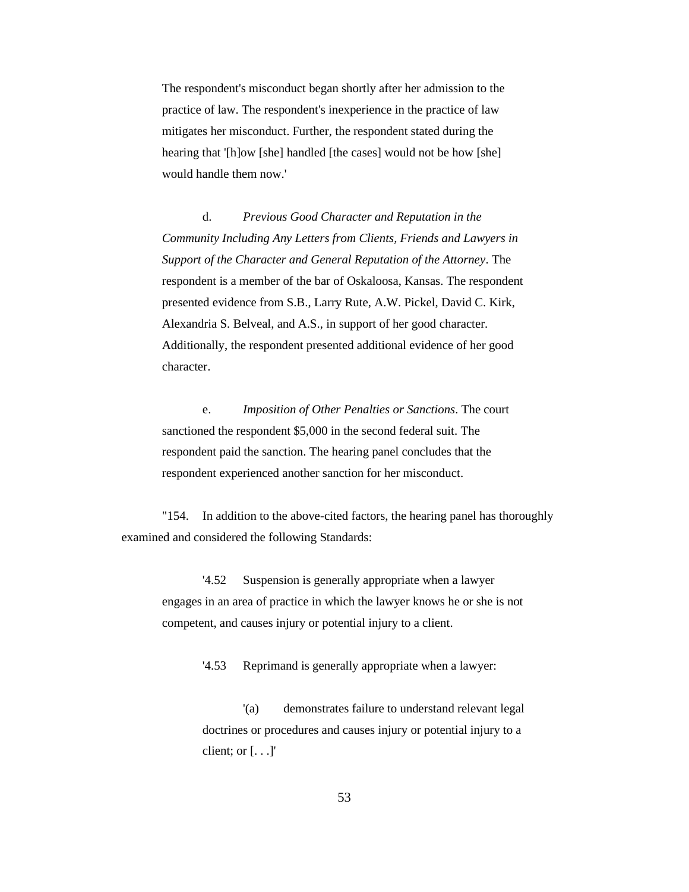The respondent's misconduct began shortly after her admission to the practice of law. The respondent's inexperience in the practice of law mitigates her misconduct. Further, the respondent stated during the hearing that '[h]ow [she] handled [the cases] would not be how [she] would handle them now.'

d. *Previous Good Character and Reputation in the Community Including Any Letters from Clients, Friends and Lawyers in Support of the Character and General Reputation of the Attorney*. The respondent is a member of the bar of Oskaloosa, Kansas. The respondent presented evidence from S.B., Larry Rute, A.W. Pickel, David C. Kirk, Alexandria S. Belveal, and A.S., in support of her good character. Additionally, the respondent presented additional evidence of her good character.

e. *Imposition of Other Penalties or Sanctions*. The court sanctioned the respondent $5,000 in the second federal suit. The respondent paid the sanction. The hearing panel concludes that the respondent experienced another sanction for her misconduct.

"154. In addition to the above-cited factors, the hearing panel has thoroughly examined and considered the following Standards:

'4.52 Suspension is generally appropriate when a lawyer engages in an area of practice in which the lawyer knows he or she is not competent, and causes injury or potential injury to a client.

'4.53 Reprimand is generally appropriate when a lawyer:

'(a) demonstrates failure to understand relevant legal doctrines or procedures and causes injury or potential injury to a client; or [. . .]'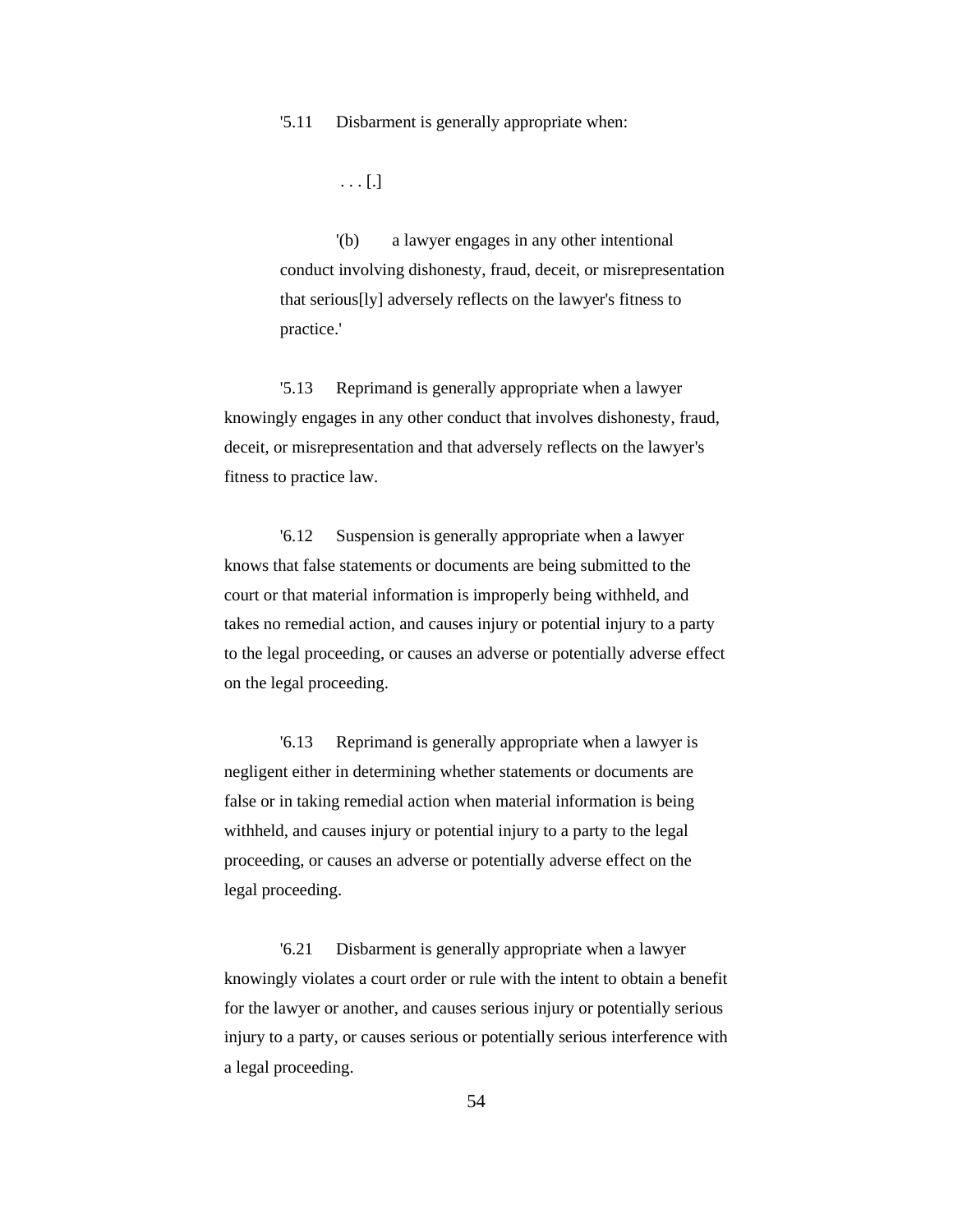'5.11 Disbarment is generally appropriate when:

. . . [.]

'(b) a lawyer engages in any other intentional conduct involving dishonesty, fraud, deceit, or misrepresentation that serious[ly] adversely reflects on the lawyer's fitness to practice.'

'5.13 Reprimand is generally appropriate when a lawyer knowingly engages in any other conduct that involves dishonesty, fraud, deceit, or misrepresentation and that adversely reflects on the lawyer's fitness to practice law.

'6.12 Suspension is generally appropriate when a lawyer knows that false statements or documents are being submitted to the court or that material information is improperly being withheld, and takes no remedial action, and causes injury or potential injury to a party to the legal proceeding, or causes an adverse or potentially adverse effect on the legal proceeding.

'6.13 Reprimand is generally appropriate when a lawyer is negligent either in determining whether statements or documents are false or in taking remedial action when material information is being withheld, and causes injury or potential injury to a party to the legal proceeding, or causes an adverse or potentially adverse effect on the legal proceeding.

'6.21 Disbarment is generally appropriate when a lawyer knowingly violates a court order or rule with the intent to obtain a benefit for the lawyer or another, and causes serious injury or potentially serious injury to a party, or causes serious or potentially serious interference with a legal proceeding.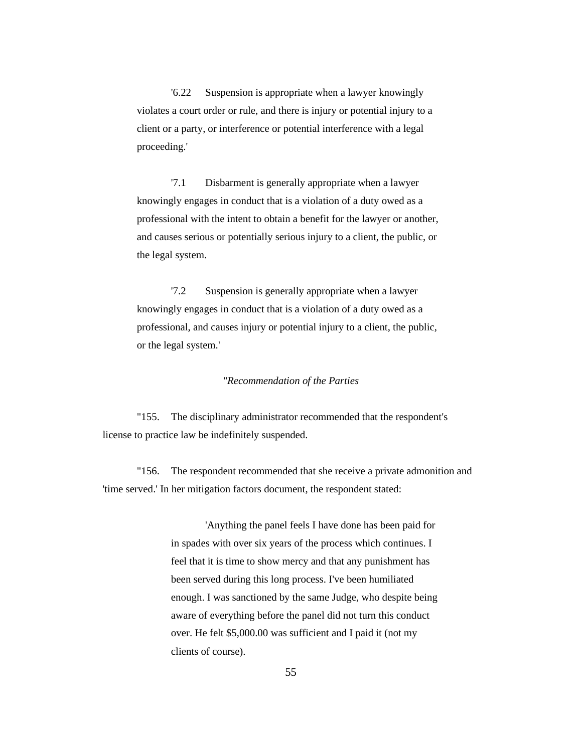> '6.22 Suspension is appropriate when a lawyer knowingly violates a court order or rule, and there is injury or potential injury to a client or a party, or interference or potential interference with a legal proceeding.'
>
> '7.1 Disbarment is generally appropriate when a lawyer knowingly engages in conduct that is a violation of a duty owed as a professional with the intent to obtain a benefit for the lawyer or another, and causes serious or potentially serious injury to a client, the public, or the legal system.
>
> '7.2 Suspension is generally appropriate when a lawyer knowingly engages in conduct that is a violation of a duty owed as a professional, and causes injury or potential injury to a client, the public, or the legal system.'

*"Recommendation of the Parties*

"155. The disciplinary administrator recommended that the respondent's license to practice law be indefinitely suspended.

"156. The respondent recommended that she receive a private admonition and 'time served.' In her mitigation factors document, the respondent stated:

> 'Anything the panel feels I have done has been paid for in spades with over six years of the process which continues. I feel that it is time to show mercy and that any punishment has been served during this long process. I've been humiliated enough. I was sanctioned by the same Judge, who despite being aware of everything before the panel did not turn this conduct over. He felt $5,000.00 was sufficient and I paid it (not my clients of course).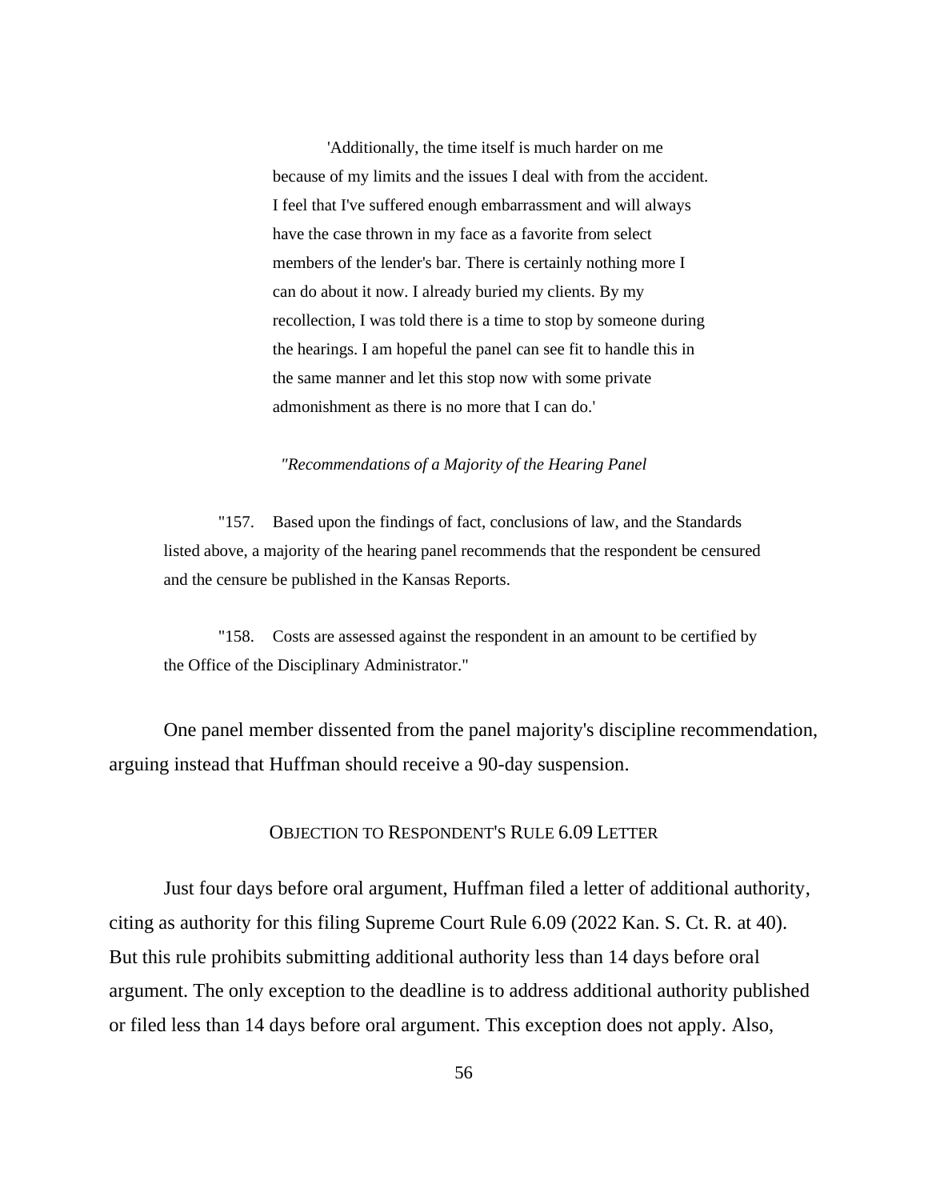> 'Additionally, the time itself is much harder on me because of my limits and the issues I deal with from the accident. I feel that I've suffered enough embarrassment and will always have the case thrown in my face as a favorite from select members of the lender's bar. There is certainly nothing more I can do about it now. I already buried my clients. By my recollection, I was told there is a time to stop by someone during the hearings. I am hopeful the panel can see fit to handle this in the same manner and let this stop now with some private admonishment as there is no more that I can do.'

*"Recommendations of a Majority of the Hearing Panel*

"157. Based upon the findings of fact, conclusions of law, and the Standards listed above, a majority of the hearing panel recommends that the respondent be censured and the censure be published in the Kansas Reports.

"158. Costs are assessed against the respondent in an amount to be certified by the Office of the Disciplinary Administrator."

One panel member dissented from the panel majority's discipline recommendation, arguing instead that Huffman should receive a 90-day suspension.

### OBJECTION TO RESPONDENT'S RULE 6.09 LETTER

Just four days before oral argument, Huffman filed a letter of additional authority, citing as authority for this filing Supreme Court Rule 6.09 (2022 Kan. S. Ct. R. at 40). But this rule prohibits submitting additional authority less than 14 days before oral argument. The only exception to the deadline is to address additional authority published or filed less than 14 days before oral argument. This exception does not apply. Also,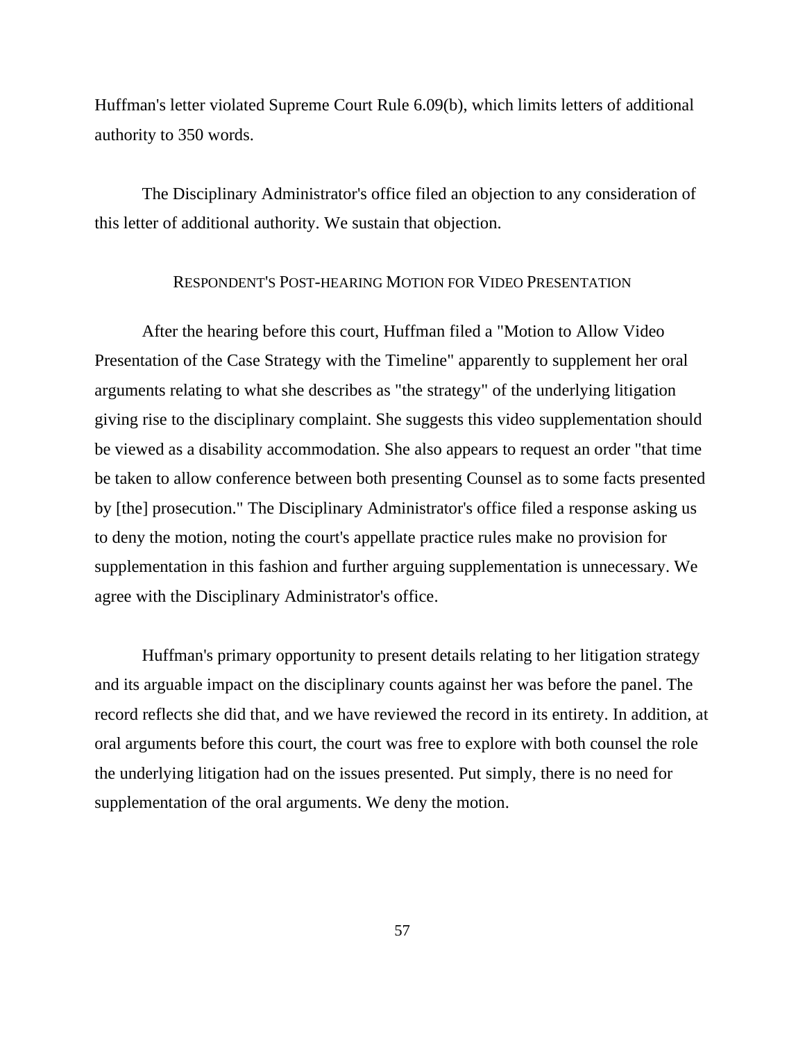Huffman's letter violated Supreme Court Rule 6.09(b), which limits letters of additional authority to 350 words.

The Disciplinary Administrator's office filed an objection to any consideration of this letter of additional authority. We sustain that objection.

### RESPONDENT'S POST-HEARING MOTION FOR VIDEO PRESENTATION

After the hearing before this court, Huffman filed a "Motion to Allow Video Presentation of the Case Strategy with the Timeline" apparently to supplement her oral arguments relating to what she describes as "the strategy" of the underlying litigation giving rise to the disciplinary complaint. She suggests this video supplementation should be viewed as a disability accommodation. She also appears to request an order "that time be taken to allow conference between both presenting Counsel as to some facts presented by [the] prosecution." The Disciplinary Administrator's office filed a response asking us to deny the motion, noting the court's appellate practice rules make no provision for supplementation in this fashion and further arguing supplementation is unnecessary. We agree with the Disciplinary Administrator's office.

Huffman's primary opportunity to present details relating to her litigation strategy and its arguable impact on the disciplinary counts against her was before the panel. The record reflects she did that, and we have reviewed the record in its entirety. In addition, at oral arguments before this court, the court was free to explore with both counsel the role the underlying litigation had on the issues presented. Put simply, there is no need for supplementation of the oral arguments. We deny the motion.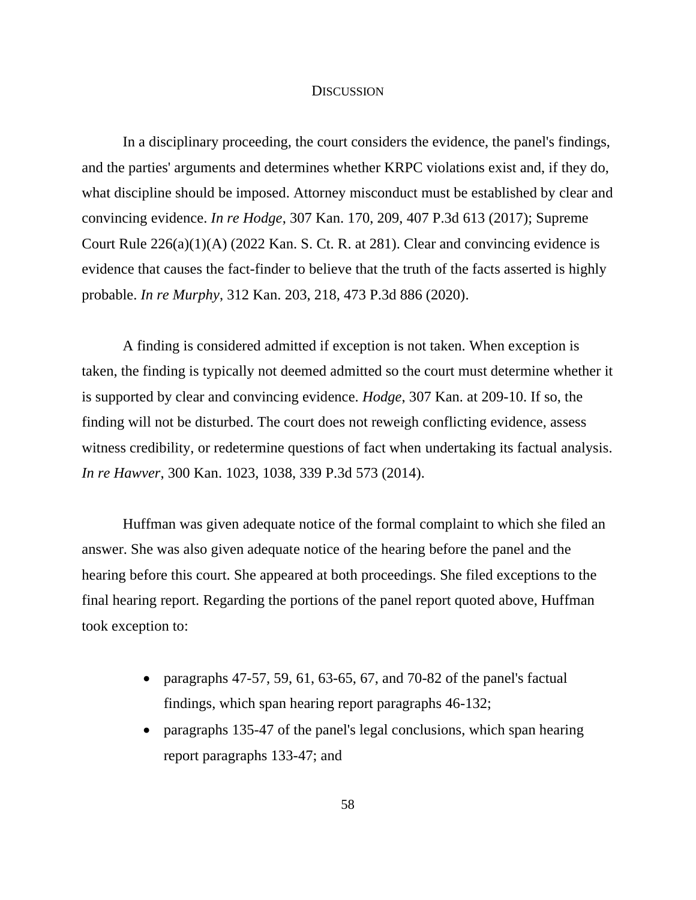## DISCUSSION

In a disciplinary proceeding, the court considers the evidence, the panel's findings, and the parties' arguments and determines whether KRPC violations exist and, if they do, what discipline should be imposed. Attorney misconduct must be established by clear and convincing evidence. *In re Hodge*, 307 Kan. 170, 209, 407 P.3d 613 (2017); Supreme Court Rule 226(a)(1)(A) (2022 Kan. S. Ct. R. at 281). Clear and convincing evidence is evidence that causes the fact-finder to believe that the truth of the facts asserted is highly probable. *In re Murphy*, 312 Kan. 203, 218, 473 P.3d 886 (2020).

A finding is considered admitted if exception is not taken. When exception is taken, the finding is typically not deemed admitted so the court must determine whether it is supported by clear and convincing evidence. *Hodge*, 307 Kan. at 209-10. If so, the finding will not be disturbed. The court does not reweigh conflicting evidence, assess witness credibility, or redetermine questions of fact when undertaking its factual analysis. *In re Hawver*, 300 Kan. 1023, 1038, 339 P.3d 573 (2014).

Huffman was given adequate notice of the formal complaint to which she filed an answer. She was also given adequate notice of the hearing before the panel and the hearing before this court. She appeared at both proceedings. She filed exceptions to the final hearing report. Regarding the portions of the panel report quoted above, Huffman took exception to:

- paragraphs 47-57, 59, 61, 63-65, 67, and 70-82 of the panel's factual findings, which span hearing report paragraphs 46-132;
- paragraphs 135-47 of the panel's legal conclusions, which span hearing report paragraphs 133-47; and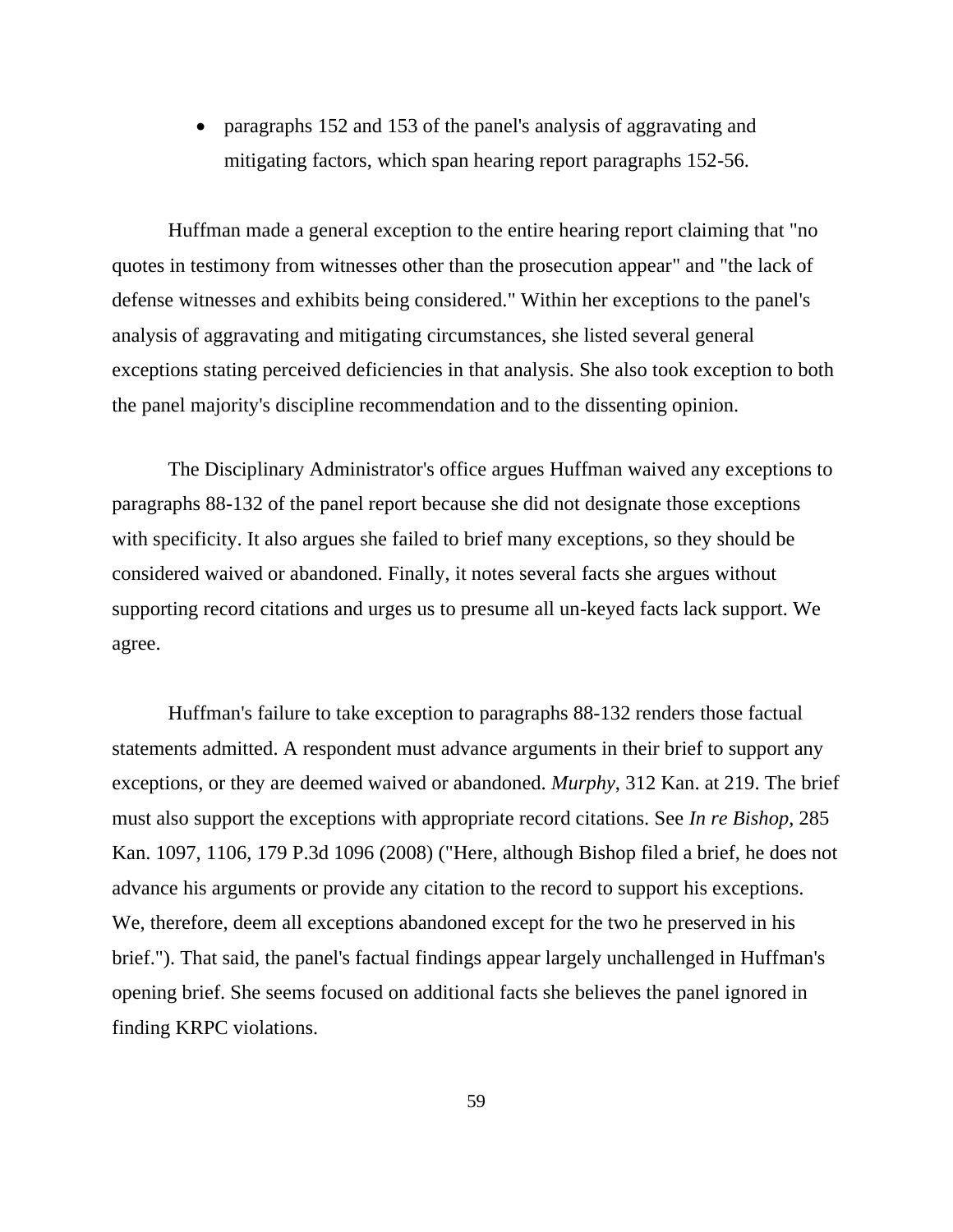- paragraphs 152 and 153 of the panel's analysis of aggravating and mitigating factors, which span hearing report paragraphs 152-56.

Huffman made a general exception to the entire hearing report claiming that "no quotes in testimony from witnesses other than the prosecution appear" and "the lack of defense witnesses and exhibits being considered." Within her exceptions to the panel's analysis of aggravating and mitigating circumstances, she listed several general exceptions stating perceived deficiencies in that analysis. She also took exception to both the panel majority's discipline recommendation and to the dissenting opinion.

The Disciplinary Administrator's office argues Huffman waived any exceptions to paragraphs 88-132 of the panel report because she did not designate those exceptions with specificity. It also argues she failed to brief many exceptions, so they should be considered waived or abandoned. Finally, it notes several facts she argues without supporting record citations and urges us to presume all un-keyed facts lack support. We agree.

Huffman's failure to take exception to paragraphs 88-132 renders those factual statements admitted. A respondent must advance arguments in their brief to support any exceptions, or they are deemed waived or abandoned. *Murphy*, 312 Kan. at 219. The brief must also support the exceptions with appropriate record citations. See *In re Bishop*, 285 Kan. 1097, 1106, 179 P.3d 1096 (2008) ("Here, although Bishop filed a brief, he does not advance his arguments or provide any citation to the record to support his exceptions. We, therefore, deem all exceptions abandoned except for the two he preserved in his brief."). That said, the panel's factual findings appear largely unchallenged in Huffman's opening brief. She seems focused on additional facts she believes the panel ignored in finding KRPC violations.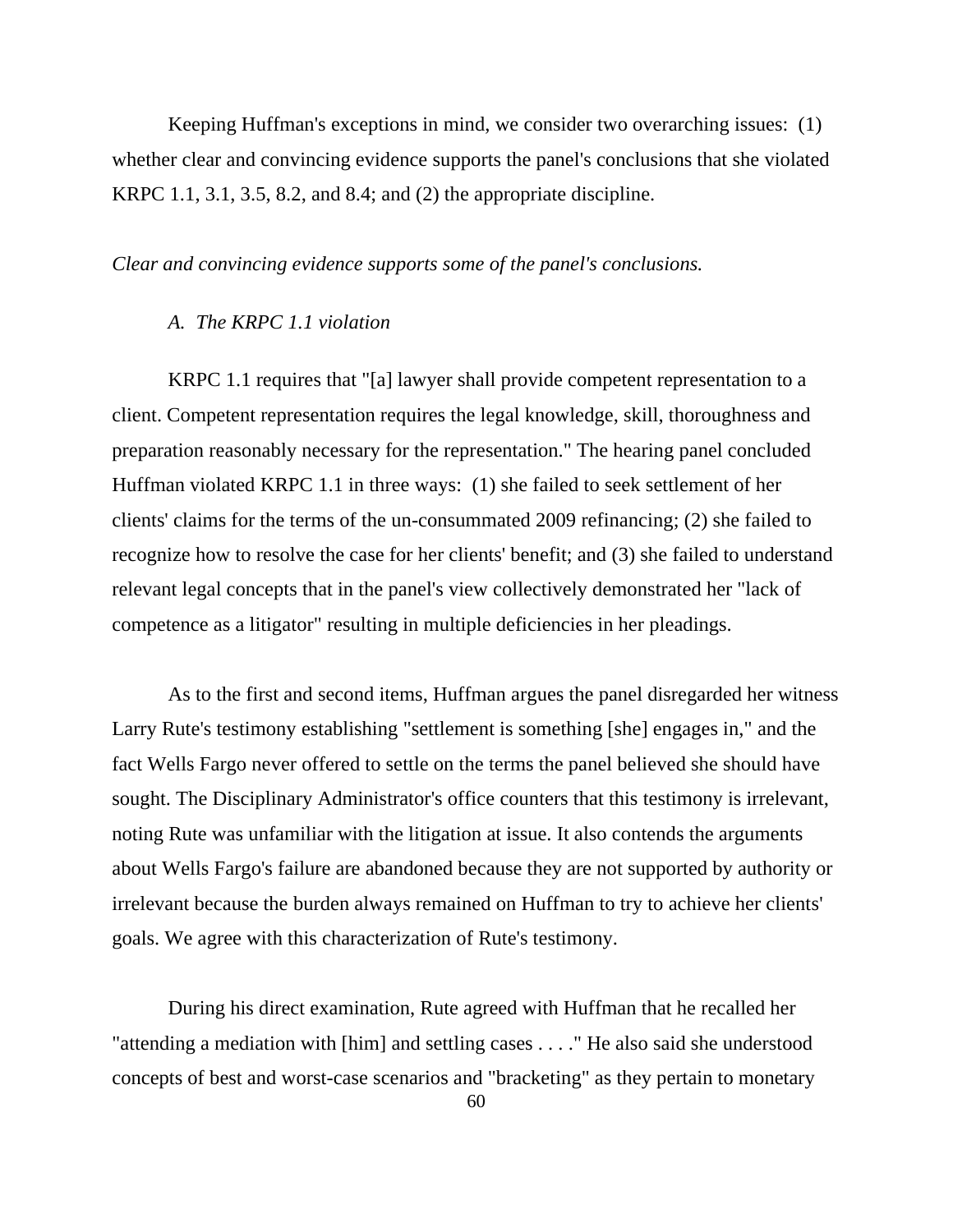Keeping Huffman's exceptions in mind, we consider two overarching issues: (1) whether clear and convincing evidence supports the panel's conclusions that she violated KRPC 1.1, 3.1, 3.5, 8.2, and 8.4; and (2) the appropriate discipline.

*Clear and convincing evidence supports some of the panel's conclusions.*

*A. The KRPC 1.1 violation*

KRPC 1.1 requires that "[a] lawyer shall provide competent representation to a client. Competent representation requires the legal knowledge, skill, thoroughness and preparation reasonably necessary for the representation." The hearing panel concluded Huffman violated KRPC 1.1 in three ways: (1) she failed to seek settlement of her clients' claims for the terms of the un-consummated 2009 refinancing; (2) she failed to recognize how to resolve the case for her clients' benefit; and (3) she failed to understand relevant legal concepts that in the panel's view collectively demonstrated her "lack of competence as a litigator" resulting in multiple deficiencies in her pleadings.

As to the first and second items, Huffman argues the panel disregarded her witness Larry Rute's testimony establishing "settlement is something [she] engages in," and the fact Wells Fargo never offered to settle on the terms the panel believed she should have sought. The Disciplinary Administrator's office counters that this testimony is irrelevant, noting Rute was unfamiliar with the litigation at issue. It also contends the arguments about Wells Fargo's failure are abandoned because they are not supported by authority or irrelevant because the burden always remained on Huffman to try to achieve her clients' goals. We agree with this characterization of Rute's testimony.

During his direct examination, Rute agreed with Huffman that he recalled her "attending a mediation with [him] and settling cases . . . ." He also said she understood concepts of best and worst-case scenarios and "bracketing" as they pertain to monetary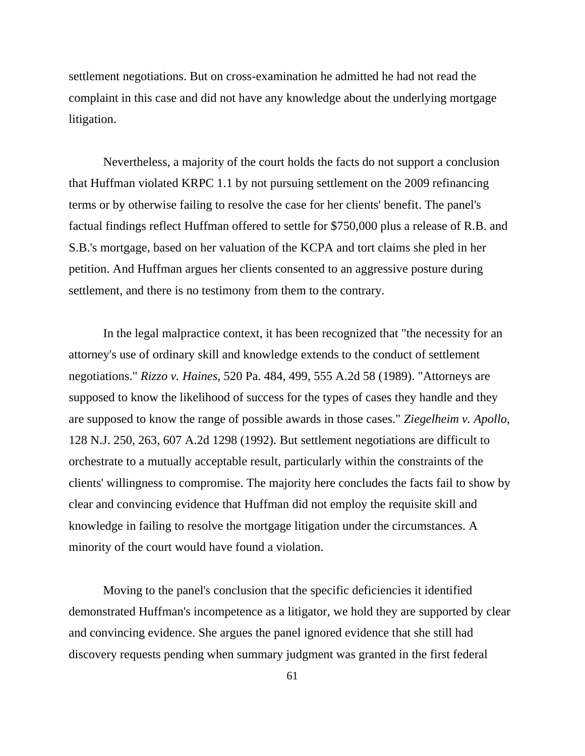settlement negotiations. But on cross-examination he admitted he had not read the complaint in this case and did not have any knowledge about the underlying mortgage litigation.

Nevertheless, a majority of the court holds the facts do not support a conclusion that Huffman violated KRPC 1.1 by not pursuing settlement on the 2009 refinancing terms or by otherwise failing to resolve the case for her clients' benefit. The panel's factual findings reflect Huffman offered to settle for $750,000 plus a release of R.B. and S.B.'s mortgage, based on her valuation of the KCPA and tort claims she pled in her petition. And Huffman argues her clients consented to an aggressive posture during settlement, and there is no testimony from them to the contrary.

In the legal malpractice context, it has been recognized that "the necessity for an attorney's use of ordinary skill and knowledge extends to the conduct of settlement negotiations." *Rizzo v. Haines*, 520 Pa. 484, 499, 555 A.2d 58 (1989). "Attorneys are supposed to know the likelihood of success for the types of cases they handle and they are supposed to know the range of possible awards in those cases." *Ziegelheim v. Apollo*, 128 N.J. 250, 263, 607 A.2d 1298 (1992). But settlement negotiations are difficult to orchestrate to a mutually acceptable result, particularly within the constraints of the clients' willingness to compromise. The majority here concludes the facts fail to show by clear and convincing evidence that Huffman did not employ the requisite skill and knowledge in failing to resolve the mortgage litigation under the circumstances. A minority of the court would have found a violation.

Moving to the panel's conclusion that the specific deficiencies it identified demonstrated Huffman's incompetence as a litigator, we hold they are supported by clear and convincing evidence. She argues the panel ignored evidence that she still had discovery requests pending when summary judgment was granted in the first federal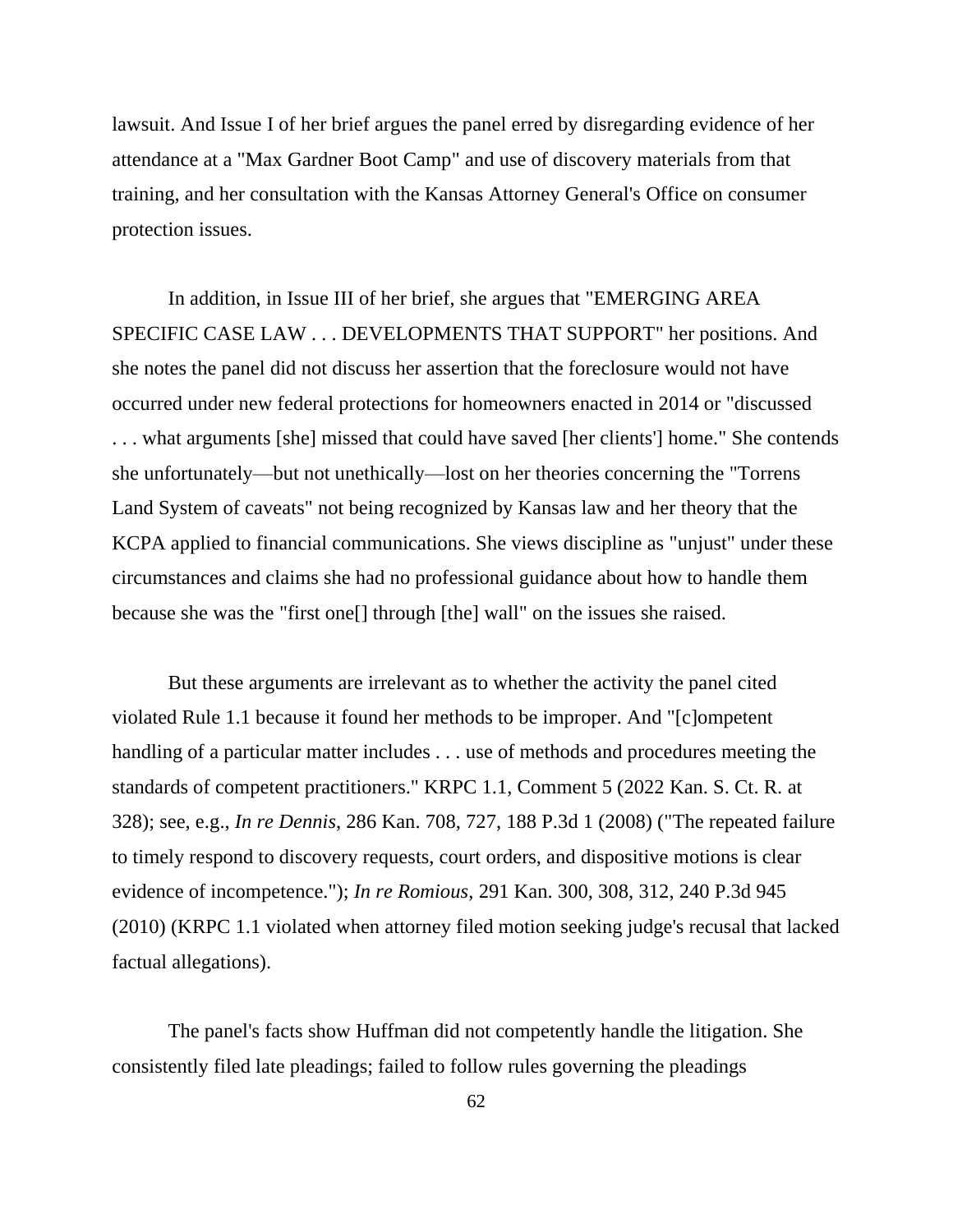lawsuit. And Issue I of her brief argues the panel erred by disregarding evidence of her attendance at a "Max Gardner Boot Camp" and use of discovery materials from that training, and her consultation with the Kansas Attorney General's Office on consumer protection issues.

In addition, in Issue III of her brief, she argues that "EMERGING AREA SPECIFIC CASE LAW . . . DEVELOPMENTS THAT SUPPORT" her positions. And she notes the panel did not discuss her assertion that the foreclosure would not have occurred under new federal protections for homeowners enacted in 2014 or "discussed . . . what arguments [she] missed that could have saved [her clients'] home." She contends she unfortunately—but not unethically—lost on her theories concerning the "Torrens Land System of caveats" not being recognized by Kansas law and her theory that the KCPA applied to financial communications. She views discipline as "unjust" under these circumstances and claims she had no professional guidance about how to handle them because she was the "first one[] through [the] wall" on the issues she raised.

But these arguments are irrelevant as to whether the activity the panel cited violated Rule 1.1 because it found her methods to be improper. And "[c]ompetent handling of a particular matter includes . . . use of methods and procedures meeting the standards of competent practitioners." KRPC 1.1, Comment 5 (2022 Kan. S. Ct. R. at 328); see, e.g., *In re Dennis*, 286 Kan. 708, 727, 188 P.3d 1 (2008) ("The repeated failure to timely respond to discovery requests, court orders, and dispositive motions is clear evidence of incompetence."); *In re Romious*, 291 Kan. 300, 308, 312, 240 P.3d 945 (2010) (KRPC 1.1 violated when attorney filed motion seeking judge's recusal that lacked factual allegations).

The panel's facts show Huffman did not competently handle the litigation. She consistently filed late pleadings; failed to follow rules governing the pleadings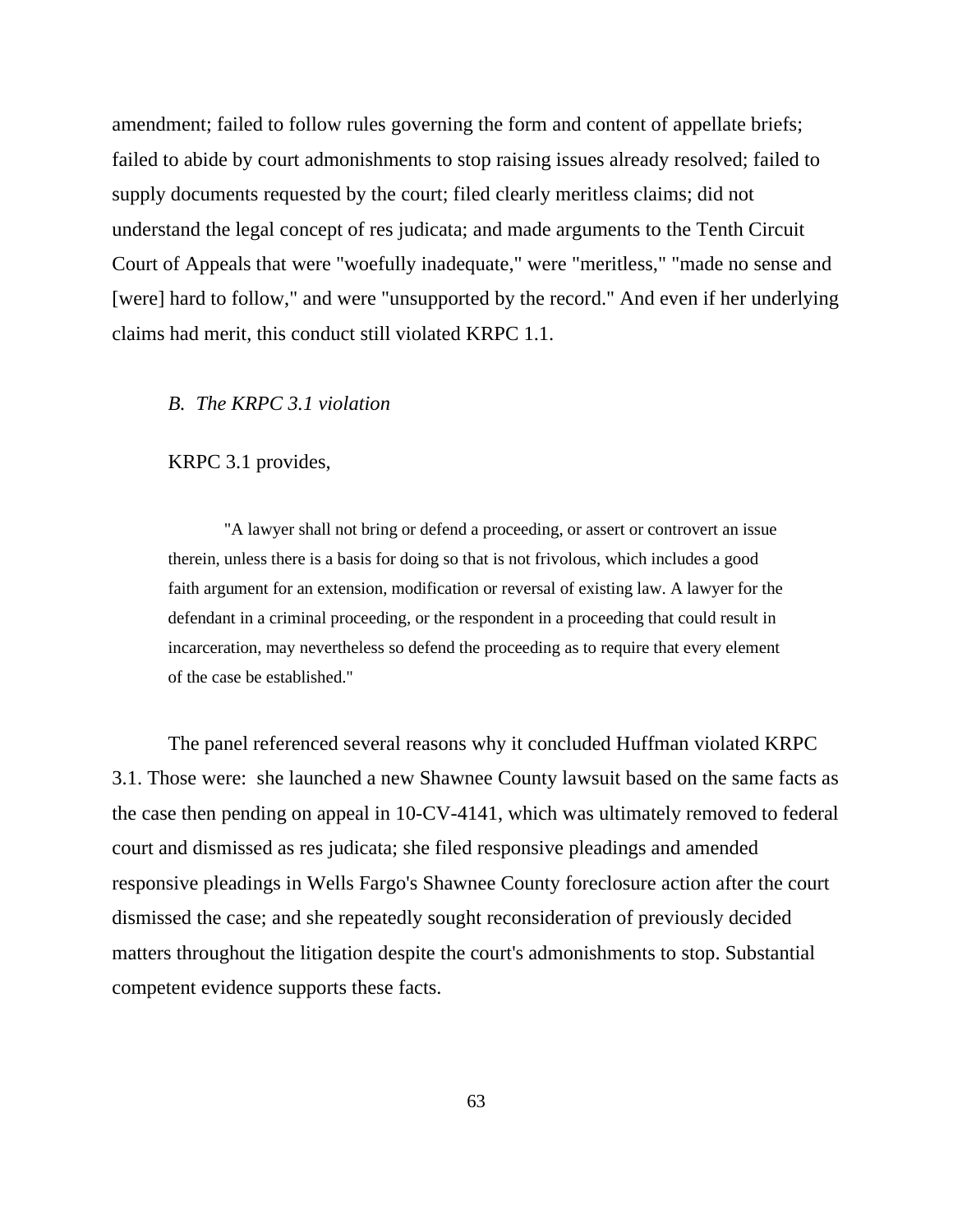amendment; failed to follow rules governing the form and content of appellate briefs; failed to abide by court admonishments to stop raising issues already resolved; failed to supply documents requested by the court; filed clearly meritless claims; did not understand the legal concept of res judicata; and made arguments to the Tenth Circuit Court of Appeals that were "woefully inadequate," were "meritless," "made no sense and [were] hard to follow," and were "unsupported by the record." And even if her underlying claims had merit, this conduct still violated KRPC 1.1.

*B. The KRPC 3.1 violation*

KRPC 3.1 provides,

> "A lawyer shall not bring or defend a proceeding, or assert or controvert an issue therein, unless there is a basis for doing so that is not frivolous, which includes a good faith argument for an extension, modification or reversal of existing law. A lawyer for the defendant in a criminal proceeding, or the respondent in a proceeding that could result in incarceration, may nevertheless so defend the proceeding as to require that every element of the case be established."

The panel referenced several reasons why it concluded Huffman violated KRPC 3.1. Those were: she launched a new Shawnee County lawsuit based on the same facts as the case then pending on appeal in 10-CV-4141, which was ultimately removed to federal court and dismissed as res judicata; she filed responsive pleadings and amended responsive pleadings in Wells Fargo's Shawnee County foreclosure action after the court dismissed the case; and she repeatedly sought reconsideration of previously decided matters throughout the litigation despite the court's admonishments to stop. Substantial competent evidence supports these facts.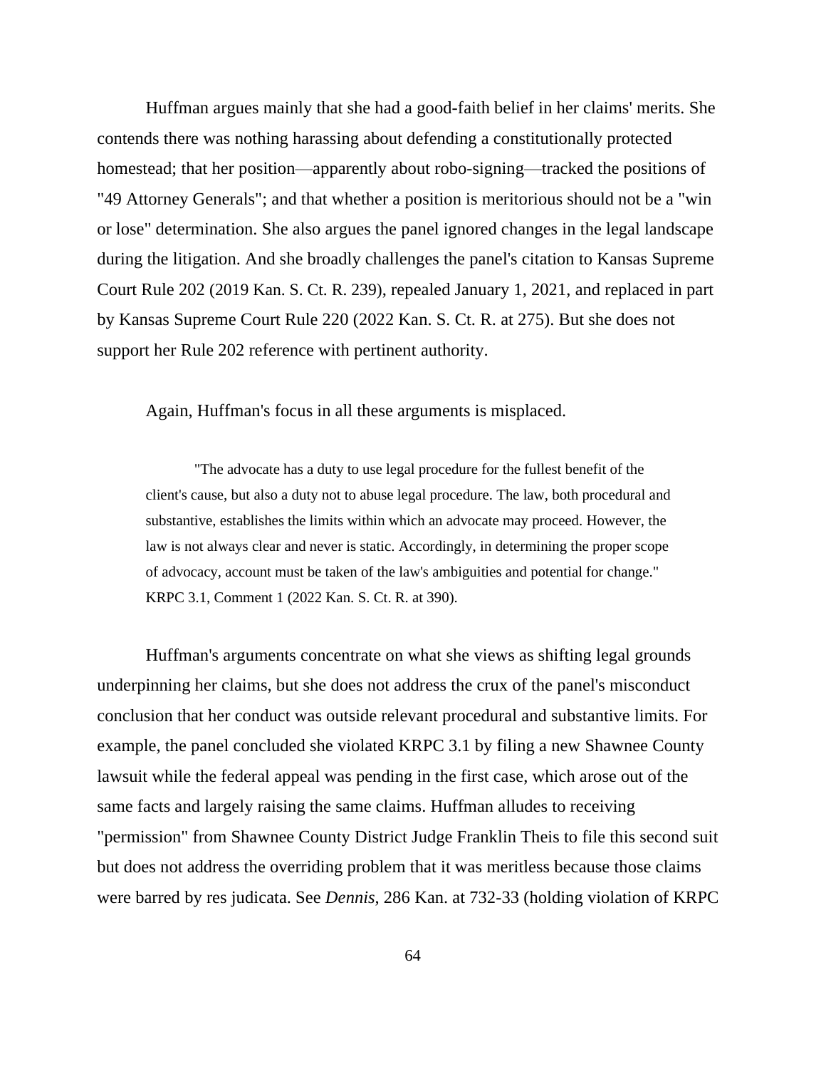Huffman argues mainly that she had a good-faith belief in her claims' merits. She contends there was nothing harassing about defending a constitutionally protected homestead; that her position—apparently about robo-signing—tracked the positions of "49 Attorney Generals"; and that whether a position is meritorious should not be a "win or lose" determination. She also argues the panel ignored changes in the legal landscape during the litigation. And she broadly challenges the panel's citation to Kansas Supreme Court Rule 202 (2019 Kan. S. Ct. R. 239), repealed January 1, 2021, and replaced in part by Kansas Supreme Court Rule 220 (2022 Kan. S. Ct. R. at 275). But she does not support her Rule 202 reference with pertinent authority.

Again, Huffman's focus in all these arguments is misplaced.

> "The advocate has a duty to use legal procedure for the fullest benefit of the client's cause, but also a duty not to abuse legal procedure. The law, both procedural and substantive, establishes the limits within which an advocate may proceed. However, the law is not always clear and never is static. Accordingly, in determining the proper scope of advocacy, account must be taken of the law's ambiguities and potential for change." KRPC 3.1, Comment 1 (2022 Kan. S. Ct. R. at 390).

Huffman's arguments concentrate on what she views as shifting legal grounds underpinning her claims, but she does not address the crux of the panel's misconduct conclusion that her conduct was outside relevant procedural and substantive limits. For example, the panel concluded she violated KRPC 3.1 by filing a new Shawnee County lawsuit while the federal appeal was pending in the first case, which arose out of the same facts and largely raising the same claims. Huffman alludes to receiving "permission" from Shawnee County District Judge Franklin Theis to file this second suit but does not address the overriding problem that it was meritless because those claims were barred by res judicata. See *Dennis*, 286 Kan. at 732-33 (holding violation of KRPC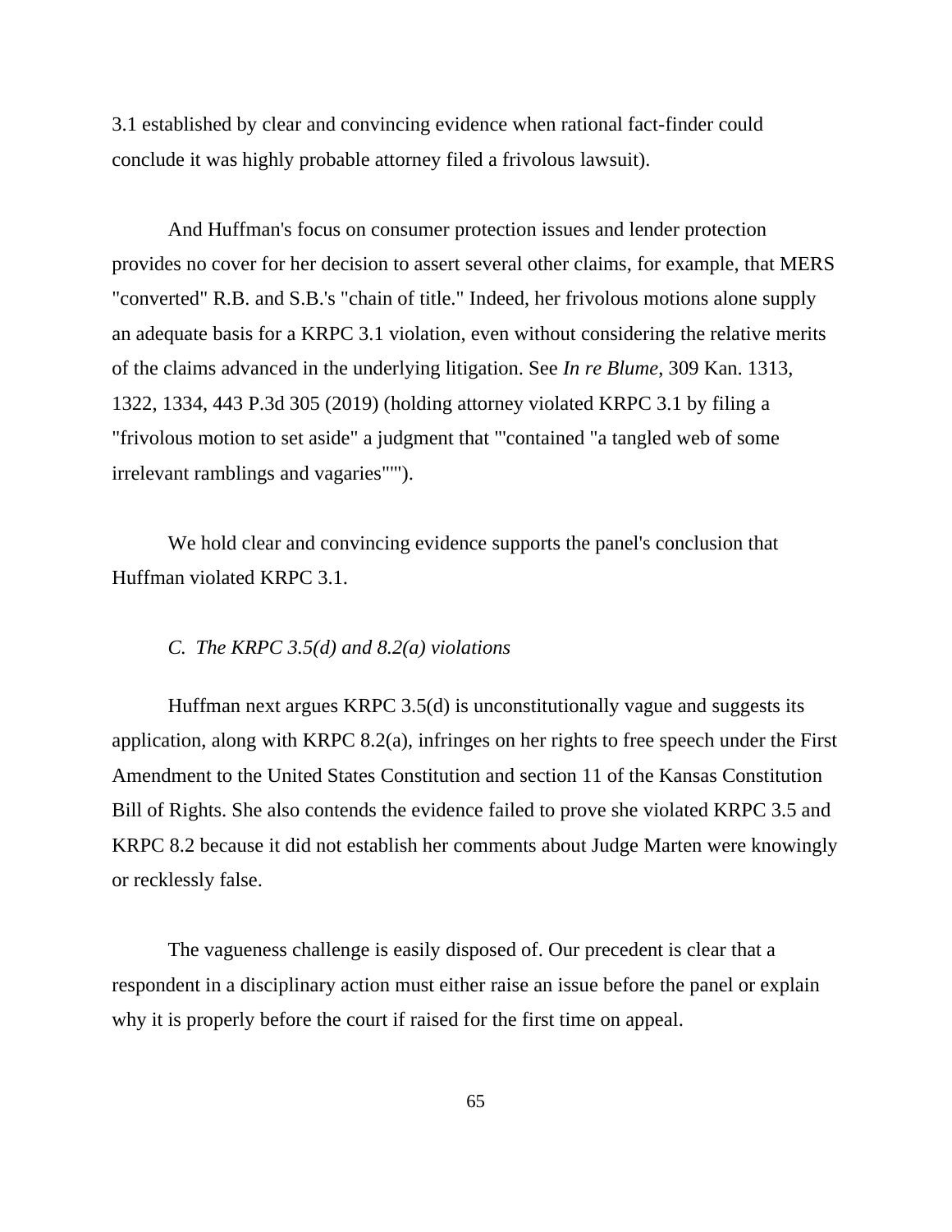3.1 established by clear and convincing evidence when rational fact-finder could conclude it was highly probable attorney filed a frivolous lawsuit).

And Huffman's focus on consumer protection issues and lender protection provides no cover for her decision to assert several other claims, for example, that MERS "converted" R.B. and S.B.'s "chain of title." Indeed, her frivolous motions alone supply an adequate basis for a KRPC 3.1 violation, even without considering the relative merits of the claims advanced in the underlying litigation. See *In re Blume*, 309 Kan. 1313, 1322, 1334, 443 P.3d 305 (2019) (holding attorney violated KRPC 3.1 by filing a "frivolous motion to set aside" a judgment that "'contained "a tangled web of some irrelevant ramblings and vagaries"'").

We hold clear and convincing evidence supports the panel's conclusion that Huffman violated KRPC 3.1.

*C. The KRPC 3.5(d) and 8.2(a) violations*

Huffman next argues KRPC 3.5(d) is unconstitutionally vague and suggests its application, along with KRPC 8.2(a), infringes on her rights to free speech under the First Amendment to the United States Constitution and section 11 of the Kansas Constitution Bill of Rights. She also contends the evidence failed to prove she violated KRPC 3.5 and KRPC 8.2 because it did not establish her comments about Judge Marten were knowingly or recklessly false.

The vagueness challenge is easily disposed of. Our precedent is clear that a respondent in a disciplinary action must either raise an issue before the panel or explain why it is properly before the court if raised for the first time on appeal.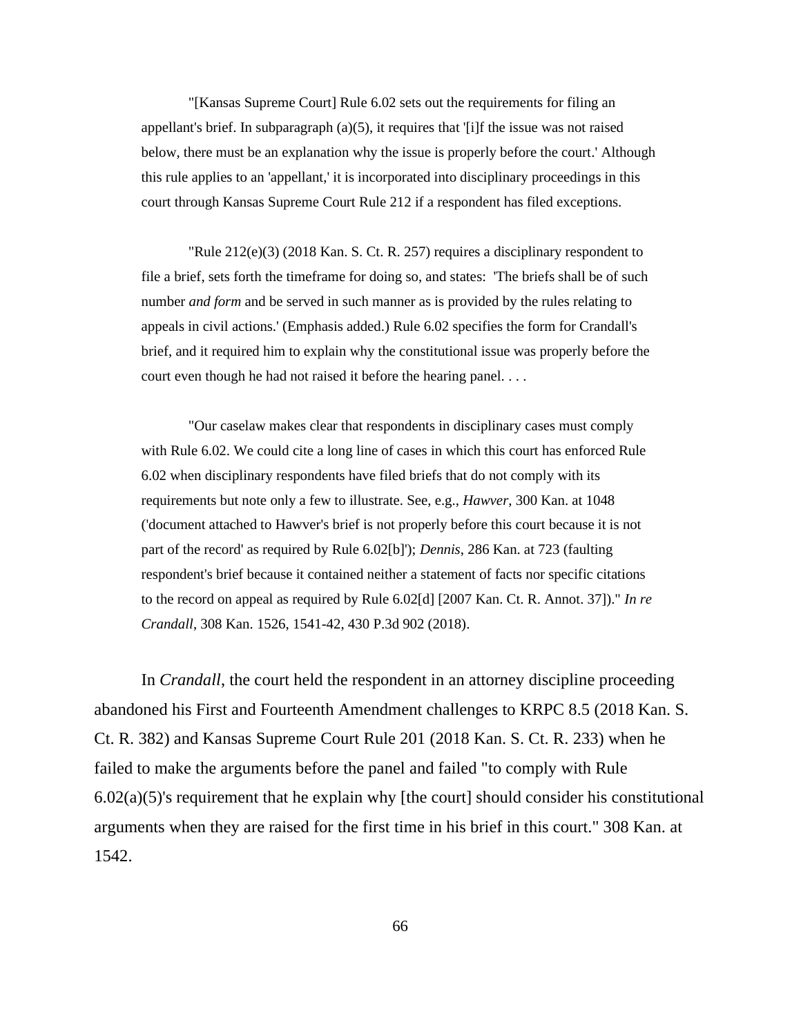> "[Kansas Supreme Court] Rule 6.02 sets out the requirements for filing an appellant's brief. In subparagraph (a)(5), it requires that '[i]f the issue was not raised below, there must be an explanation why the issue is properly before the court.' Although this rule applies to an 'appellant,' it is incorporated into disciplinary proceedings in this court through Kansas Supreme Court Rule 212 if a respondent has filed exceptions.
>
> "Rule 212(e)(3) (2018 Kan. S. Ct. R. 257) requires a disciplinary respondent to file a brief, sets forth the timeframe for doing so, and states: 'The briefs shall be of such number *and form* and be served in such manner as is provided by the rules relating to appeals in civil actions.' (Emphasis added.) Rule 6.02 specifies the form for Crandall's brief, and it required him to explain why the constitutional issue was properly before the court even though he had not raised it before the hearing panel. . . .
>
> "Our caselaw makes clear that respondents in disciplinary cases must comply with Rule 6.02. We could cite a long line of cases in which this court has enforced Rule 6.02 when disciplinary respondents have filed briefs that do not comply with its requirements but note only a few to illustrate. See, e.g., *Hawver*, 300 Kan. at 1048 ('document attached to Hawver's brief is not properly before this court because it is not part of the record' as required by Rule 6.02[b]'); *Dennis*, 286 Kan. at 723 (faulting respondent's brief because it contained neither a statement of facts nor specific citations to the record on appeal as required by Rule 6.02[d] [2007 Kan. Ct. R. Annot. 37])." *In re Crandall*, 308 Kan. 1526, 1541-42, 430 P.3d 902 (2018).

In *Crandall*, the court held the respondent in an attorney discipline proceeding abandoned his First and Fourteenth Amendment challenges to KRPC 8.5 (2018 Kan. S. Ct. R. 382) and Kansas Supreme Court Rule 201 (2018 Kan. S. Ct. R. 233) when he failed to make the arguments before the panel and failed "to comply with Rule 6.02(a)(5)'s requirement that he explain why [the court] should consider his constitutional arguments when they are raised for the first time in his brief in this court." 308 Kan. at 1542.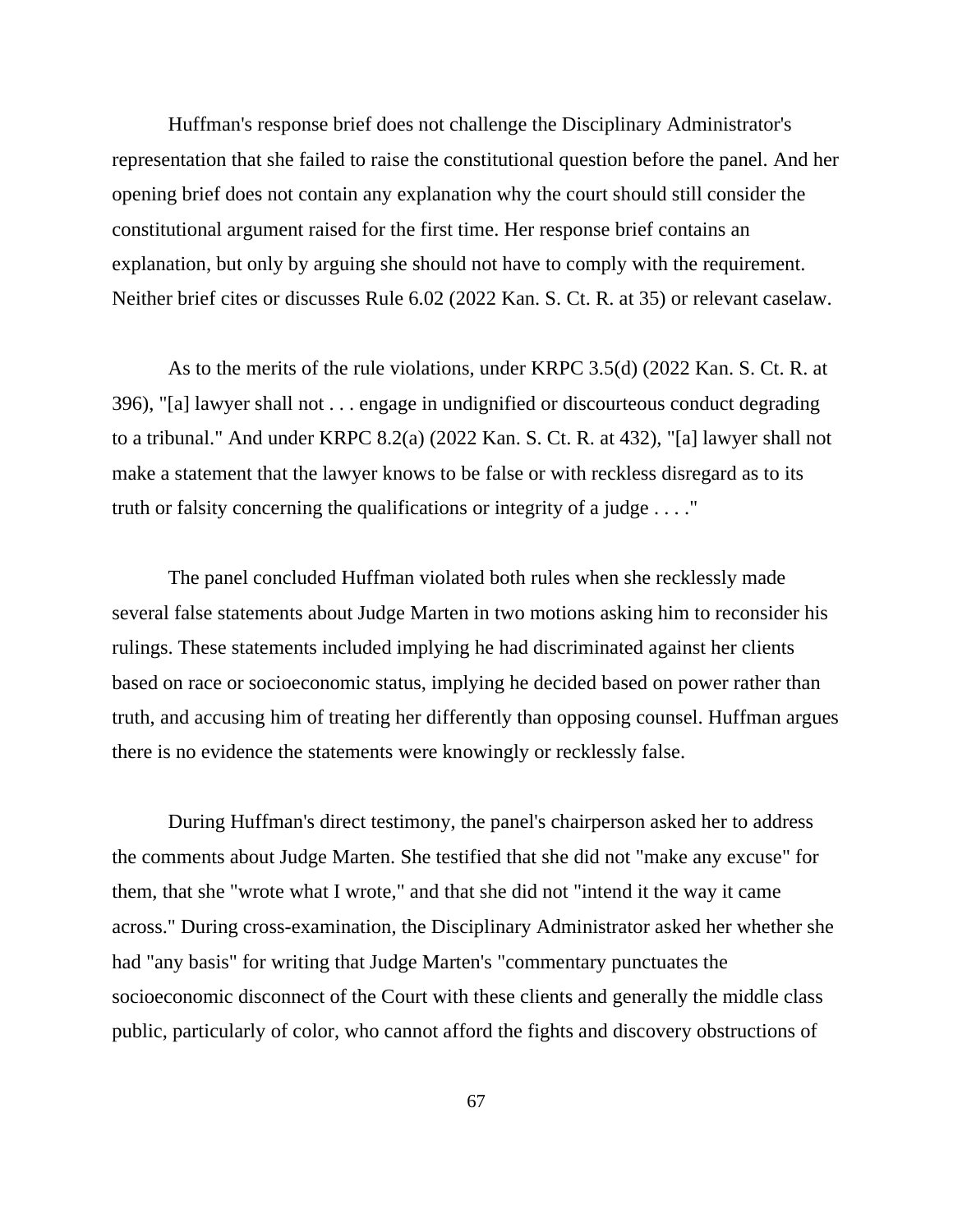Huffman's response brief does not challenge the Disciplinary Administrator's representation that she failed to raise the constitutional question before the panel. And her opening brief does not contain any explanation why the court should still consider the constitutional argument raised for the first time. Her response brief contains an explanation, but only by arguing she should not have to comply with the requirement. Neither brief cites or discusses Rule 6.02 (2022 Kan. S. Ct. R. at 35) or relevant caselaw.

As to the merits of the rule violations, under KRPC 3.5(d) (2022 Kan. S. Ct. R. at 396), "[a] lawyer shall not . . . engage in undignified or discourteous conduct degrading to a tribunal." And under KRPC 8.2(a) (2022 Kan. S. Ct. R. at 432), "[a] lawyer shall not make a statement that the lawyer knows to be false or with reckless disregard as to its truth or falsity concerning the qualifications or integrity of a judge . . . ."

The panel concluded Huffman violated both rules when she recklessly made several false statements about Judge Marten in two motions asking him to reconsider his rulings. These statements included implying he had discriminated against her clients based on race or socioeconomic status, implying he decided based on power rather than truth, and accusing him of treating her differently than opposing counsel. Huffman argues there is no evidence the statements were knowingly or recklessly false.

During Huffman's direct testimony, the panel's chairperson asked her to address the comments about Judge Marten. She testified that she did not "make any excuse" for them, that she "wrote what I wrote," and that she did not "intend it the way it came across." During cross-examination, the Disciplinary Administrator asked her whether she had "any basis" for writing that Judge Marten's "commentary punctuates the socioeconomic disconnect of the Court with these clients and generally the middle class public, particularly of color, who cannot afford the fights and discovery obstructions of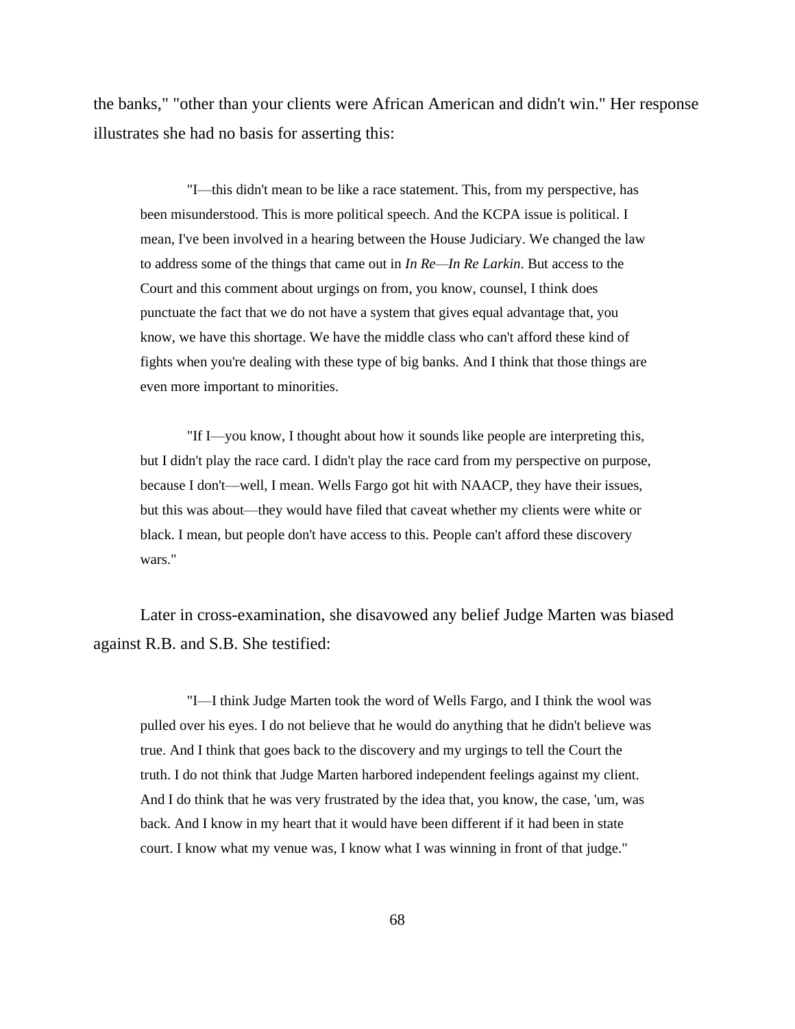the banks," "other than your clients were African American and didn't win." Her response illustrates she had no basis for asserting this:

> "I—this didn't mean to be like a race statement. This, from my perspective, has been misunderstood. This is more political speech. And the KCPA issue is political. I mean, I've been involved in a hearing between the House Judiciary. We changed the law to address some of the things that came out in *In Re—In Re Larkin*. But access to the Court and this comment about urgings on from, you know, counsel, I think does punctuate the fact that we do not have a system that gives equal advantage that, you know, we have this shortage. We have the middle class who can't afford these kind of fights when you're dealing with these type of big banks. And I think that those things are even more important to minorities.
>
> "If I—you know, I thought about how it sounds like people are interpreting this, but I didn't play the race card. I didn't play the race card from my perspective on purpose, because I don't—well, I mean. Wells Fargo got hit with NAACP, they have their issues, but this was about—they would have filed that caveat whether my clients were white or black. I mean, but people don't have access to this. People can't afford these discovery wars."

Later in cross-examination, she disavowed any belief Judge Marten was biased against R.B. and S.B. She testified:

> "I—I think Judge Marten took the word of Wells Fargo, and I think the wool was pulled over his eyes. I do not believe that he would do anything that he didn't believe was true. And I think that goes back to the discovery and my urgings to tell the Court the truth. I do not think that Judge Marten harbored independent feelings against my client. And I do think that he was very frustrated by the idea that, you know, the case, 'um, was back. And I know in my heart that it would have been different if it had been in state court. I know what my venue was, I know what I was winning in front of that judge."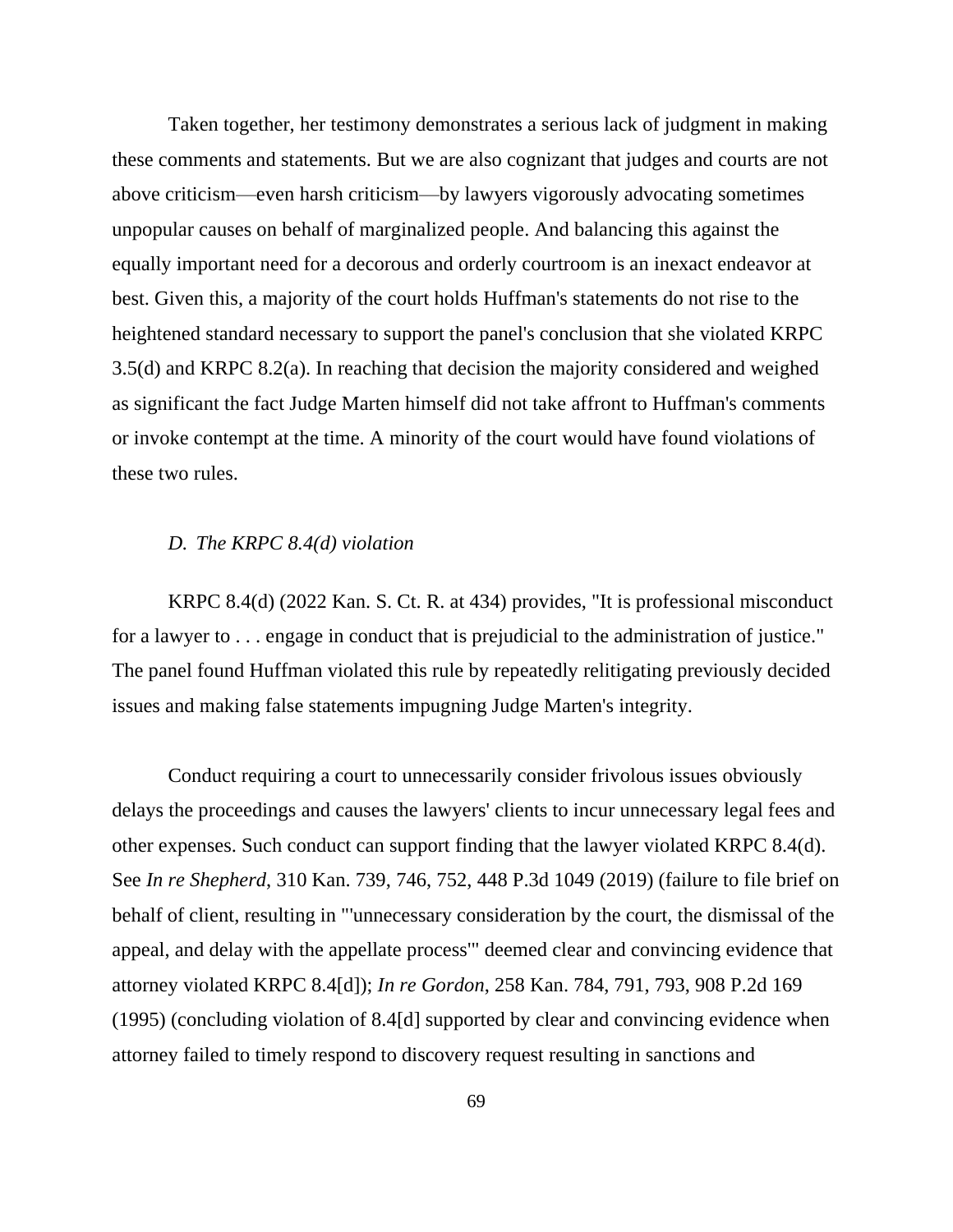Taken together, her testimony demonstrates a serious lack of judgment in making these comments and statements. But we are also cognizant that judges and courts are not above criticism—even harsh criticism—by lawyers vigorously advocating sometimes unpopular causes on behalf of marginalized people. And balancing this against the equally important need for a decorous and orderly courtroom is an inexact endeavor at best. Given this, a majority of the court holds Huffman's statements do not rise to the heightened standard necessary to support the panel's conclusion that she violated KRPC 3.5(d) and KRPC 8.2(a). In reaching that decision the majority considered and weighed as significant the fact Judge Marten himself did not take affront to Huffman's comments or invoke contempt at the time. A minority of the court would have found violations of these two rules.

### *D. The KRPC 8.4(d) violation*

KRPC 8.4(d) (2022 Kan. S. Ct. R. at 434) provides, "It is professional misconduct for a lawyer to . . . engage in conduct that is prejudicial to the administration of justice." The panel found Huffman violated this rule by repeatedly relitigating previously decided issues and making false statements impugning Judge Marten's integrity.

Conduct requiring a court to unnecessarily consider frivolous issues obviously delays the proceedings and causes the lawyers' clients to incur unnecessary legal fees and other expenses. Such conduct can support finding that the lawyer violated KRPC 8.4(d). See *In re Shepherd*, 310 Kan. 739, 746, 752, 448 P.3d 1049 (2019) (failure to file brief on behalf of client, resulting in "'unnecessary consideration by the court, the dismissal of the appeal, and delay with the appellate process'" deemed clear and convincing evidence that attorney violated KRPC 8.4[d]); *In re Gordon*, 258 Kan. 784, 791, 793, 908 P.2d 169 (1995) (concluding violation of 8.4[d] supported by clear and convincing evidence when attorney failed to timely respond to discovery request resulting in sanctions and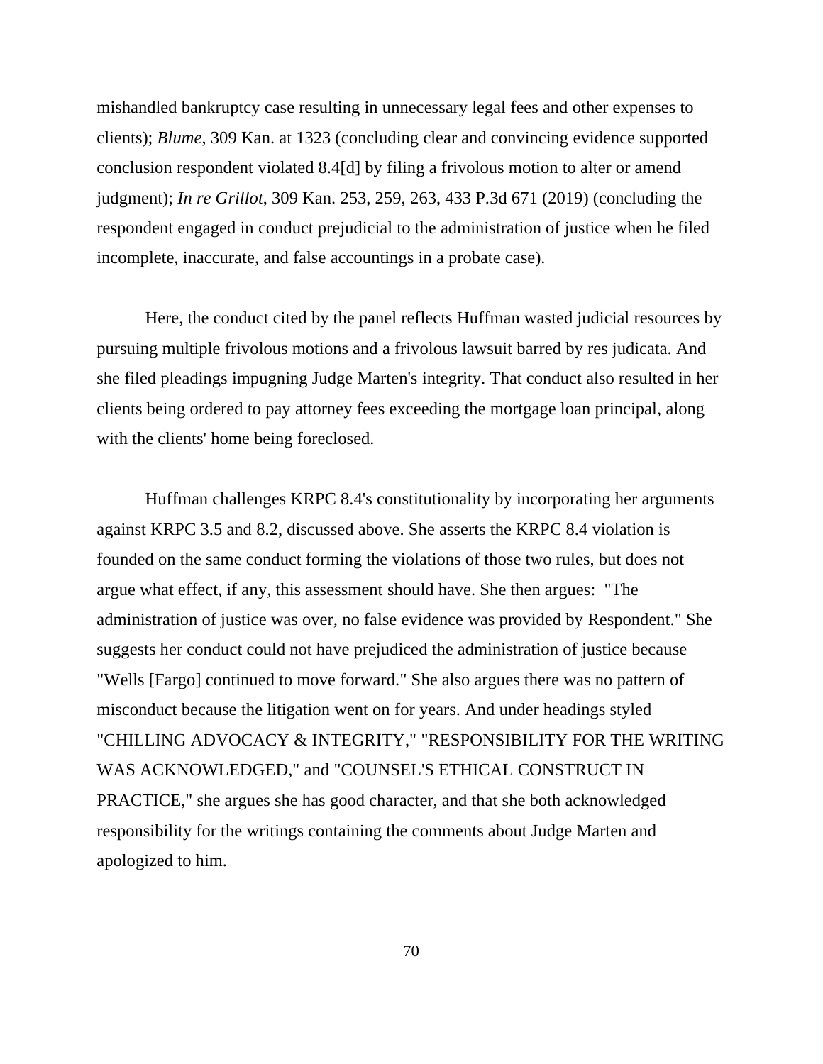mishandled bankruptcy case resulting in unnecessary legal fees and other expenses to clients); *Blume*, 309 Kan. at 1323 (concluding clear and convincing evidence supported conclusion respondent violated 8.4[d] by filing a frivolous motion to alter or amend judgment); *In re Grillot*, 309 Kan. 253, 259, 263, 433 P.3d 671 (2019) (concluding the respondent engaged in conduct prejudicial to the administration of justice when he filed incomplete, inaccurate, and false accountings in a probate case).

Here, the conduct cited by the panel reflects Huffman wasted judicial resources by pursuing multiple frivolous motions and a frivolous lawsuit barred by res judicata. And she filed pleadings impugning Judge Marten's integrity. That conduct also resulted in her clients being ordered to pay attorney fees exceeding the mortgage loan principal, along with the clients' home being foreclosed.

Huffman challenges KRPC 8.4's constitutionality by incorporating her arguments against KRPC 3.5 and 8.2, discussed above. She asserts the KRPC 8.4 violation is founded on the same conduct forming the violations of those two rules, but does not argue what effect, if any, this assessment should have. She then argues: "The administration of justice was over, no false evidence was provided by Respondent." She suggests her conduct could not have prejudiced the administration of justice because "Wells [Fargo] continued to move forward." She also argues there was no pattern of misconduct because the litigation went on for years. And under headings styled "CHILLING ADVOCACY & INTEGRITY," "RESPONSIBILITY FOR THE WRITING WAS ACKNOWLEDGED," and "COUNSEL'S ETHICAL CONSTRUCT IN PRACTICE," she argues she has good character, and that she both acknowledged responsibility for the writings containing the comments about Judge Marten and apologized to him.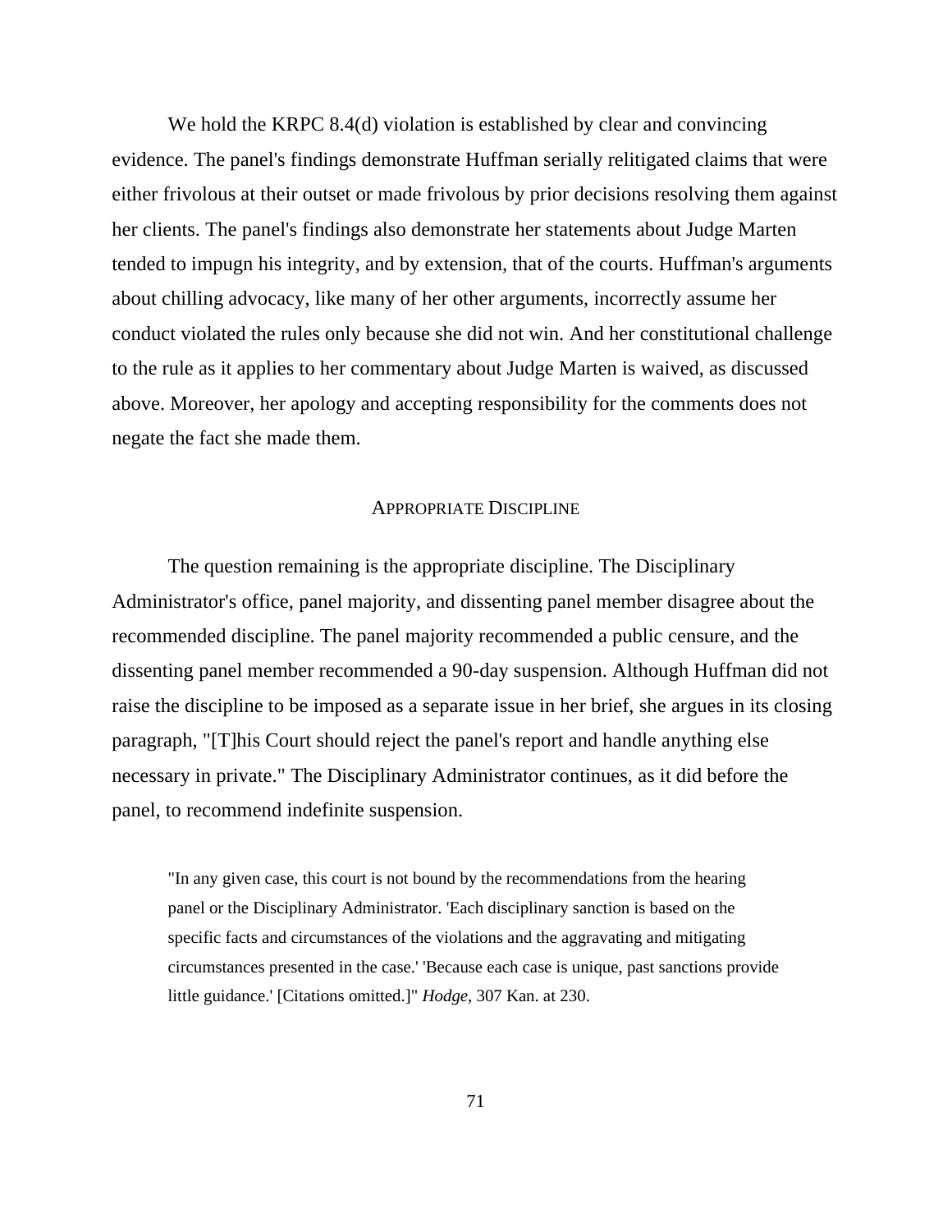We hold the KRPC 8.4(d) violation is established by clear and convincing evidence. The panel's findings demonstrate Huffman serially relitigated claims that were either frivolous at their outset or made frivolous by prior decisions resolving them against her clients. The panel's findings also demonstrate her statements about Judge Marten tended to impugn his integrity, and by extension, that of the courts. Huffman's arguments about chilling advocacy, like many of her other arguments, incorrectly assume her conduct violated the rules only because she did not win. And her constitutional challenge to the rule as it applies to her commentary about Judge Marten is waived, as discussed above. Moreover, her apology and accepting responsibility for the comments does not negate the fact she made them.

## APPROPRIATE DISCIPLINE

The question remaining is the appropriate discipline. The Disciplinary Administrator's office, panel majority, and dissenting panel member disagree about the recommended discipline. The panel majority recommended a public censure, and the dissenting panel member recommended a 90-day suspension. Although Huffman did not raise the discipline to be imposed as a separate issue in her brief, she argues in its closing paragraph, "[T]his Court should reject the panel's report and handle anything else necessary in private." The Disciplinary Administrator continues, as it did before the panel, to recommend indefinite suspension.

> "In any given case, this court is not bound by the recommendations from the hearing panel or the Disciplinary Administrator. 'Each disciplinary sanction is based on the specific facts and circumstances of the violations and the aggravating and mitigating circumstances presented in the case.' 'Because each case is unique, past sanctions provide little guidance.' [Citations omitted.]" *Hodge*, 307 Kan. at 230.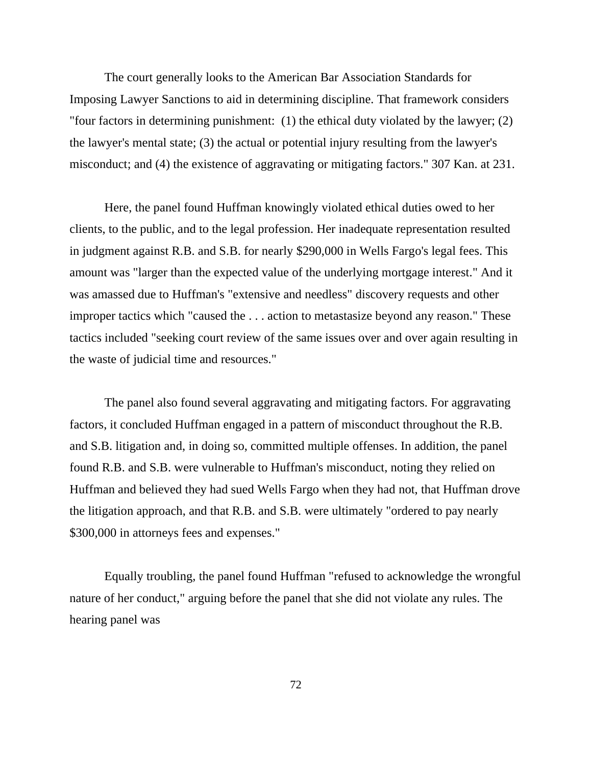The court generally looks to the American Bar Association Standards for Imposing Lawyer Sanctions to aid in determining discipline. That framework considers "four factors in determining punishment: (1) the ethical duty violated by the lawyer; (2) the lawyer's mental state; (3) the actual or potential injury resulting from the lawyer's misconduct; and (4) the existence of aggravating or mitigating factors." 307 Kan. at 231.

Here, the panel found Huffman knowingly violated ethical duties owed to her clients, to the public, and to the legal profession. Her inadequate representation resulted in judgment against R.B. and S.B. for nearly $290,000 in Wells Fargo's legal fees. This amount was "larger than the expected value of the underlying mortgage interest." And it was amassed due to Huffman's "extensive and needless" discovery requests and other improper tactics which "caused the . . . action to metastasize beyond any reason." These tactics included "seeking court review of the same issues over and over again resulting in the waste of judicial time and resources."

The panel also found several aggravating and mitigating factors. For aggravating factors, it concluded Huffman engaged in a pattern of misconduct throughout the R.B. and S.B. litigation and, in doing so, committed multiple offenses. In addition, the panel found R.B. and S.B. were vulnerable to Huffman's misconduct, noting they relied on Huffman and believed they had sued Wells Fargo when they had not, that Huffman drove the litigation approach, and that R.B. and S.B. were ultimately "ordered to pay nearly $300,000 in attorneys fees and expenses."

Equally troubling, the panel found Huffman "refused to acknowledge the wrongful nature of her conduct," arguing before the panel that she did not violate any rules. The hearing panel was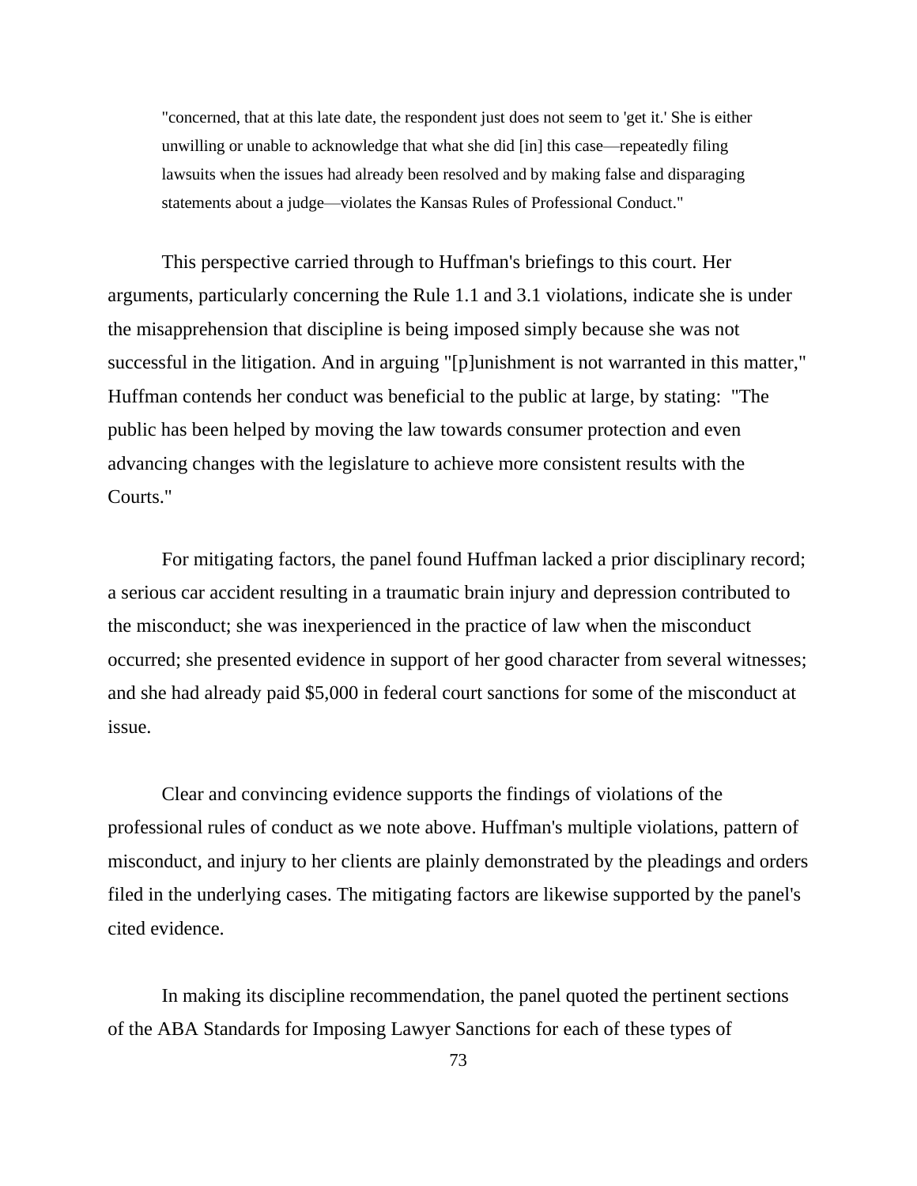> "concerned, that at this late date, the respondent just does not seem to 'get it.' She is either unwilling or unable to acknowledge that what she did [in] this case—repeatedly filing lawsuits when the issues had already been resolved and by making false and disparaging statements about a judge—violates the Kansas Rules of Professional Conduct."

This perspective carried through to Huffman's briefings to this court. Her arguments, particularly concerning the Rule 1.1 and 3.1 violations, indicate she is under the misapprehension that discipline is being imposed simply because she was not successful in the litigation. And in arguing "[p]unishment is not warranted in this matter," Huffman contends her conduct was beneficial to the public at large, by stating: "The public has been helped by moving the law towards consumer protection and even advancing changes with the legislature to achieve more consistent results with the Courts."

For mitigating factors, the panel found Huffman lacked a prior disciplinary record; a serious car accident resulting in a traumatic brain injury and depression contributed to the misconduct; she was inexperienced in the practice of law when the misconduct occurred; she presented evidence in support of her good character from several witnesses; and she had already paid $5,000 in federal court sanctions for some of the misconduct at issue.

Clear and convincing evidence supports the findings of violations of the professional rules of conduct as we note above. Huffman's multiple violations, pattern of misconduct, and injury to her clients are plainly demonstrated by the pleadings and orders filed in the underlying cases. The mitigating factors are likewise supported by the panel's cited evidence.

In making its discipline recommendation, the panel quoted the pertinent sections of the ABA Standards for Imposing Lawyer Sanctions for each of these types of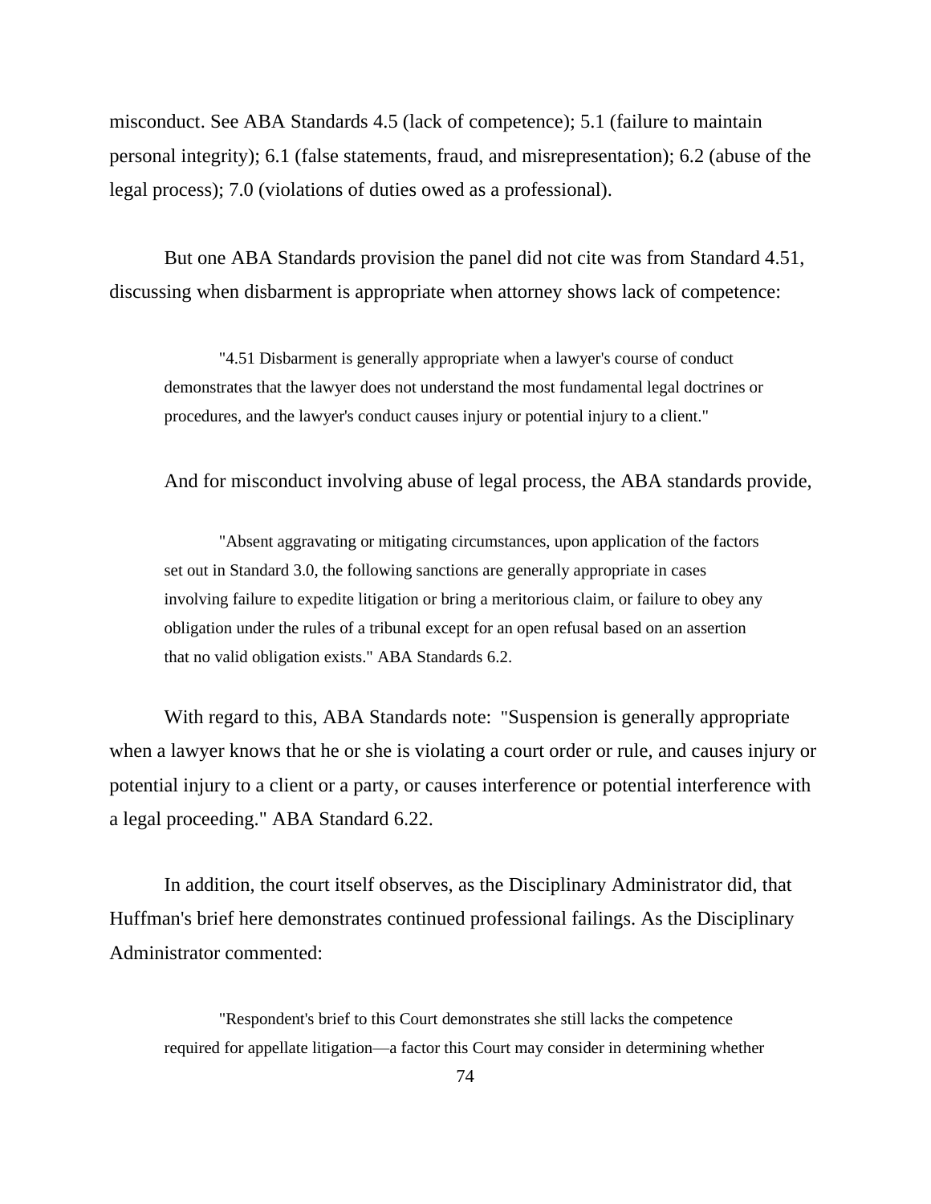misconduct. See ABA Standards 4.5 (lack of competence); 5.1 (failure to maintain personal integrity); 6.1 (false statements, fraud, and misrepresentation); 6.2 (abuse of the legal process); 7.0 (violations of duties owed as a professional).

But one ABA Standards provision the panel did not cite was from Standard 4.51, discussing when disbarment is appropriate when attorney shows lack of competence:

> "4.51 Disbarment is generally appropriate when a lawyer's course of conduct demonstrates that the lawyer does not understand the most fundamental legal doctrines or procedures, and the lawyer's conduct causes injury or potential injury to a client."

And for misconduct involving abuse of legal process, the ABA standards provide,

> "Absent aggravating or mitigating circumstances, upon application of the factors set out in Standard 3.0, the following sanctions are generally appropriate in cases involving failure to expedite litigation or bring a meritorious claim, or failure to obey any obligation under the rules of a tribunal except for an open refusal based on an assertion that no valid obligation exists." ABA Standards 6.2.

With regard to this, ABA Standards note: "Suspension is generally appropriate when a lawyer knows that he or she is violating a court order or rule, and causes injury or potential injury to a client or a party, or causes interference or potential interference with a legal proceeding." ABA Standard 6.22.

In addition, the court itself observes, as the Disciplinary Administrator did, that Huffman's brief here demonstrates continued professional failings. As the Disciplinary Administrator commented:

> "Respondent's brief to this Court demonstrates she still lacks the competence required for appellate litigation—a factor this Court may consider in determining whether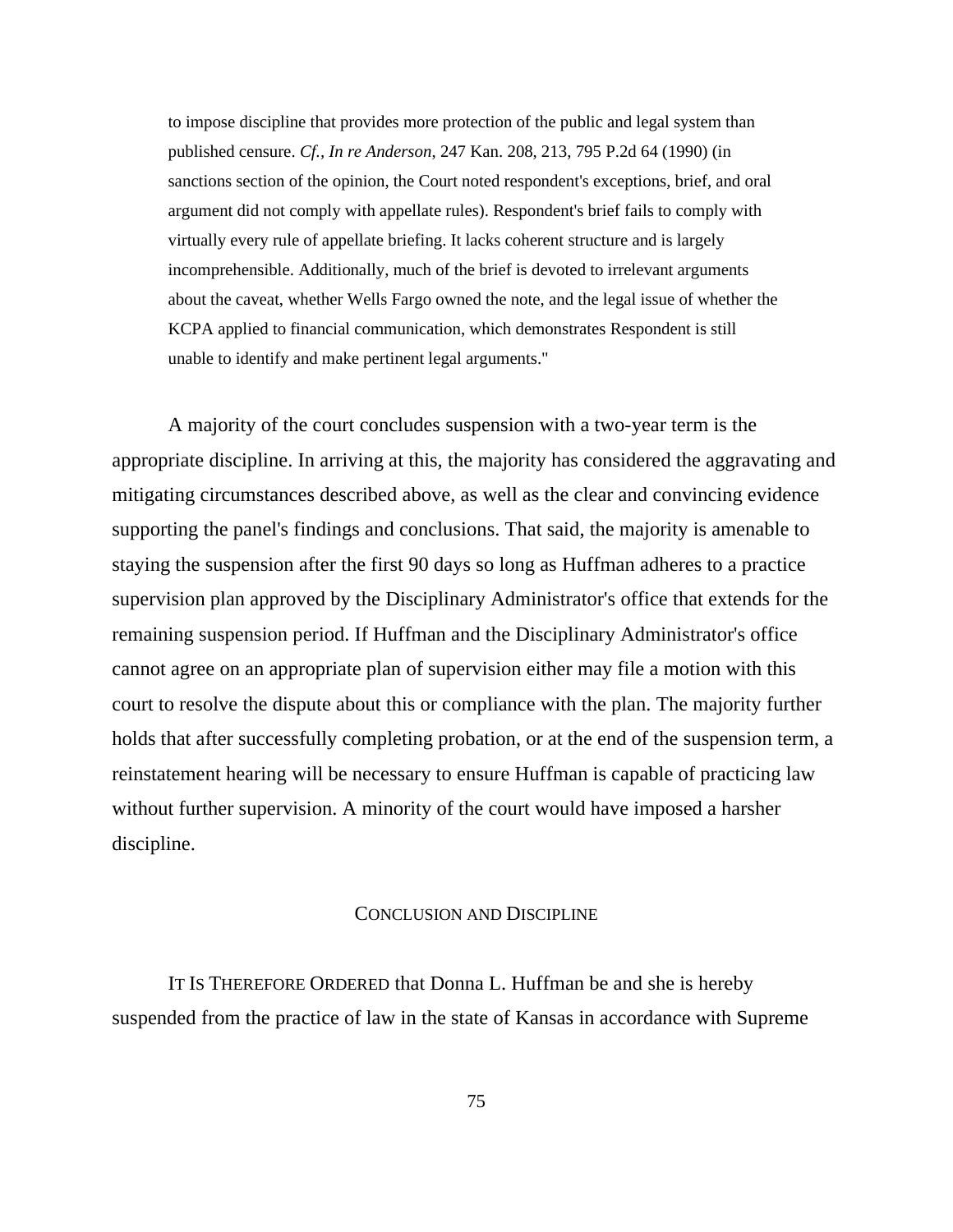> to impose discipline that provides more protection of the public and legal system than published censure. *Cf., In re Anderson*, 247 Kan. 208, 213, 795 P.2d 64 (1990) (in sanctions section of the opinion, the Court noted respondent's exceptions, brief, and oral argument did not comply with appellate rules). Respondent's brief fails to comply with virtually every rule of appellate briefing. It lacks coherent structure and is largely incomprehensible. Additionally, much of the brief is devoted to irrelevant arguments about the caveat, whether Wells Fargo owned the note, and the legal issue of whether the KCPA applied to financial communication, which demonstrates Respondent is still unable to identify and make pertinent legal arguments."

A majority of the court concludes suspension with a two-year term is the appropriate discipline. In arriving at this, the majority has considered the aggravating and mitigating circumstances described above, as well as the clear and convincing evidence supporting the panel's findings and conclusions. That said, the majority is amenable to staying the suspension after the first 90 days so long as Huffman adheres to a practice supervision plan approved by the Disciplinary Administrator's office that extends for the remaining suspension period. If Huffman and the Disciplinary Administrator's office cannot agree on an appropriate plan of supervision either may file a motion with this court to resolve the dispute about this or compliance with the plan. The majority further holds that after successfully completing probation, or at the end of the suspension term, a reinstatement hearing will be necessary to ensure Huffman is capable of practicing law without further supervision. A minority of the court would have imposed a harsher discipline.

## CONCLUSION AND DISCIPLINE

IT IS THEREFORE ORDERED that Donna L. Huffman be and she is hereby suspended from the practice of law in the state of Kansas in accordance with Supreme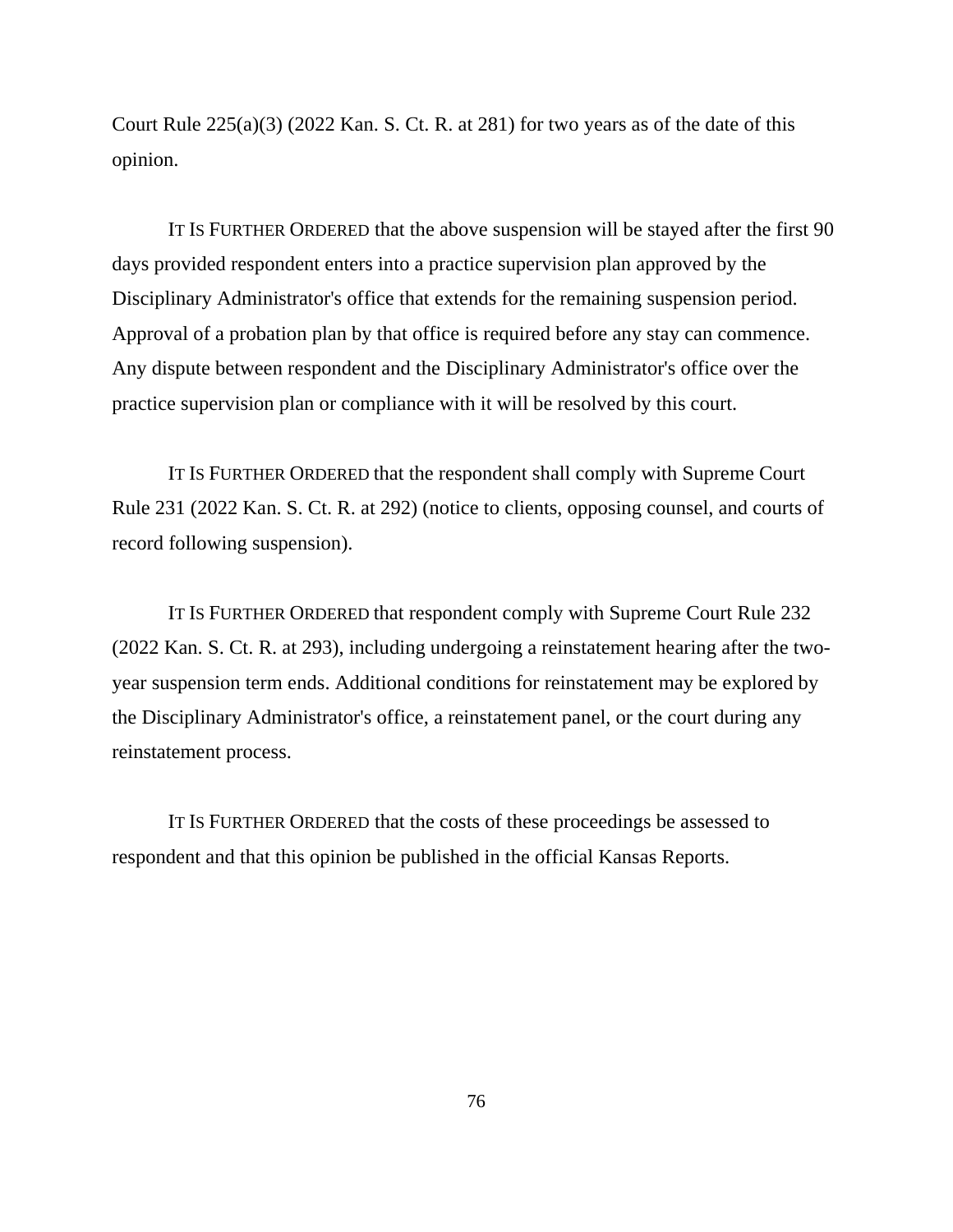Court Rule 225(a)(3) (2022 Kan. S. Ct. R. at 281) for two years as of the date of this opinion.

IT IS FURTHER ORDERED that the above suspension will be stayed after the first 90 days provided respondent enters into a practice supervision plan approved by the Disciplinary Administrator's office that extends for the remaining suspension period. Approval of a probation plan by that office is required before any stay can commence. Any dispute between respondent and the Disciplinary Administrator's office over the practice supervision plan or compliance with it will be resolved by this court.

IT IS FURTHER ORDERED that the respondent shall comply with Supreme Court Rule 231 (2022 Kan. S. Ct. R. at 292) (notice to clients, opposing counsel, and courts of record following suspension).

IT IS FURTHER ORDERED that respondent comply with Supreme Court Rule 232 (2022 Kan. S. Ct. R. at 293), including undergoing a reinstatement hearing after the two-year suspension term ends. Additional conditions for reinstatement may be explored by the Disciplinary Administrator's office, a reinstatement panel, or the court during any reinstatement process.

IT IS FURTHER ORDERED that the costs of these proceedings be assessed to respondent and that this opinion be published in the official Kansas Reports.